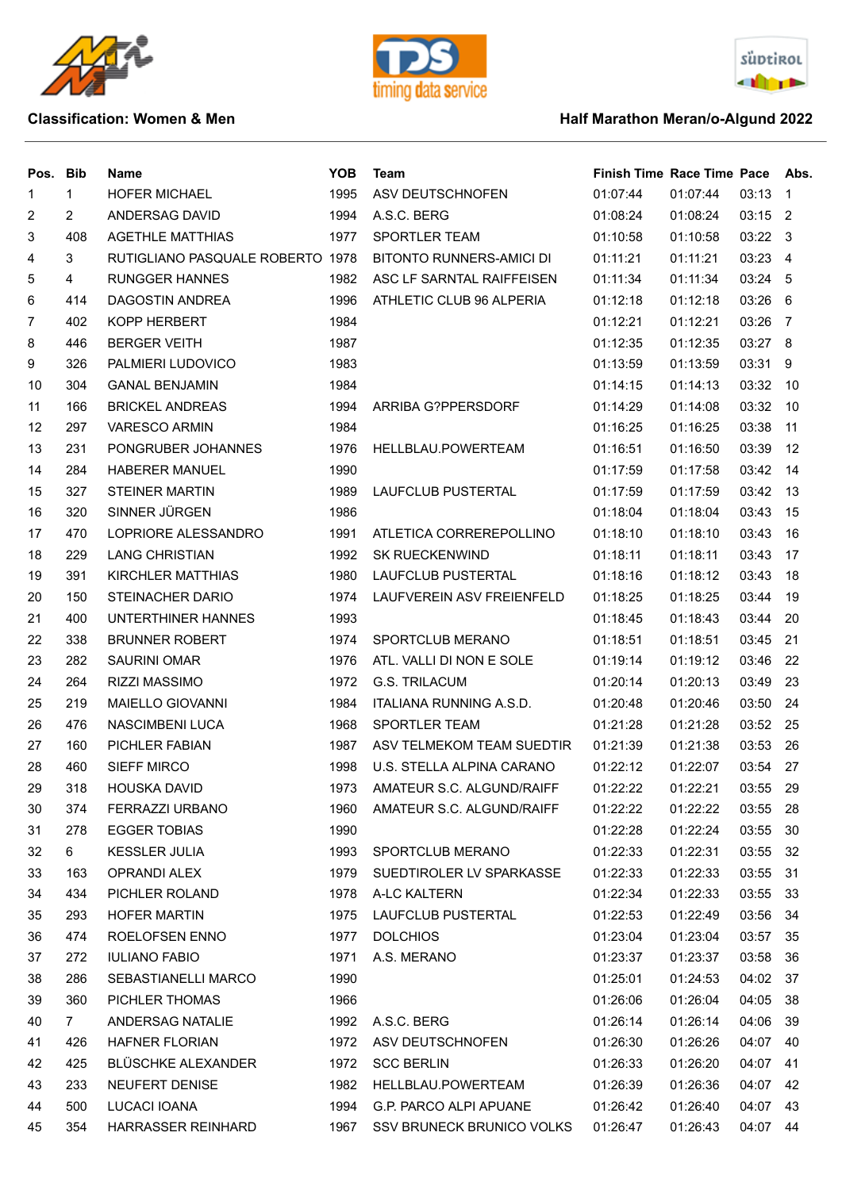**Classification: Women & Men**

**Half Marathon Meran/o-Algund 2022**

| Pos. | Bib | Name | YOB | Team | Finish Time | Race Time | Pace | Abs. |
|---|---|---|---|---|---|---|---|---|
| 1 | 1 | HOFER MICHAEL | 1995 | ASV DEUTSCHNOFEN | 01:07:44 | 01:07:44 | 03:13 | 1 |
| 2 | 2 | ANDERSAG DAVID | 1994 | A.S.C. BERG | 01:08:24 | 01:08:24 | 03:15 | 2 |
| 3 | 408 | AGETHLE MATTHIAS | 1977 | SPORTLER TEAM | 01:10:58 | 01:10:58 | 03:22 | 3 |
| 4 | 3 | RUTIGLIANO PASQUALE ROBERTO | 1978 | BITONTO RUNNERS-AMICI DI | 01:11:21 | 01:11:21 | 03:23 | 4 |
| 5 | 4 | RUNGGER HANNES | 1982 | ASC LF SARNTAL RAIFFEISEN | 01:11:34 | 01:11:34 | 03:24 | 5 |
| 6 | 414 | DAGOSTIN ANDREA | 1996 | ATHLETIC CLUB 96 ALPERIA | 01:12:18 | 01:12:18 | 03:26 | 6 |
| 7 | 402 | KOPP HERBERT | 1984 | | 01:12:21 | 01:12:21 | 03:26 | 7 |
| 8 | 446 | BERGER VEITH | 1987 | | 01:12:35 | 01:12:35 | 03:27 | 8 |
| 9 | 326 | PALMIERI LUDOVICO | 1983 | | 01:13:59 | 01:13:59 | 03:31 | 9 |
| 10 | 304 | GANAL BENJAMIN | 1984 | | 01:14:15 | 01:14:13 | 03:32 | 10 |
| 11 | 166 | BRICKEL ANDREAS | 1994 | ARRIBA G?PPERSDORF | 01:14:29 | 01:14:08 | 03:32 | 10 |
| 12 | 297 | VARESCO ARMIN | 1984 | | 01:16:25 | 01:16:25 | 03:38 | 11 |
| 13 | 231 | PONGRUBER JOHANNES | 1976 | HELLBLAU.POWERTEAM | 01:16:51 | 01:16:50 | 03:39 | 12 |
| 14 | 284 | HABERER MANUEL | 1990 | | 01:17:59 | 01:17:58 | 03:42 | 14 |
| 15 | 327 | STEINER MARTIN | 1989 | LAUFCLUB PUSTERTAL | 01:17:59 | 01:17:59 | 03:42 | 13 |
| 16 | 320 | SINNER JÜRGEN | 1986 | | 01:18:04 | 01:18:04 | 03:43 | 15 |
| 17 | 470 | LOPRIORE ALESSANDRO | 1991 | ATLETICA CORREREPOLLINO | 01:18:10 | 01:18:10 | 03:43 | 16 |
| 18 | 229 | LANG CHRISTIAN | 1992 | SK RUECKENWIND | 01:18:11 | 01:18:11 | 03:43 | 17 |
| 19 | 391 | KIRCHLER MATTHIAS | 1980 | LAUFCLUB PUSTERTAL | 01:18:16 | 01:18:12 | 03:43 | 18 |
| 20 | 150 | STEINACHER DARIO | 1974 | LAUFVEREIN ASV FREIENFELD | 01:18:25 | 01:18:25 | 03:44 | 19 |
| 21 | 400 | UNTERTHINER HANNES | 1993 | | 01:18:45 | 01:18:43 | 03:44 | 20 |
| 22 | 338 | BRUNNER ROBERT | 1974 | SPORTCLUB MERANO | 01:18:51 | 01:18:51 | 03:45 | 21 |
| 23 | 282 | SAURINI OMAR | 1976 | ATL. VALLI DI NON E SOLE | 01:19:14 | 01:19:12 | 03:46 | 22 |
| 24 | 264 | RIZZI MASSIMO | 1972 | G.S. TRILACUM | 01:20:14 | 01:20:13 | 03:49 | 23 |
| 25 | 219 | MAIELLO GIOVANNI | 1984 | ITALIANA RUNNING A.S.D. | 01:20:48 | 01:20:46 | 03:50 | 24 |
| 26 | 476 | NASCIMBENI LUCA | 1968 | SPORTLER TEAM | 01:21:28 | 01:21:28 | 03:52 | 25 |
| 27 | 160 | PICHLER FABIAN | 1987 | ASV TELMEKOM TEAM SUEDTIR | 01:21:39 | 01:21:38 | 03:53 | 26 |
| 28 | 460 | SIEFF MIRCO | 1998 | U.S. STELLA ALPINA CARANO | 01:22:12 | 01:22:07 | 03:54 | 27 |
| 29 | 318 | HOUSKA DAVID | 1973 | AMATEUR S.C. ALGUND/RAIFF | 01:22:22 | 01:22:21 | 03:55 | 29 |
| 30 | 374 | FERRAZZI URBANO | 1960 | AMATEUR S.C. ALGUND/RAIFF | 01:22:22 | 01:22:22 | 03:55 | 28 |
| 31 | 278 | EGGER TOBIAS | 1990 | | 01:22:28 | 01:22:24 | 03:55 | 30 |
| 32 | 6 | KESSLER JULIA | 1993 | SPORTCLUB MERANO | 01:22:33 | 01:22:31 | 03:55 | 32 |
| 33 | 163 | OPRANDI ALEX | 1979 | SUEDTIROLER LV SPARKASSE | 01:22:33 | 01:22:33 | 03:55 | 31 |
| 34 | 434 | PICHLER ROLAND | 1978 | A-LC KALTERN | 01:22:34 | 01:22:33 | 03:55 | 33 |
| 35 | 293 | HOFER MARTIN | 1975 | LAUFCLUB PUSTERTAL | 01:22:53 | 01:22:49 | 03:56 | 34 |
| 36 | 474 | ROELOFSEN ENNO | 1977 | DOLCHIOS | 01:23:04 | 01:23:04 | 03:57 | 35 |
| 37 | 272 | IULIANO FABIO | 1971 | A.S. MERANO | 01:23:37 | 01:23:37 | 03:58 | 36 |
| 38 | 286 | SEBASTIANELLI MARCO | 1990 | | 01:25:01 | 01:24:53 | 04:02 | 37 |
| 39 | 360 | PICHLER THOMAS | 1966 | | 01:26:06 | 01:26:04 | 04:05 | 38 |
| 40 | 7 | ANDERSAG NATALIE | 1992 | A.S.C. BERG | 01:26:14 | 01:26:14 | 04:06 | 39 |
| 41 | 426 | HAFNER FLORIAN | 1972 | ASV DEUTSCHNOFEN | 01:26:30 | 01:26:26 | 04:07 | 40 |
| 42 | 425 | BLÜSCHKE ALEXANDER | 1972 | SCC BERLIN | 01:26:33 | 01:26:20 | 04:07 | 41 |
| 43 | 233 | NEUFERT DENISE | 1982 | HELLBLAU.POWERTEAM | 01:26:39 | 01:26:36 | 04:07 | 42 |
| 44 | 500 | LUCACI IOANA | 1994 | G.P. PARCO ALPI APUANE | 01:26:42 | 01:26:40 | 04:07 | 43 |
| 45 | 354 | HARRASSER REINHARD | 1967 | SSV BRUNECK BRUNICO VOLKS | 01:26:47 | 01:26:43 | 04:07 | 44 |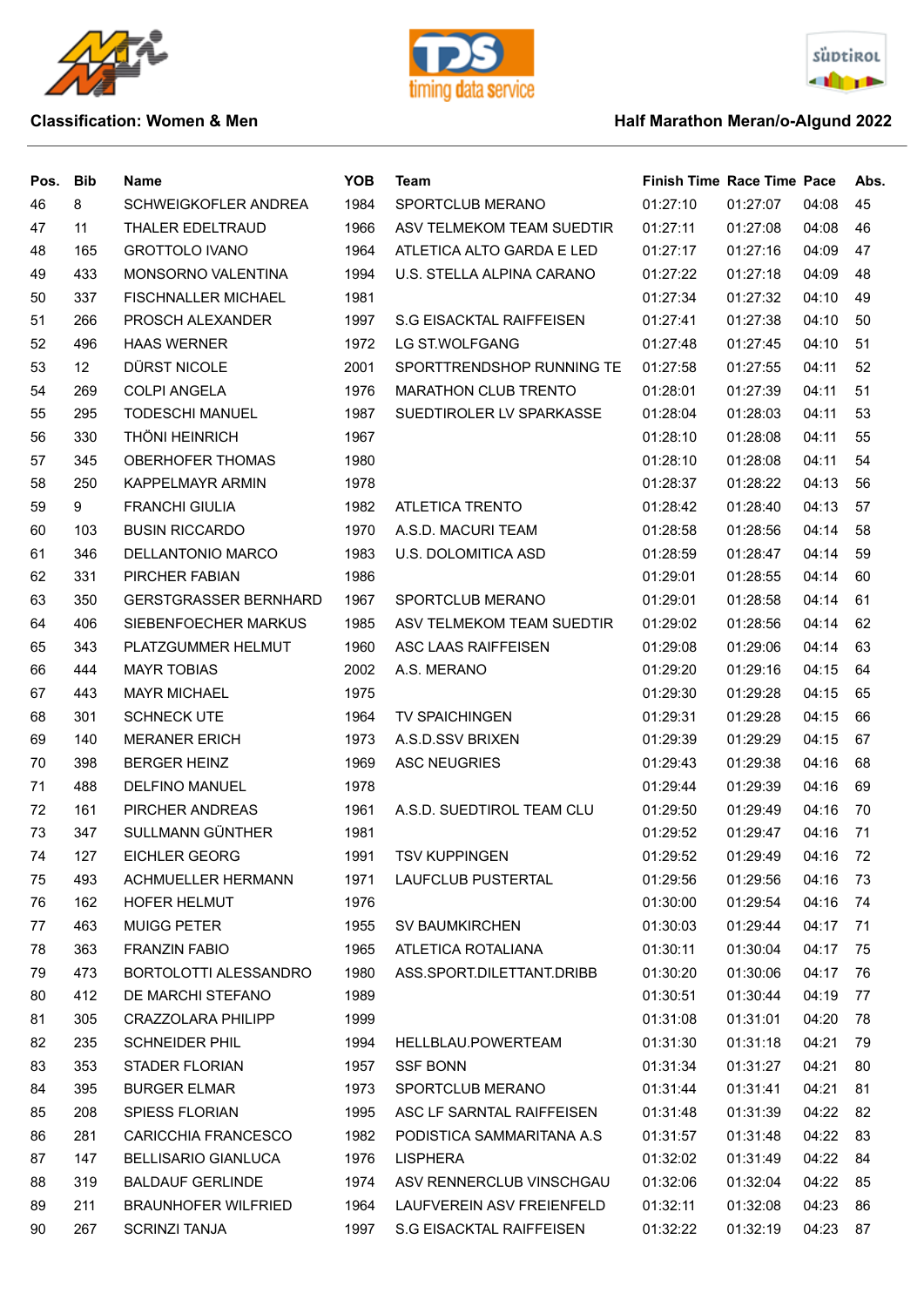Classification: Women & Men

Half Marathon Meran/o-Algund 2022

| Pos. | Bib | Name | YOB | Team | Finish Time | Race Time | Pace | Abs. |
|---|---|---|---|---|---|---|---|---|
| 46 | 8 | SCHWEIGKOFLER ANDREA | 1984 | SPORTCLUB MERANO | 01:27:10 | 01:27:07 | 04:08 | 45 |
| 47 | 11 | THALER EDELTRAUD | 1966 | ASV TELMEKOM TEAM SUEDTIR | 01:27:11 | 01:27:08 | 04:08 | 46 |
| 48 | 165 | GROTTOLO IVANO | 1964 | ATLETICA ALTO GARDA E LED | 01:27:17 | 01:27:16 | 04:09 | 47 |
| 49 | 433 | MONSORNO VALENTINA | 1994 | U.S. STELLA ALPINA CARANO | 01:27:22 | 01:27:18 | 04:09 | 48 |
| 50 | 337 | FISCHNALLER MICHAEL | 1981 | | 01:27:34 | 01:27:32 | 04:10 | 49 |
| 51 | 266 | PROSCH ALEXANDER | 1997 | S.G EISACKTAL RAIFFEISEN | 01:27:41 | 01:27:38 | 04:10 | 50 |
| 52 | 496 | HAAS WERNER | 1972 | LG ST.WOLFGANG | 01:27:48 | 01:27:45 | 04:10 | 51 |
| 53 | 12 | DÜRST NICOLE | 2001 | SPORTTRENDSHOP RUNNING TE | 01:27:58 | 01:27:55 | 04:11 | 52 |
| 54 | 269 | COLPI ANGELA | 1976 | MARATHON CLUB TRENTO | 01:28:01 | 01:27:39 | 04:11 | 51 |
| 55 | 295 | TODESCHI MANUEL | 1987 | SUEDTIROLER LV SPARKASSE | 01:28:04 | 01:28:03 | 04:11 | 53 |
| 56 | 330 | THÖNI HEINRICH | 1967 | | 01:28:10 | 01:28:08 | 04:11 | 55 |
| 57 | 345 | OBERHOFER THOMAS | 1980 | | 01:28:10 | 01:28:08 | 04:11 | 54 |
| 58 | 250 | KAPPELMAYR ARMIN | 1978 | | 01:28:37 | 01:28:22 | 04:13 | 56 |
| 59 | 9 | FRANCHI GIULIA | 1982 | ATLETICA TRENTO | 01:28:42 | 01:28:40 | 04:13 | 57 |
| 60 | 103 | BUSIN RICCARDO | 1970 | A.S.D. MACURI TEAM | 01:28:58 | 01:28:56 | 04:14 | 58 |
| 61 | 346 | DELLANTONIO MARCO | 1983 | U.S. DOLOMITICA ASD | 01:28:59 | 01:28:47 | 04:14 | 59 |
| 62 | 331 | PIRCHER FABIAN | 1986 | | 01:29:01 | 01:28:55 | 04:14 | 60 |
| 63 | 350 | GERSTGRASSER BERNHARD | 1967 | SPORTCLUB MERANO | 01:29:01 | 01:28:58 | 04:14 | 61 |
| 64 | 406 | SIEBENFOECHER MARKUS | 1985 | ASV TELMEKOM TEAM SUEDTIR | 01:29:02 | 01:28:56 | 04:14 | 62 |
| 65 | 343 | PLATZGUMMER HELMUT | 1960 | ASC LAAS RAIFFEISEN | 01:29:08 | 01:29:06 | 04:14 | 63 |
| 66 | 444 | MAYR TOBIAS | 2002 | A.S. MERANO | 01:29:20 | 01:29:16 | 04:15 | 64 |
| 67 | 443 | MAYR MICHAEL | 1975 | | 01:29:30 | 01:29:28 | 04:15 | 65 |
| 68 | 301 | SCHNECK UTE | 1964 | TV SPAICHINGEN | 01:29:31 | 01:29:28 | 04:15 | 66 |
| 69 | 140 | MERANER ERICH | 1973 | A.S.D.SSV BRIXEN | 01:29:39 | 01:29:29 | 04:15 | 67 |
| 70 | 398 | BERGER HEINZ | 1969 | ASC NEUGRIES | 01:29:43 | 01:29:38 | 04:16 | 68 |
| 71 | 488 | DELFINO MANUEL | 1978 | | 01:29:44 | 01:29:39 | 04:16 | 69 |
| 72 | 161 | PIRCHER ANDREAS | 1961 | A.S.D. SUEDTIROL TEAM CLU | 01:29:50 | 01:29:49 | 04:16 | 70 |
| 73 | 347 | SULLMANN GÜNTHER | 1981 | | 01:29:52 | 01:29:47 | 04:16 | 71 |
| 74 | 127 | EICHLER GEORG | 1991 | TSV KUPPINGEN | 01:29:52 | 01:29:49 | 04:16 | 72 |
| 75 | 493 | ACHMUELLER HERMANN | 1971 | LAUFCLUB PUSTERTAL | 01:29:56 | 01:29:56 | 04:16 | 73 |
| 76 | 162 | HOFER HELMUT | 1976 | | 01:30:00 | 01:29:54 | 04:16 | 74 |
| 77 | 463 | MUIGG PETER | 1955 | SV BAUMKIRCHEN | 01:30:03 | 01:29:44 | 04:17 | 71 |
| 78 | 363 | FRANZIN FABIO | 1965 | ATLETICA ROTALIANA | 01:30:11 | 01:30:04 | 04:17 | 75 |
| 79 | 473 | BORTOLOTTI ALESSANDRO | 1980 | ASS.SPORT.DILETTANT.DRIBB | 01:30:20 | 01:30:06 | 04:17 | 76 |
| 80 | 412 | DE MARCHI STEFANO | 1989 | | 01:30:51 | 01:30:44 | 04:19 | 77 |
| 81 | 305 | CRAZZOLARA PHILIPP | 1999 | | 01:31:08 | 01:31:01 | 04:20 | 78 |
| 82 | 235 | SCHNEIDER PHIL | 1994 | HELLBLAU.POWERTEAM | 01:31:30 | 01:31:18 | 04:21 | 79 |
| 83 | 353 | STADER FLORIAN | 1957 | SSF BONN | 01:31:34 | 01:31:27 | 04:21 | 80 |
| 84 | 395 | BURGER ELMAR | 1973 | SPORTCLUB MERANO | 01:31:44 | 01:31:41 | 04:21 | 81 |
| 85 | 208 | SPIESS FLORIAN | 1995 | ASC LF SARNTAL RAIFFEISEN | 01:31:48 | 01:31:39 | 04:22 | 82 |
| 86 | 281 | CARICCHIA FRANCESCO | 1982 | PODISTICA SAMMARITANA A.S | 01:31:57 | 01:31:48 | 04:22 | 83 |
| 87 | 147 | BELLISARIO GIANLUCA | 1976 | LISPHERA | 01:32:02 | 01:31:49 | 04:22 | 84 |
| 88 | 319 | BALDAUF GERLINDE | 1974 | ASV RENNERCLUB VINSCHGAU | 01:32:06 | 01:32:04 | 04:22 | 85 |
| 89 | 211 | BRAUNHOFER WILFRIED | 1964 | LAUFVEREIN ASV FREIENFELD | 01:32:11 | 01:32:08 | 04:23 | 86 |
| 90 | 267 | SCRINZI TANJA | 1997 | S.G EISACKTAL RAIFFEISEN | 01:32:22 | 01:32:19 | 04:23 | 87 |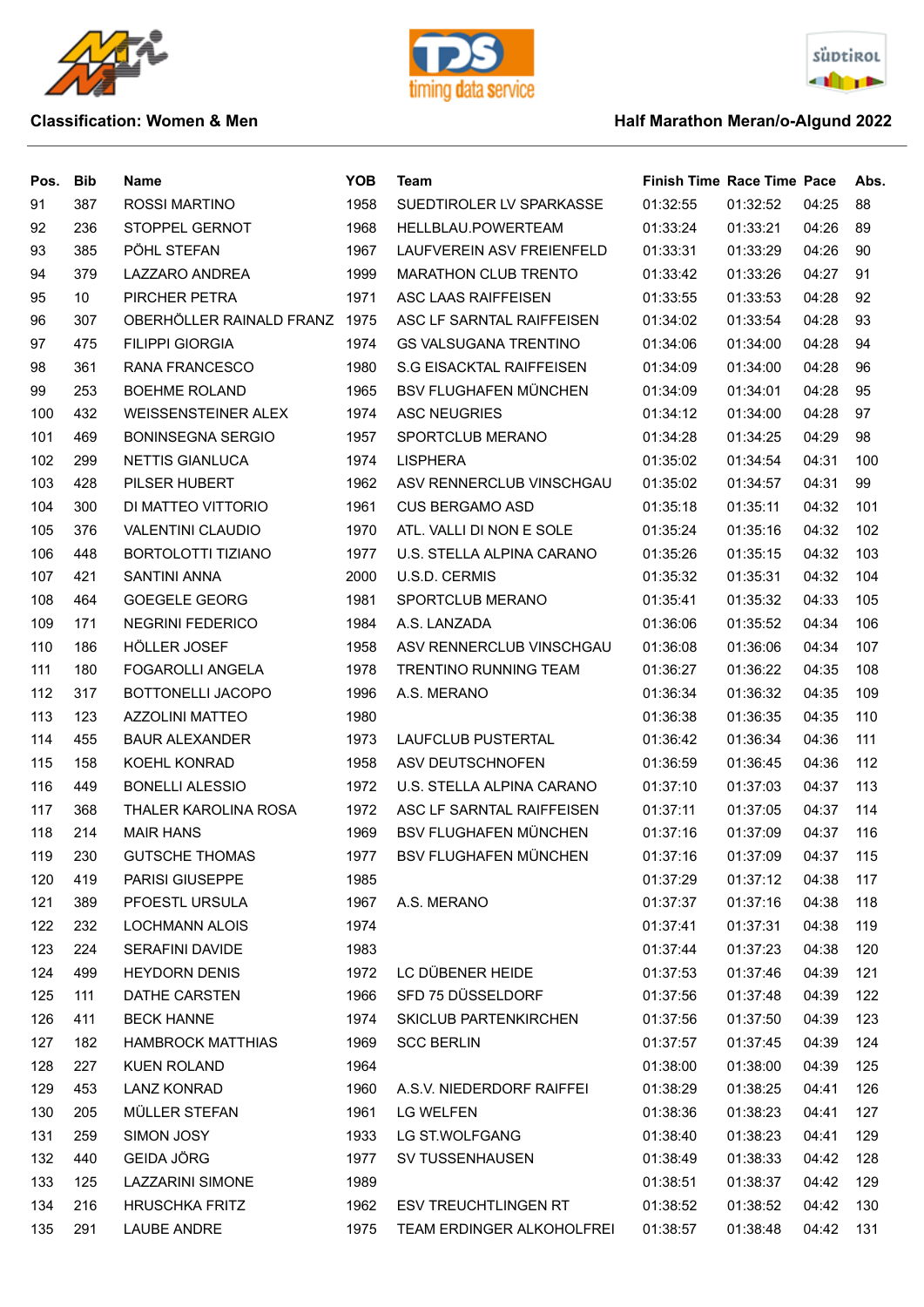**Classification: Women & Men**

**Half Marathon Meran/o-Algund 2022**

| Pos. | Bib | Name | YOB | Team | Finish Time | Race Time | Pace | Abs. |
|---|---|---|---|---|---|---|---|---|
| 91 | 387 | ROSSI MARTINO | 1958 | SUEDTIROLER LV SPARKASSE | 01:32:55 | 01:32:52 | 04:25 | 88 |
| 92 | 236 | STOPPEL GERNOT | 1968 | HELLBLAU.POWERTEAM | 01:33:24 | 01:33:21 | 04:26 | 89 |
| 93 | 385 | PÖHL STEFAN | 1967 | LAUFVEREIN ASV FREIENFELD | 01:33:31 | 01:33:29 | 04:26 | 90 |
| 94 | 379 | LAZZARO ANDREA | 1999 | MARATHON CLUB TRENTO | 01:33:42 | 01:33:26 | 04:27 | 91 |
| 95 | 10 | PIRCHER PETRA | 1971 | ASC LAAS RAIFFEISEN | 01:33:55 | 01:33:53 | 04:28 | 92 |
| 96 | 307 | OBERHÖLLER RAINALD FRANZ | 1975 | ASC LF SARNTAL RAIFFEISEN | 01:34:02 | 01:33:54 | 04:28 | 93 |
| 97 | 475 | FILIPPI GIORGIA | 1974 | GS VALSUGANA TRENTINO | 01:34:06 | 01:34:00 | 04:28 | 94 |
| 98 | 361 | RANA FRANCESCO | 1980 | S.G EISACKTAL RAIFFEISEN | 01:34:09 | 01:34:00 | 04:28 | 96 |
| 99 | 253 | BOEHME ROLAND | 1965 | BSV FLUGHAFEN MÜNCHEN | 01:34:09 | 01:34:01 | 04:28 | 95 |
| 100 | 432 | WEISSENSTEINER ALEX | 1974 | ASC NEUGRIES | 01:34:12 | 01:34:00 | 04:28 | 97 |
| 101 | 469 | BONINSEGNA SERGIO | 1957 | SPORTCLUB MERANO | 01:34:28 | 01:34:25 | 04:29 | 98 |
| 102 | 299 | NETTIS GIANLUCA | 1974 | LISPHERA | 01:35:02 | 01:34:54 | 04:31 | 100 |
| 103 | 428 | PILSER HUBERT | 1962 | ASV RENNERCLUB VINSCHGAU | 01:35:02 | 01:34:57 | 04:31 | 99 |
| 104 | 300 | DI MATTEO VITTORIO | 1961 | CUS BERGAMO ASD | 01:35:18 | 01:35:11 | 04:32 | 101 |
| 105 | 376 | VALENTINI CLAUDIO | 1970 | ATL. VALLI DI NON E SOLE | 01:35:24 | 01:35:16 | 04:32 | 102 |
| 106 | 448 | BORTOLOTTI TIZIANO | 1977 | U.S. STELLA ALPINA CARANO | 01:35:26 | 01:35:15 | 04:32 | 103 |
| 107 | 421 | SANTINI ANNA | 2000 | U.S.D. CERMIS | 01:35:32 | 01:35:31 | 04:32 | 104 |
| 108 | 464 | GOEGELE GEORG | 1981 | SPORTCLUB MERANO | 01:35:41 | 01:35:32 | 04:33 | 105 |
| 109 | 171 | NEGRINI FEDERICO | 1984 | A.S. LANZADA | 01:36:06 | 01:35:52 | 04:34 | 106 |
| 110 | 186 | HÖLLER JOSEF | 1958 | ASV RENNERCLUB VINSCHGAU | 01:36:08 | 01:36:06 | 04:34 | 107 |
| 111 | 180 | FOGAROLLI ANGELA | 1978 | TRENTINO RUNNING TEAM | 01:36:27 | 01:36:22 | 04:35 | 108 |
| 112 | 317 | BOTTONELLI JACOPO | 1996 | A.S. MERANO | 01:36:34 | 01:36:32 | 04:35 | 109 |
| 113 | 123 | AZZOLINI MATTEO | 1980 | | 01:36:38 | 01:36:35 | 04:35 | 110 |
| 114 | 455 | BAUR ALEXANDER | 1973 | LAUFCLUB PUSTERTAL | 01:36:42 | 01:36:34 | 04:36 | 111 |
| 115 | 158 | KOEHL KONRAD | 1958 | ASV DEUTSCHNOFEN | 01:36:59 | 01:36:45 | 04:36 | 112 |
| 116 | 449 | BONELLI ALESSIO | 1972 | U.S. STELLA ALPINA CARANO | 01:37:10 | 01:37:03 | 04:37 | 113 |
| 117 | 368 | THALER KAROLINA ROSA | 1972 | ASC LF SARNTAL RAIFFEISEN | 01:37:11 | 01:37:05 | 04:37 | 114 |
| 118 | 214 | MAIR HANS | 1969 | BSV FLUGHAFEN MÜNCHEN | 01:37:16 | 01:37:09 | 04:37 | 116 |
| 119 | 230 | GUTSCHE THOMAS | 1977 | BSV FLUGHAFEN MÜNCHEN | 01:37:16 | 01:37:09 | 04:37 | 115 |
| 120 | 419 | PARISI GIUSEPPE | 1985 | | 01:37:29 | 01:37:12 | 04:38 | 117 |
| 121 | 389 | PFOESTL URSULA | 1967 | A.S. MERANO | 01:37:37 | 01:37:16 | 04:38 | 118 |
| 122 | 232 | LOCHMANN ALOIS | 1974 | | 01:37:41 | 01:37:31 | 04:38 | 119 |
| 123 | 224 | SERAFINI DAVIDE | 1983 | | 01:37:44 | 01:37:23 | 04:38 | 120 |
| 124 | 499 | HEYDORN DENIS | 1972 | LC DÜBENER HEIDE | 01:37:53 | 01:37:46 | 04:39 | 121 |
| 125 | 111 | DATHE CARSTEN | 1966 | SFD 75 DÜSSELDORF | 01:37:56 | 01:37:48 | 04:39 | 122 |
| 126 | 411 | BECK HANNE | 1974 | SKICLUB PARTENKIRCHEN | 01:37:56 | 01:37:50 | 04:39 | 123 |
| 127 | 182 | HAMBROCK MATTHIAS | 1969 | SCC BERLIN | 01:37:57 | 01:37:45 | 04:39 | 124 |
| 128 | 227 | KUEN ROLAND | 1964 | | 01:38:00 | 01:38:00 | 04:39 | 125 |
| 129 | 453 | LANZ KONRAD | 1960 | A.S.V. NIEDERDORF RAIFFEI | 01:38:29 | 01:38:25 | 04:41 | 126 |
| 130 | 205 | MÜLLER STEFAN | 1961 | LG WELFEN | 01:38:36 | 01:38:23 | 04:41 | 127 |
| 131 | 259 | SIMON JOSY | 1933 | LG ST.WOLFGANG | 01:38:40 | 01:38:23 | 04:41 | 129 |
| 132 | 440 | GEIDA JÖRG | 1977 | SV TUSSENHAUSEN | 01:38:49 | 01:38:33 | 04:42 | 128 |
| 133 | 125 | LAZZARINI SIMONE | 1989 | | 01:38:51 | 01:38:37 | 04:42 | 129 |
| 134 | 216 | HRUSCHKA FRITZ | 1962 | ESV TREUCHTLINGEN RT | 01:38:52 | 01:38:52 | 04:42 | 130 |
| 135 | 291 | LAUBE ANDRE | 1975 | TEAM ERDINGER ALKOHOLFREI | 01:38:57 | 01:38:48 | 04:42 | 131 |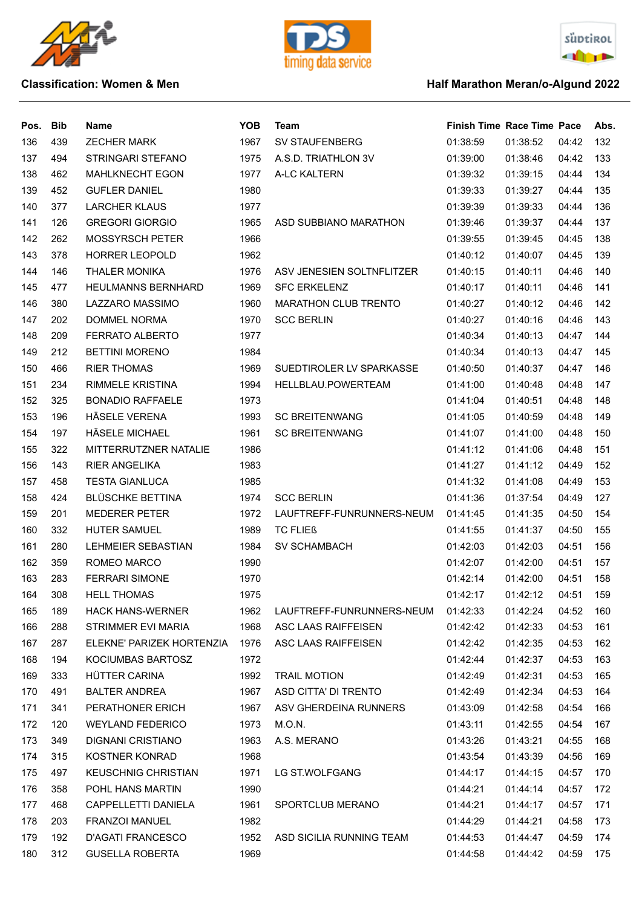Classification: Women & Men

Half Marathon Meran/o-Algund 2022

| Pos. | Bib | Name | YOB | Team | Finish Time | Race Time | Pace | Abs. |
|---|---|---|---|---|---|---|---|---|
| 136 | 439 | ZECHER MARK | 1967 | SV STAUFENBERG | 01:38:59 | 01:38:52 | 04:42 | 132 |
| 137 | 494 | STRINGARI STEFANO | 1975 | A.S.D. TRIATHLON 3V | 01:39:00 | 01:38:46 | 04:42 | 133 |
| 138 | 462 | MAHLKNECHT EGON | 1977 | A-LC KALTERN | 01:39:32 | 01:39:15 | 04:44 | 134 |
| 139 | 452 | GUFLER DANIEL | 1980 | | 01:39:33 | 01:39:27 | 04:44 | 135 |
| 140 | 377 | LARCHER KLAUS | 1977 | | 01:39:39 | 01:39:33 | 04:44 | 136 |
| 141 | 126 | GREGORI GIORGIO | 1965 | ASD SUBBIANO MARATHON | 01:39:46 | 01:39:37 | 04:44 | 137 |
| 142 | 262 | MOSSYRSCH PETER | 1966 | | 01:39:55 | 01:39:45 | 04:45 | 138 |
| 143 | 378 | HORRER LEOPOLD | 1962 | | 01:40:12 | 01:40:07 | 04:45 | 139 |
| 144 | 146 | THALER MONIKA | 1976 | ASV JENESIEN SOLTNFLITZER | 01:40:15 | 01:40:11 | 04:46 | 140 |
| 145 | 477 | HEULMANNS BERNHARD | 1969 | SFC ERKELENZ | 01:40:17 | 01:40:11 | 04:46 | 141 |
| 146 | 380 | LAZZARO MASSIMO | 1960 | MARATHON CLUB TRENTO | 01:40:27 | 01:40:12 | 04:46 | 142 |
| 147 | 202 | DOMMEL NORMA | 1970 | SCC BERLIN | 01:40:27 | 01:40:16 | 04:46 | 143 |
| 148 | 209 | FERRATO ALBERTO | 1977 | | 01:40:34 | 01:40:13 | 04:47 | 144 |
| 149 | 212 | BETTINI MORENO | 1984 | | 01:40:34 | 01:40:13 | 04:47 | 145 |
| 150 | 466 | RIER THOMAS | 1969 | SUEDTIROLER LV SPARKASSE | 01:40:50 | 01:40:37 | 04:47 | 146 |
| 151 | 234 | RIMMELE KRISTINA | 1994 | HELLBLAU.POWERTEAM | 01:41:00 | 01:40:48 | 04:48 | 147 |
| 152 | 325 | BONADIO RAFFAELE | 1973 | | 01:41:04 | 01:40:51 | 04:48 | 148 |
| 153 | 196 | HÄSELE VERENA | 1993 | SC BREITENWANG | 01:41:05 | 01:40:59 | 04:48 | 149 |
| 154 | 197 | HÄSELE MICHAEL | 1961 | SC BREITENWANG | 01:41:07 | 01:41:00 | 04:48 | 150 |
| 155 | 322 | MITTERRUTZNER NATALIE | 1986 | | 01:41:12 | 01:41:06 | 04:48 | 151 |
| 156 | 143 | RIER ANGELIKA | 1983 | | 01:41:27 | 01:41:12 | 04:49 | 152 |
| 157 | 458 | TESTA GIANLUCA | 1985 | | 01:41:32 | 01:41:08 | 04:49 | 153 |
| 158 | 424 | BLÜSCHKE BETTINA | 1974 | SCC BERLIN | 01:41:36 | 01:37:54 | 04:49 | 127 |
| 159 | 201 | MEDERER PETER | 1972 | LAUFTREFF-FUNRUNNERS-NEUM | 01:41:45 | 01:41:35 | 04:50 | 154 |
| 160 | 332 | HUTER SAMUEL | 1989 | TC FLIEß | 01:41:55 | 01:41:37 | 04:50 | 155 |
| 161 | 280 | LEHMEIER SEBASTIAN | 1984 | SV SCHAMBACH | 01:42:03 | 01:42:03 | 04:51 | 156 |
| 162 | 359 | ROMEO MARCO | 1990 | | 01:42:07 | 01:42:00 | 04:51 | 157 |
| 163 | 283 | FERRARI SIMONE | 1970 | | 01:42:14 | 01:42:00 | 04:51 | 158 |
| 164 | 308 | HELL THOMAS | 1975 | | 01:42:17 | 01:42:12 | 04:51 | 159 |
| 165 | 189 | HACK HANS-WERNER | 1962 | LAUFTREFF-FUNRUNNERS-NEUM | 01:42:33 | 01:42:24 | 04:52 | 160 |
| 166 | 288 | STRIMMER EVI MARIA | 1968 | ASC LAAS RAIFFEISEN | 01:42:42 | 01:42:33 | 04:53 | 161 |
| 167 | 287 | ELEKNE' PARIZEK HORTENZIA | 1976 | ASC LAAS RAIFFEISEN | 01:42:42 | 01:42:35 | 04:53 | 162 |
| 168 | 194 | KOCIUMBAS BARTOSZ | 1972 | | 01:42:44 | 01:42:37 | 04:53 | 163 |
| 169 | 333 | HÜTTER CARINA | 1992 | TRAIL MOTION | 01:42:49 | 01:42:31 | 04:53 | 165 |
| 170 | 491 | BALTER ANDREA | 1967 | ASD CITTA' DI TRENTO | 01:42:49 | 01:42:34 | 04:53 | 164 |
| 171 | 341 | PERATHONER ERICH | 1967 | ASV GHERDEINA RUNNERS | 01:43:09 | 01:42:58 | 04:54 | 166 |
| 172 | 120 | WEYLAND FEDERICO | 1973 | M.O.N. | 01:43:11 | 01:42:55 | 04:54 | 167 |
| 173 | 349 | DIGNANI CRISTIANO | 1963 | A.S. MERANO | 01:43:26 | 01:43:21 | 04:55 | 168 |
| 174 | 315 | KOSTNER KONRAD | 1968 | | 01:43:54 | 01:43:39 | 04:56 | 169 |
| 175 | 497 | KEUSCHNIG CHRISTIAN | 1971 | LG ST.WOLFGANG | 01:44:17 | 01:44:15 | 04:57 | 170 |
| 176 | 358 | POHL HANS MARTIN | 1990 | | 01:44:21 | 01:44:14 | 04:57 | 172 |
| 177 | 468 | CAPPELLETTI DANIELA | 1961 | SPORTCLUB MERANO | 01:44:21 | 01:44:17 | 04:57 | 171 |
| 178 | 203 | FRANZOI MANUEL | 1982 | | 01:44:29 | 01:44:21 | 04:58 | 173 |
| 179 | 192 | D'AGATI FRANCESCO | 1952 | ASD SICILIA RUNNING TEAM | 01:44:53 | 01:44:47 | 04:59 | 174 |
| 180 | 312 | GUSELLA ROBERTA | 1969 | | 01:44:58 | 01:44:42 | 04:59 | 175 |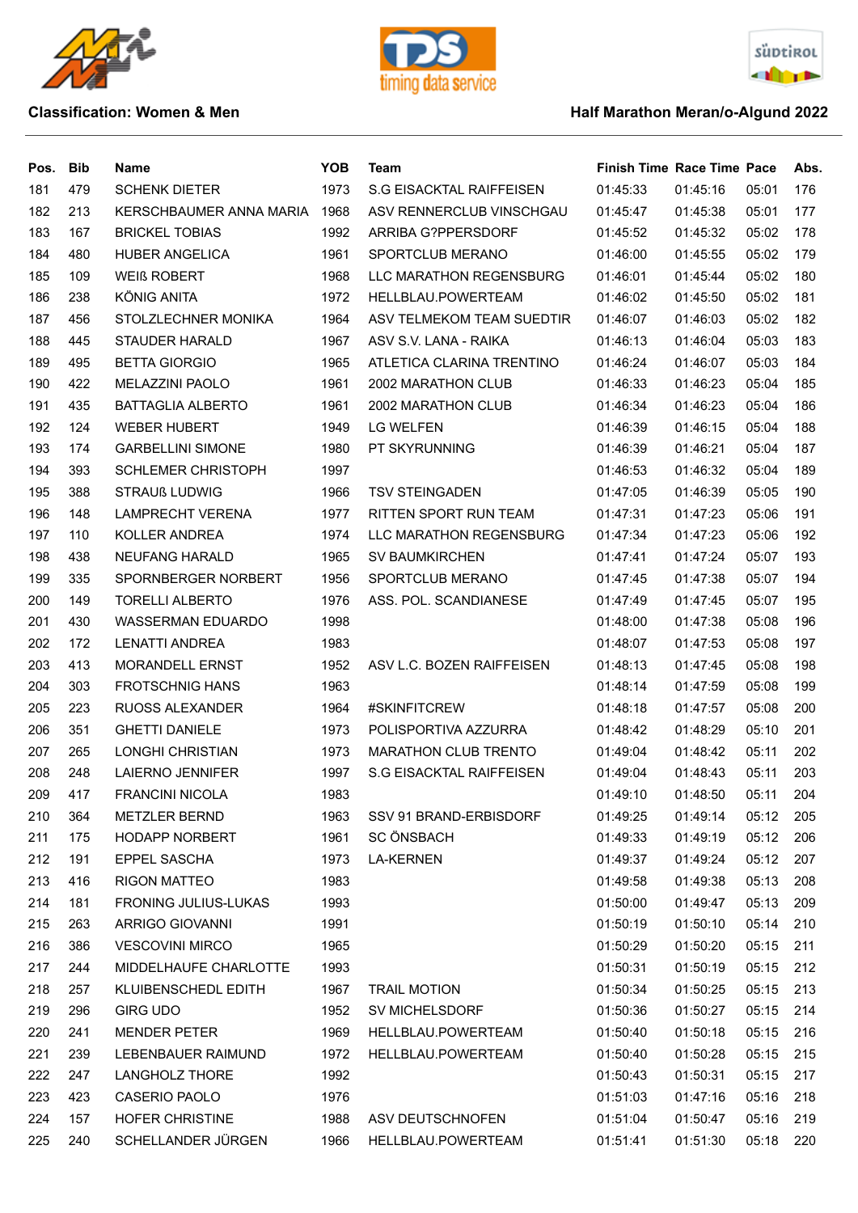**Classification: Women & Men**

**Half Marathon Meran/o-Algund 2022**

| Pos. | Bib | Name | YOB | Team | Finish Time | Race Time | Pace | Abs. |
|---|---|---|---|---|---|---|---|---|
| 181 | 479 | SCHENK DIETER | 1973 | S.G EISACKTAL RAIFFEISEN | 01:45:33 | 01:45:16 | 05:01 | 176 |
| 182 | 213 | KERSCHBAUMER ANNA MARIA | 1968 | ASV RENNERCLUB VINSCHGAU | 01:45:47 | 01:45:38 | 05:01 | 177 |
| 183 | 167 | BRICKEL TOBIAS | 1992 | ARRIBA G?PPERSDORF | 01:45:52 | 01:45:32 | 05:02 | 178 |
| 184 | 480 | HUBER ANGELICA | 1961 | SPORTCLUB MERANO | 01:46:00 | 01:45:55 | 05:02 | 179 |
| 185 | 109 | WEIß ROBERT | 1968 | LLC MARATHON REGENSBURG | 01:46:01 | 01:45:44 | 05:02 | 180 |
| 186 | 238 | KÖNIG ANITA | 1972 | HELLBLAU.POWERTEAM | 01:46:02 | 01:45:50 | 05:02 | 181 |
| 187 | 456 | STOLZLECHNER MONIKA | 1964 | ASV TELMEKOM TEAM SUEDTIR | 01:46:07 | 01:46:03 | 05:02 | 182 |
| 188 | 445 | STAUDER HARALD | 1967 | ASV S.V. LANA - RAIKA | 01:46:13 | 01:46:04 | 05:03 | 183 |
| 189 | 495 | BETTA GIORGIO | 1965 | ATLETICA CLARINA TRENTINO | 01:46:24 | 01:46:07 | 05:03 | 184 |
| 190 | 422 | MELAZZINI PAOLO | 1961 | 2002 MARATHON CLUB | 01:46:33 | 01:46:23 | 05:04 | 185 |
| 191 | 435 | BATTAGLIA ALBERTO | 1961 | 2002 MARATHON CLUB | 01:46:34 | 01:46:23 | 05:04 | 186 |
| 192 | 124 | WEBER HUBERT | 1949 | LG WELFEN | 01:46:39 | 01:46:15 | 05:04 | 188 |
| 193 | 174 | GARBELLINI SIMONE | 1980 | PT SKYRUNNING | 01:46:39 | 01:46:21 | 05:04 | 187 |
| 194 | 393 | SCHLEMER CHRISTOPH | 1997 | | 01:46:53 | 01:46:32 | 05:04 | 189 |
| 195 | 388 | STRAUß LUDWIG | 1966 | TSV STEINGADEN | 01:47:05 | 01:46:39 | 05:05 | 190 |
| 196 | 148 | LAMPRECHT VERENA | 1977 | RITTEN SPORT RUN TEAM | 01:47:31 | 01:47:23 | 05:06 | 191 |
| 197 | 110 | KOLLER ANDREA | 1974 | LLC MARATHON REGENSBURG | 01:47:34 | 01:47:23 | 05:06 | 192 |
| 198 | 438 | NEUFANG HARALD | 1965 | SV BAUMKIRCHEN | 01:47:41 | 01:47:24 | 05:07 | 193 |
| 199 | 335 | SPORNBERGER NORBERT | 1956 | SPORTCLUB MERANO | 01:47:45 | 01:47:38 | 05:07 | 194 |
| 200 | 149 | TORELLI ALBERTO | 1976 | ASS. POL. SCANDIANESE | 01:47:49 | 01:47:45 | 05:07 | 195 |
| 201 | 430 | WASSERMAN EDUARDO | 1998 | | 01:48:00 | 01:47:38 | 05:08 | 196 |
| 202 | 172 | LENATTI ANDREA | 1983 | | 01:48:07 | 01:47:53 | 05:08 | 197 |
| 203 | 413 | MORANDELL ERNST | 1952 | ASV L.C. BOZEN RAIFFEISEN | 01:48:13 | 01:47:45 | 05:08 | 198 |
| 204 | 303 | FROTSCHNIG HANS | 1963 | | 01:48:14 | 01:47:59 | 05:08 | 199 |
| 205 | 223 | RUOSS ALEXANDER | 1964 | #SKINFITCREW | 01:48:18 | 01:47:57 | 05:08 | 200 |
| 206 | 351 | GHETTI DANIELE | 1973 | POLISPORTIVA AZZURRA | 01:48:42 | 01:48:29 | 05:10 | 201 |
| 207 | 265 | LONGHI CHRISTIAN | 1973 | MARATHON CLUB TRENTO | 01:49:04 | 01:48:42 | 05:11 | 202 |
| 208 | 248 | LAIERNO JENNIFER | 1997 | S.G EISACKTAL RAIFFEISEN | 01:49:04 | 01:48:43 | 05:11 | 203 |
| 209 | 417 | FRANCINI NICOLA | 1983 | | 01:49:10 | 01:48:50 | 05:11 | 204 |
| 210 | 364 | METZLER BERND | 1963 | SSV 91 BRAND-ERBISDORF | 01:49:25 | 01:49:14 | 05:12 | 205 |
| 211 | 175 | HODAPP NORBERT | 1961 | SC ÖNSBACH | 01:49:33 | 01:49:19 | 05:12 | 206 |
| 212 | 191 | EPPEL SASCHA | 1973 | LA-KERNEN | 01:49:37 | 01:49:24 | 05:12 | 207 |
| 213 | 416 | RIGON MATTEO | 1983 | | 01:49:58 | 01:49:38 | 05:13 | 208 |
| 214 | 181 | FRONING JULIUS-LUKAS | 1993 | | 01:50:00 | 01:49:47 | 05:13 | 209 |
| 215 | 263 | ARRIGO GIOVANNI | 1991 | | 01:50:19 | 01:50:10 | 05:14 | 210 |
| 216 | 386 | VESCOVINI MIRCO | 1965 | | 01:50:29 | 01:50:20 | 05:15 | 211 |
| 217 | 244 | MIDDELHAUFE CHARLOTTE | 1993 | | 01:50:31 | 01:50:19 | 05:15 | 212 |
| 218 | 257 | KLUIBENSCHEDL EDITH | 1967 | TRAIL MOTION | 01:50:34 | 01:50:25 | 05:15 | 213 |
| 219 | 296 | GIRG UDO | 1952 | SV MICHELSDORF | 01:50:36 | 01:50:27 | 05:15 | 214 |
| 220 | 241 | MENDER PETER | 1969 | HELLBLAU.POWERTEAM | 01:50:40 | 01:50:18 | 05:15 | 216 |
| 221 | 239 | LEBENBAUER RAIMUND | 1972 | HELLBLAU.POWERTEAM | 01:50:40 | 01:50:28 | 05:15 | 215 |
| 222 | 247 | LANGHOLZ THORE | 1992 | | 01:50:43 | 01:50:31 | 05:15 | 217 |
| 223 | 423 | CASERIO PAOLO | 1976 | | 01:51:03 | 01:47:16 | 05:16 | 218 |
| 224 | 157 | HOFER CHRISTINE | 1988 | ASV DEUTSCHNOFEN | 01:51:04 | 01:50:47 | 05:16 | 219 |
| 225 | 240 | SCHELLANDER JÜRGEN | 1966 | HELLBLAU.POWERTEAM | 01:51:41 | 01:51:30 | 05:18 | 220 |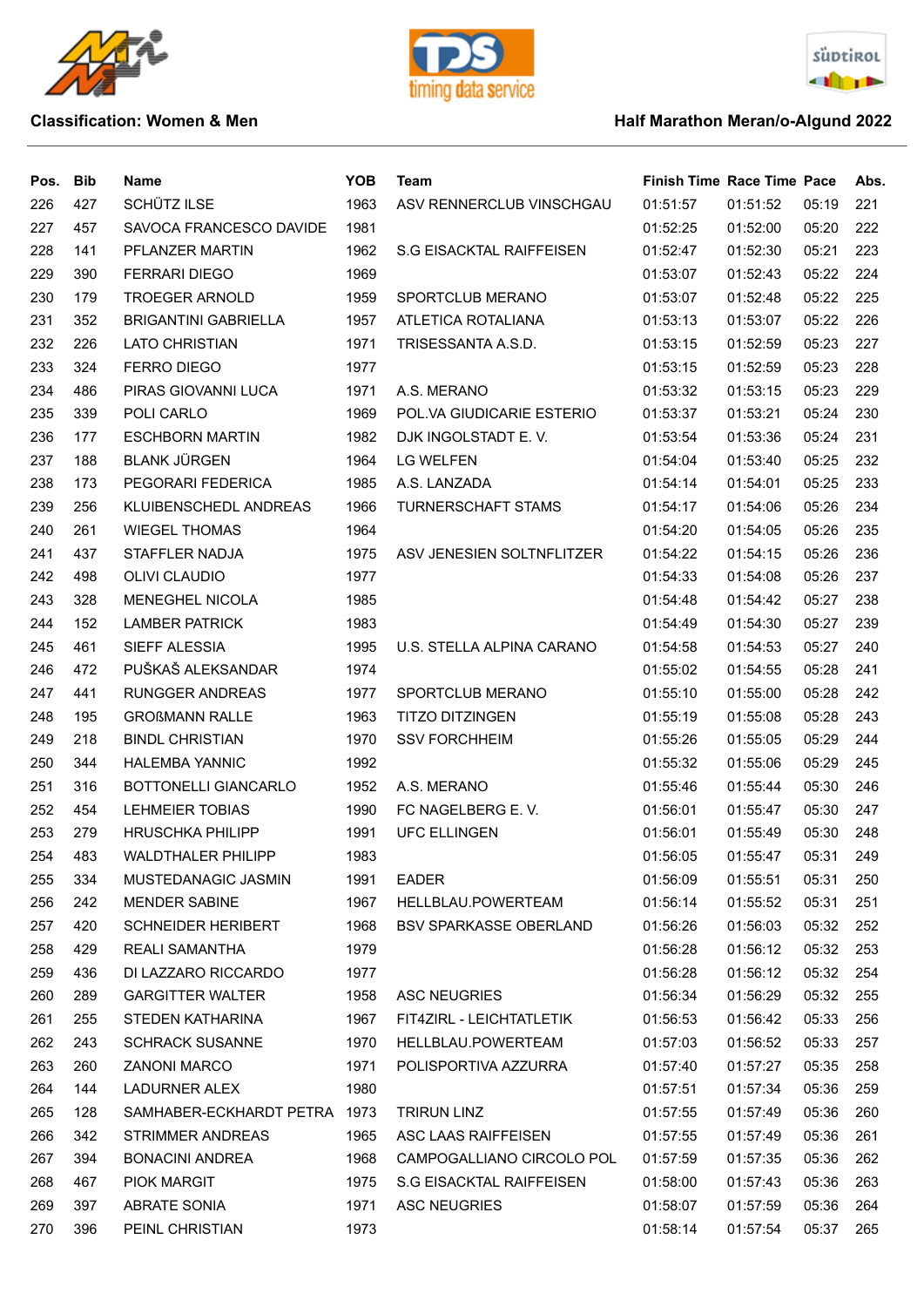**Classification: Women & Men** | **Half Marathon Meran/o-Algund 2022**

| Pos. | Bib | Name | YOB | Team | Finish Time | Race Time | Pace | Abs. |
|---|---|---|---|---|---|---|---|---|
| 226 | 427 | SCHÜTZ ILSE | 1963 | ASV RENNERCLUB VINSCHGAU | 01:51:57 | 01:51:52 | 05:19 | 221 |
| 227 | 457 | SAVOCA FRANCESCO DAVIDE | 1981 | | 01:52:25 | 01:52:00 | 05:20 | 222 |
| 228 | 141 | PFLANZER MARTIN | 1962 | S.G EISACKTAL RAIFFEISEN | 01:52:47 | 01:52:30 | 05:21 | 223 |
| 229 | 390 | FERRARI DIEGO | 1969 | | 01:53:07 | 01:52:43 | 05:22 | 224 |
| 230 | 179 | TROEGER ARNOLD | 1959 | SPORTCLUB MERANO | 01:53:07 | 01:52:48 | 05:22 | 225 |
| 231 | 352 | BRIGANTINI GABRIELLA | 1957 | ATLETICA ROTALIANA | 01:53:13 | 01:53:07 | 05:22 | 226 |
| 232 | 226 | LATO CHRISTIAN | 1971 | TRISESSANTA A.S.D. | 01:53:15 | 01:52:59 | 05:23 | 227 |
| 233 | 324 | FERRO DIEGO | 1977 | | 01:53:15 | 01:52:59 | 05:23 | 228 |
| 234 | 486 | PIRAS GIOVANNI LUCA | 1971 | A.S. MERANO | 01:53:32 | 01:53:15 | 05:23 | 229 |
| 235 | 339 | POLI CARLO | 1969 | POL.VA GIUDICARIE ESTERIO | 01:53:37 | 01:53:21 | 05:24 | 230 |
| 236 | 177 | ESCHBORN MARTIN | 1982 | DJK INGOLSTADT E. V. | 01:53:54 | 01:53:36 | 05:24 | 231 |
| 237 | 188 | BLANK JÜRGEN | 1964 | LG WELFEN | 01:54:04 | 01:53:40 | 05:25 | 232 |
| 238 | 173 | PEGORARI FEDERICA | 1985 | A.S. LANZADA | 01:54:14 | 01:54:01 | 05:25 | 233 |
| 239 | 256 | KLUIBENSCHEDL ANDREAS | 1966 | TURNERSCHAFT STAMS | 01:54:17 | 01:54:06 | 05:26 | 234 |
| 240 | 261 | WIEGEL THOMAS | 1964 | | 01:54:20 | 01:54:05 | 05:26 | 235 |
| 241 | 437 | STAFFLER NADJA | 1975 | ASV JENESIEN SOLTNFLITZER | 01:54:22 | 01:54:15 | 05:26 | 236 |
| 242 | 498 | OLIVI CLAUDIO | 1977 | | 01:54:33 | 01:54:08 | 05:26 | 237 |
| 243 | 328 | MENEGHEL NICOLA | 1985 | | 01:54:48 | 01:54:42 | 05:27 | 238 |
| 244 | 152 | LAMBER PATRICK | 1983 | | 01:54:49 | 01:54:30 | 05:27 | 239 |
| 245 | 461 | SIEFF ALESSIA | 1995 | U.S. STELLA ALPINA CARANO | 01:54:58 | 01:54:53 | 05:27 | 240 |
| 246 | 472 | PUŠKAŠ ALEKSANDAR | 1974 | | 01:55:02 | 01:54:55 | 05:28 | 241 |
| 247 | 441 | RUNGGER ANDREAS | 1977 | SPORTCLUB MERANO | 01:55:10 | 01:55:00 | 05:28 | 242 |
| 248 | 195 | GROßMANN RALLE | 1963 | TITZO DITZINGEN | 01:55:19 | 01:55:08 | 05:28 | 243 |
| 249 | 218 | BINDL CHRISTIAN | 1970 | SSV FORCHHEIM | 01:55:26 | 01:55:05 | 05:29 | 244 |
| 250 | 344 | HALEMBA YANNIC | 1992 | | 01:55:32 | 01:55:06 | 05:29 | 245 |
| 251 | 316 | BOTTONELLI GIANCARLO | 1952 | A.S. MERANO | 01:55:46 | 01:55:44 | 05:30 | 246 |
| 252 | 454 | LEHMEIER TOBIAS | 1990 | FC NAGELBERG E. V. | 01:56:01 | 01:55:47 | 05:30 | 247 |
| 253 | 279 | HRUSCHKA PHILIPP | 1991 | UFC ELLINGEN | 01:56:01 | 01:55:49 | 05:30 | 248 |
| 254 | 483 | WALDTHALER PHILIPP | 1983 | | 01:56:05 | 01:55:47 | 05:31 | 249 |
| 255 | 334 | MUSTEDANAGIC JASMIN | 1991 | EADER | 01:56:09 | 01:55:51 | 05:31 | 250 |
| 256 | 242 | MENDER SABINE | 1967 | HELLBLAU.POWERTEAM | 01:56:14 | 01:55:52 | 05:31 | 251 |
| 257 | 420 | SCHNEIDER HERIBERT | 1968 | BSV SPARKASSE OBERLAND | 01:56:26 | 01:56:03 | 05:32 | 252 |
| 258 | 429 | REALI SAMANTHA | 1979 | | 01:56:28 | 01:56:12 | 05:32 | 253 |
| 259 | 436 | DI LAZZARO RICCARDO | 1977 | | 01:56:28 | 01:56:12 | 05:32 | 254 |
| 260 | 289 | GARGITTER WALTER | 1958 | ASC NEUGRIES | 01:56:34 | 01:56:29 | 05:32 | 255 |
| 261 | 255 | STEDEN KATHARINA | 1967 | FIT4ZIRL - LEICHTATLETIK | 01:56:53 | 01:56:42 | 05:33 | 256 |
| 262 | 243 | SCHRACK SUSANNE | 1970 | HELLBLAU.POWERTEAM | 01:57:03 | 01:56:52 | 05:33 | 257 |
| 263 | 260 | ZANONI MARCO | 1971 | POLISPORTIVA AZZURRA | 01:57:40 | 01:57:27 | 05:35 | 258 |
| 264 | 144 | LADURNER ALEX | 1980 | | 01:57:51 | 01:57:34 | 05:36 | 259 |
| 265 | 128 | SAMHABER-ECKHARDT PETRA | 1973 | TRIRUN LINZ | 01:57:55 | 01:57:49 | 05:36 | 260 |
| 266 | 342 | STRIMMER ANDREAS | 1965 | ASC LAAS RAIFFEISEN | 01:57:55 | 01:57:49 | 05:36 | 261 |
| 267 | 394 | BONACINI ANDREA | 1968 | CAMPOGALLIANO CIRCOLO POL | 01:57:59 | 01:57:35 | 05:36 | 262 |
| 268 | 467 | PIOK MARGIT | 1975 | S.G EISACKTAL RAIFFEISEN | 01:58:00 | 01:57:43 | 05:36 | 263 |
| 269 | 397 | ABRATE SONIA | 1971 | ASC NEUGRIES | 01:58:07 | 01:57:59 | 05:36 | 264 |
| 270 | 396 | PEINL CHRISTIAN | 1973 | | 01:58:14 | 01:57:54 | 05:37 | 265 |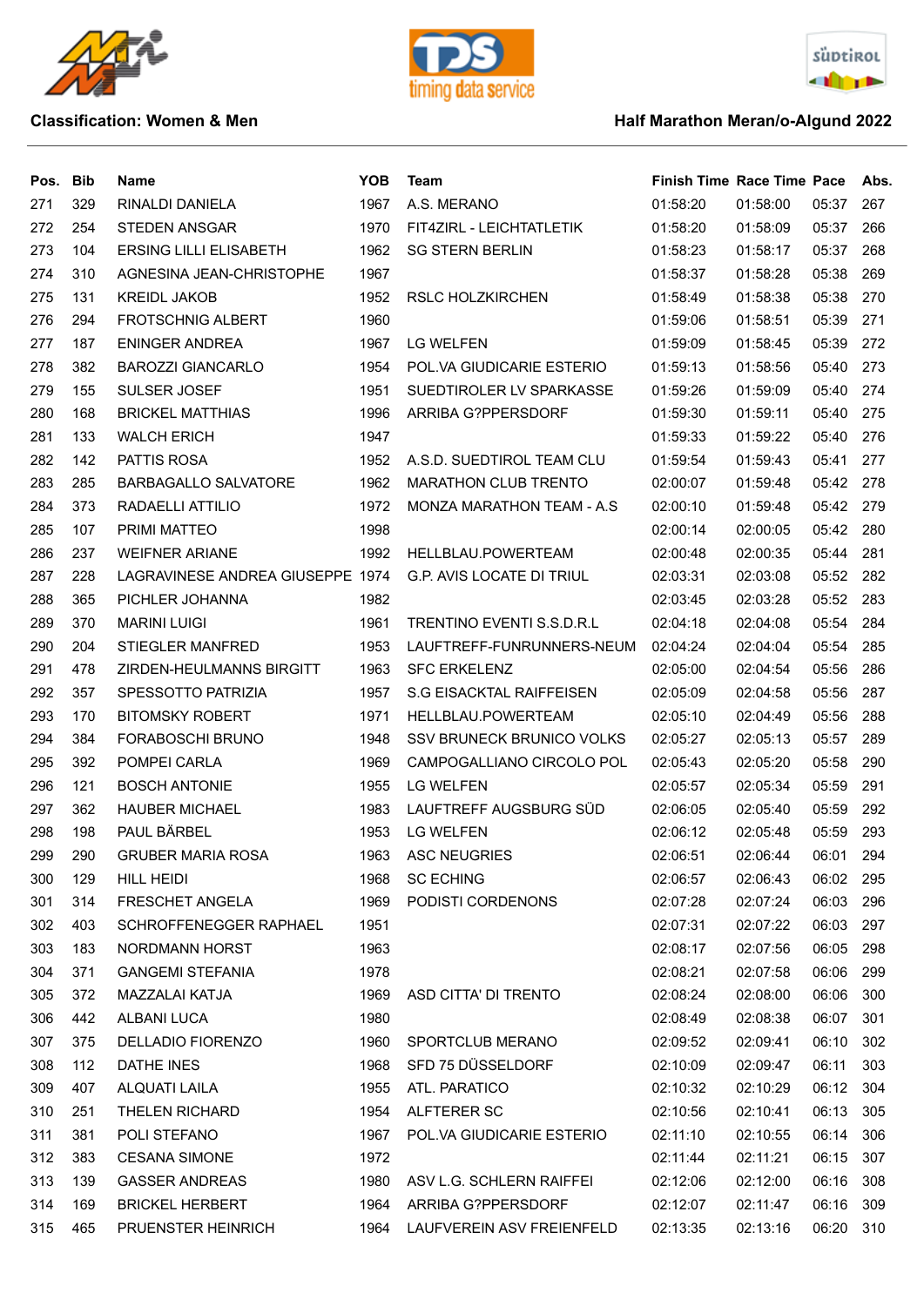**Classification: Women & Men**

**Half Marathon Meran/o-Algund 2022**

| Pos. | Bib | Name | YOB | Team | Finish Time | Race Time | Pace | Abs. |
|---|---|---|---|---|---|---|---|---|
| 271 | 329 | RINALDI DANIELA | 1967 | A.S. MERANO | 01:58:20 | 01:58:00 | 05:37 | 267 |
| 272 | 254 | STEDEN ANSGAR | 1970 | FIT4ZIRL - LEICHTATLETIK | 01:58:20 | 01:58:09 | 05:37 | 266 |
| 273 | 104 | ERSING LILLI ELISABETH | 1962 | SG STERN BERLIN | 01:58:23 | 01:58:17 | 05:37 | 268 |
| 274 | 310 | AGNESINA JEAN-CHRISTOPHE | 1967 | | 01:58:37 | 01:58:28 | 05:38 | 269 |
| 275 | 131 | KREIDL JAKOB | 1952 | RSLC HOLZKIRCHEN | 01:58:49 | 01:58:38 | 05:38 | 270 |
| 276 | 294 | FROTSCHNIG ALBERT | 1960 | | 01:59:06 | 01:58:51 | 05:39 | 271 |
| 277 | 187 | ENINGER ANDREA | 1967 | LG WELFEN | 01:59:09 | 01:58:45 | 05:39 | 272 |
| 278 | 382 | BAROZZI GIANCARLO | 1954 | POL.VA GIUDICARIE ESTERIO | 01:59:13 | 01:58:56 | 05:40 | 273 |
| 279 | 155 | SULSER JOSEF | 1951 | SUEDTIROLER LV SPARKASSE | 01:59:26 | 01:59:09 | 05:40 | 274 |
| 280 | 168 | BRICKEL MATTHIAS | 1996 | ARRIBA G?PPERSDORF | 01:59:30 | 01:59:11 | 05:40 | 275 |
| 281 | 133 | WALCH ERICH | 1947 | | 01:59:33 | 01:59:22 | 05:40 | 276 |
| 282 | 142 | PATTIS ROSA | 1952 | A.S.D. SUEDTIROL TEAM CLU | 01:59:54 | 01:59:43 | 05:41 | 277 |
| 283 | 285 | BARBAGALLO SALVATORE | 1962 | MARATHON CLUB TRENTO | 02:00:07 | 01:59:48 | 05:42 | 278 |
| 284 | 373 | RADAELLI ATTILIO | 1972 | MONZA MARATHON TEAM - A.S | 02:00:10 | 01:59:48 | 05:42 | 279 |
| 285 | 107 | PRIMI MATTEO | 1998 | | 02:00:14 | 02:00:05 | 05:42 | 280 |
| 286 | 237 | WEIFNER ARIANE | 1992 | HELLBLAU.POWERTEAM | 02:00:48 | 02:00:35 | 05:44 | 281 |
| 287 | 228 | LAGRAVINESE ANDREA GIUSEPPE | 1974 | G.P. AVIS LOCATE DI TRIUL | 02:03:31 | 02:03:08 | 05:52 | 282 |
| 288 | 365 | PICHLER JOHANNA | 1982 | | 02:03:45 | 02:03:28 | 05:52 | 283 |
| 289 | 370 | MARINI LUIGI | 1961 | TRENTINO EVENTI S.S.D.R.L | 02:04:18 | 02:04:08 | 05:54 | 284 |
| 290 | 204 | STIEGLER MANFRED | 1953 | LAUFTREFF-FUNRUNNERS-NEUM | 02:04:24 | 02:04:04 | 05:54 | 285 |
| 291 | 478 | ZIRDEN-HEULMANNS BIRGITT | 1963 | SFC ERKELENZ | 02:05:00 | 02:04:54 | 05:56 | 286 |
| 292 | 357 | SPESSOTTO PATRIZIA | 1957 | S.G EISACKTAL RAIFFEISEN | 02:05:09 | 02:04:58 | 05:56 | 287 |
| 293 | 170 | BITOMSKY ROBERT | 1971 | HELLBLAU.POWERTEAM | 02:05:10 | 02:04:49 | 05:56 | 288 |
| 294 | 384 | FORABOSCHI BRUNO | 1948 | SSV BRUNECK BRUNICO VOLKS | 02:05:27 | 02:05:13 | 05:57 | 289 |
| 295 | 392 | POMPEI CARLA | 1969 | CAMPOGALLIANO CIRCOLO POL | 02:05:43 | 02:05:20 | 05:58 | 290 |
| 296 | 121 | BOSCH ANTONIE | 1955 | LG WELFEN | 02:05:57 | 02:05:34 | 05:59 | 291 |
| 297 | 362 | HAUBER MICHAEL | 1983 | LAUFTREFF AUGSBURG SÜD | 02:06:05 | 02:05:40 | 05:59 | 292 |
| 298 | 198 | PAUL BÄRBEL | 1953 | LG WELFEN | 02:06:12 | 02:05:48 | 05:59 | 293 |
| 299 | 290 | GRUBER MARIA ROSA | 1963 | ASC NEUGRIES | 02:06:51 | 02:06:44 | 06:01 | 294 |
| 300 | 129 | HILL HEIDI | 1968 | SC ECHING | 02:06:57 | 02:06:43 | 06:02 | 295 |
| 301 | 314 | FRESCHET ANGELA | 1969 | PODISTI CORDENONS | 02:07:28 | 02:07:24 | 06:03 | 296 |
| 302 | 403 | SCHROFFENEGGER RAPHAEL | 1951 | | 02:07:31 | 02:07:22 | 06:03 | 297 |
| 303 | 183 | NORDMANN HORST | 1963 | | 02:08:17 | 02:07:56 | 06:05 | 298 |
| 304 | 371 | GANGEMI STEFANIA | 1978 | | 02:08:21 | 02:07:58 | 06:06 | 299 |
| 305 | 372 | MAZZALAI KATJA | 1969 | ASD CITTA' DI TRENTO | 02:08:24 | 02:08:00 | 06:06 | 300 |
| 306 | 442 | ALBANI LUCA | 1980 | | 02:08:49 | 02:08:38 | 06:07 | 301 |
| 307 | 375 | DELLADIO FIORENZO | 1960 | SPORTCLUB MERANO | 02:09:52 | 02:09:41 | 06:10 | 302 |
| 308 | 112 | DATHE INES | 1968 | SFD 75 DÜSSELDORF | 02:10:09 | 02:09:47 | 06:11 | 303 |
| 309 | 407 | ALQUATI LAILA | 1955 | ATL. PARATICO | 02:10:32 | 02:10:29 | 06:12 | 304 |
| 310 | 251 | THELEN RICHARD | 1954 | ALFTERER SC | 02:10:56 | 02:10:41 | 06:13 | 305 |
| 311 | 381 | POLI STEFANO | 1967 | POL.VA GIUDICARIE ESTERIO | 02:11:10 | 02:10:55 | 06:14 | 306 |
| 312 | 383 | CESANA SIMONE | 1972 | | 02:11:44 | 02:11:21 | 06:15 | 307 |
| 313 | 139 | GASSER ANDREAS | 1980 | ASV L.G. SCHLERN RAIFFEI | 02:12:06 | 02:12:00 | 06:16 | 308 |
| 314 | 169 | BRICKEL HERBERT | 1964 | ARRIBA G?PPERSDORF | 02:12:07 | 02:11:47 | 06:16 | 309 |
| 315 | 465 | PRUENSTER HEINRICH | 1964 | LAUFVEREIN ASV FREIENFELD | 02:13:35 | 02:13:16 | 06:20 | 310 |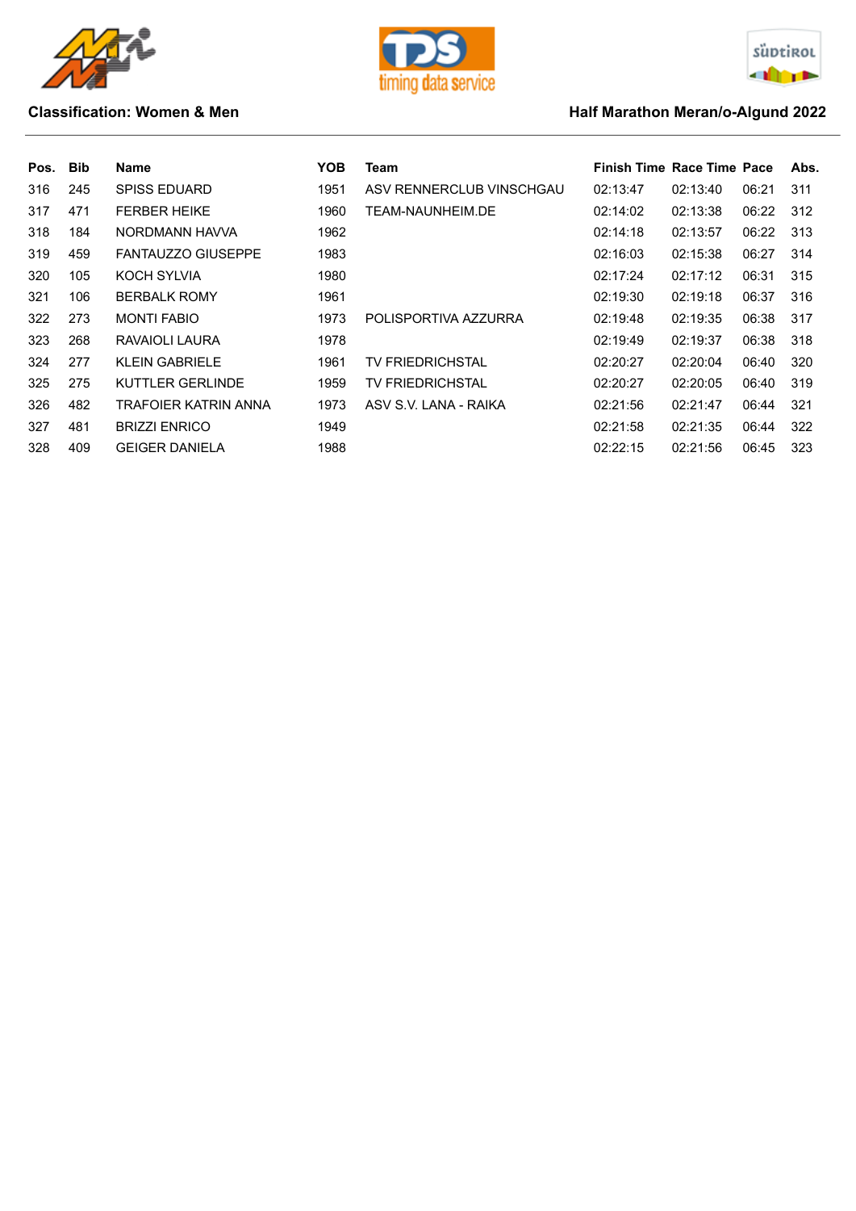**Classification: Women & Men**

**Half Marathon Meran/o-Algund 2022**

| Pos. | Bib | Name | YOB | Team | Finish Time | Race Time | Pace | Abs. |
|---|---|---|---|---|---|---|---|---|
| 316 | 245 | SPISS EDUARD | 1951 | ASV RENNERCLUB VINSCHGAU | 02:13:47 | 02:13:40 | 06:21 | 311 |
| 317 | 471 | FERBER HEIKE | 1960 | TEAM-NAUNHEIM.DE | 02:14:02 | 02:13:38 | 06:22 | 312 |
| 318 | 184 | NORDMANN HAVVA | 1962 | | 02:14:18 | 02:13:57 | 06:22 | 313 |
| 319 | 459 | FANTAUZZO GIUSEPPE | 1983 | | 02:16:03 | 02:15:38 | 06:27 | 314 |
| 320 | 105 | KOCH SYLVIA | 1980 | | 02:17:24 | 02:17:12 | 06:31 | 315 |
| 321 | 106 | BERBALK ROMY | 1961 | | 02:19:30 | 02:19:18 | 06:37 | 316 |
| 322 | 273 | MONTI FABIO | 1973 | POLISPORTIVA AZZURRA | 02:19:48 | 02:19:35 | 06:38 | 317 |
| 323 | 268 | RAVAIOLI LAURA | 1978 | | 02:19:49 | 02:19:37 | 06:38 | 318 |
| 324 | 277 | KLEIN GABRIELE | 1961 | TV FRIEDRICHSTAL | 02:20:27 | 02:20:04 | 06:40 | 320 |
| 325 | 275 | KUTTLER GERLINDE | 1959 | TV FRIEDRICHSTAL | 02:20:27 | 02:20:05 | 06:40 | 319 |
| 326 | 482 | TRAFOIER KATRIN ANNA | 1973 | ASV S.V. LANA - RAIKA | 02:21:56 | 02:21:47 | 06:44 | 321 |
| 327 | 481 | BRIZZI ENRICO | 1949 | | 02:21:58 | 02:21:35 | 06:44 | 322 |
| 328 | 409 | GEIGER DANIELA | 1988 | | 02:22:15 | 02:21:56 | 06:45 | 323 |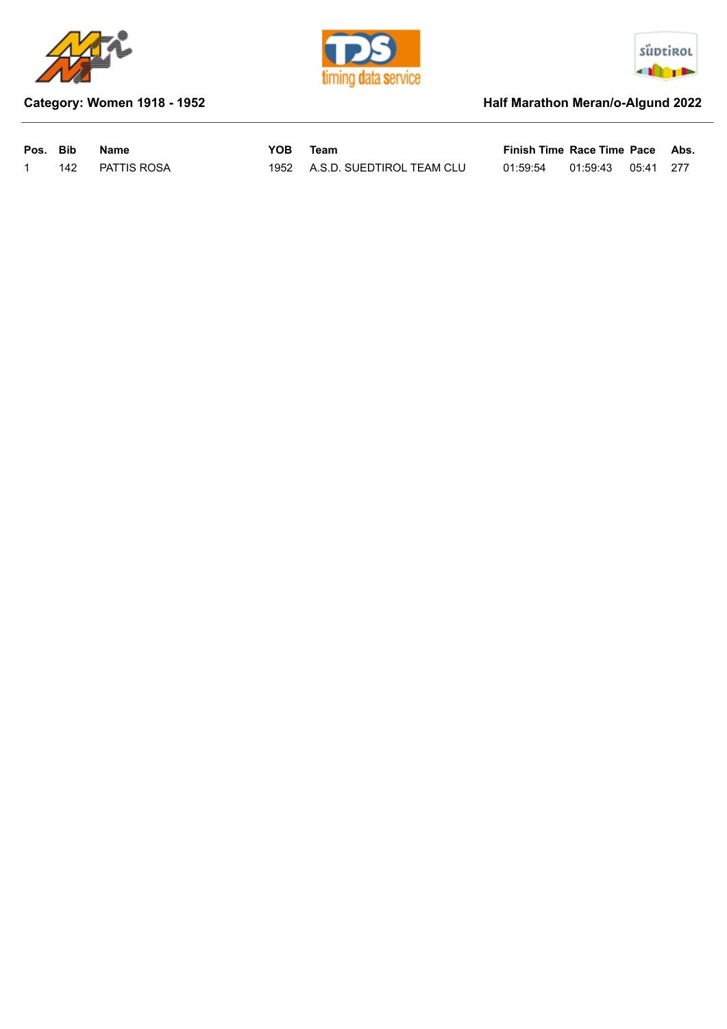**Category: Women 1918 - 1952**

**Half Marathon Meran/o-Algund 2022**

| Pos. | Bib | Name | YOB | Team | Finish Time | Race Time | Pace | Abs. |
|---|---|---|---|---|---|---|---|---|
| 1 | 142 | PATTIS ROSA | 1952 | A.S.D. SUEDTIROL TEAM CLU | 01:59:54 | 01:59:43 | 05:41 | 277 |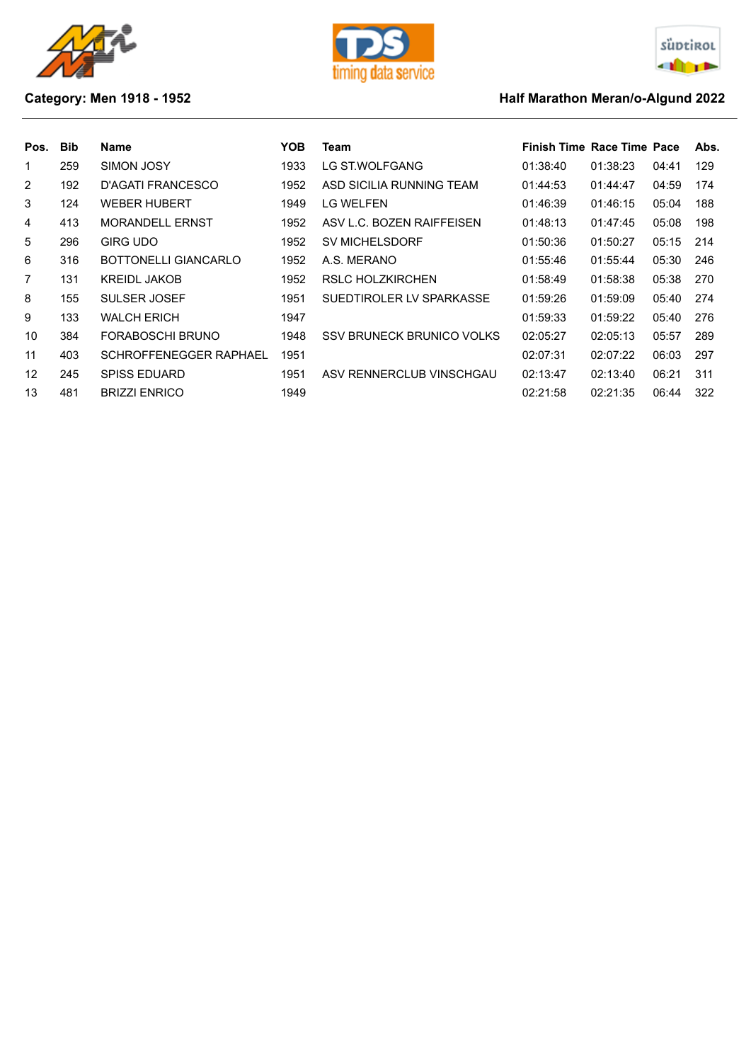**Category: Men 1918 - 1952**

**Half Marathon Meran/o-Algund 2022**

| Pos. | Bib | Name | YOB | Team | Finish Time | Race Time | Pace | Abs. |
|---|---|---|---|---|---|---|---|---|
| 1 | 259 | SIMON JOSY | 1933 | LG ST.WOLFGANG | 01:38:40 | 01:38:23 | 04:41 | 129 |
| 2 | 192 | D'AGATI FRANCESCO | 1952 | ASD SICILIA RUNNING TEAM | 01:44:53 | 01:44:47 | 04:59 | 174 |
| 3 | 124 | WEBER HUBERT | 1949 | LG WELFEN | 01:46:39 | 01:46:15 | 05:04 | 188 |
| 4 | 413 | MORANDELL ERNST | 1952 | ASV L.C. BOZEN RAIFFEISEN | 01:48:13 | 01:47:45 | 05:08 | 198 |
| 5 | 296 | GIRG UDO | 1952 | SV MICHELSDORF | 01:50:36 | 01:50:27 | 05:15 | 214 |
| 6 | 316 | BOTTONELLI GIANCARLO | 1952 | A.S. MERANO | 01:55:46 | 01:55:44 | 05:30 | 246 |
| 7 | 131 | KREIDL JAKOB | 1952 | RSLC HOLZKIRCHEN | 01:58:49 | 01:58:38 | 05:38 | 270 |
| 8 | 155 | SULSER JOSEF | 1951 | SUEDTIROLER LV SPARKASSE | 01:59:26 | 01:59:09 | 05:40 | 274 |
| 9 | 133 | WALCH ERICH | 1947 | | 01:59:33 | 01:59:22 | 05:40 | 276 |
| 10 | 384 | FORABOSCHI BRUNO | 1948 | SSV BRUNECK BRUNICO VOLKS | 02:05:27 | 02:05:13 | 05:57 | 289 |
| 11 | 403 | SCHROFFENEGGER RAPHAEL | 1951 | | 02:07:31 | 02:07:22 | 06:03 | 297 |
| 12 | 245 | SPISS EDUARD | 1951 | ASV RENNERCLUB VINSCHGAU | 02:13:47 | 02:13:40 | 06:21 | 311 |
| 13 | 481 | BRIZZI ENRICO | 1949 | | 02:21:58 | 02:21:35 | 06:44 | 322 |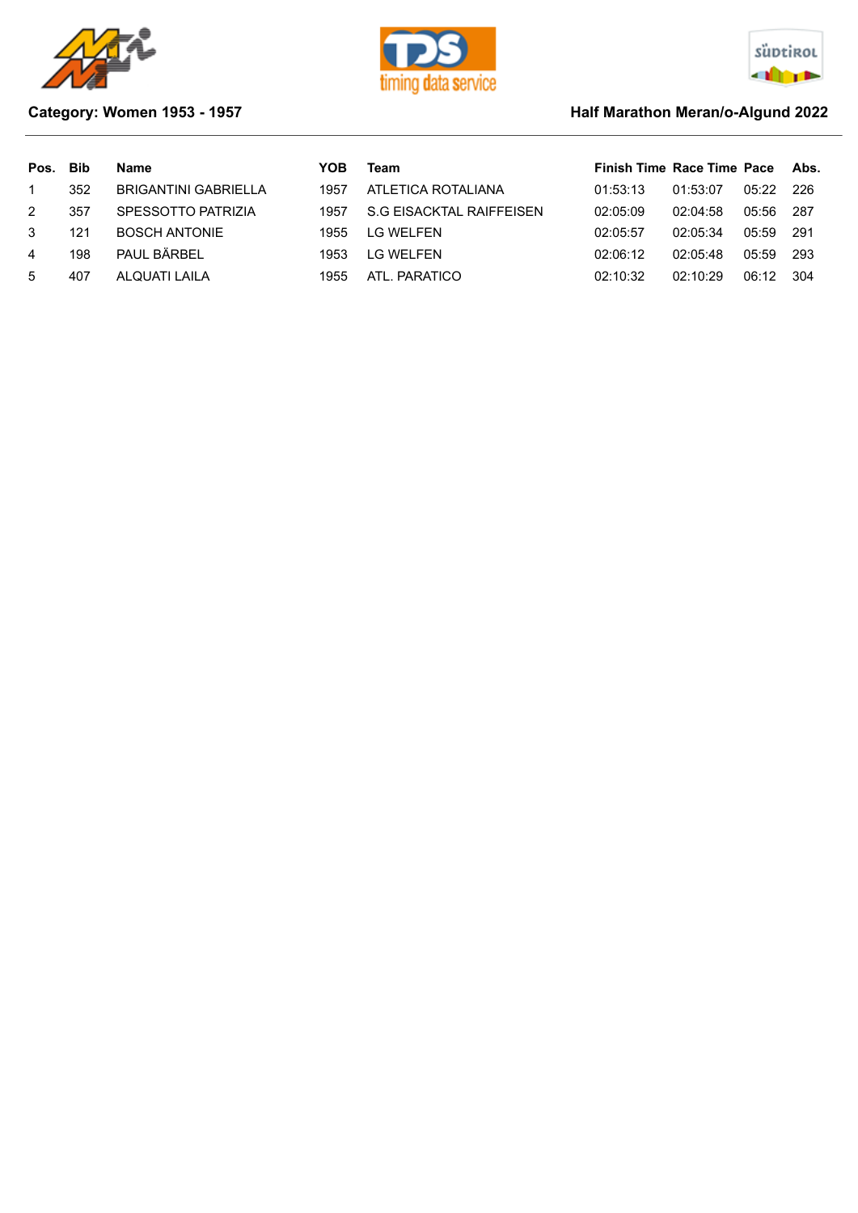**Category: Women 1953 - 1957**

**Half Marathon Meran/o-Algund 2022**

| Pos. | Bib | Name | YOB | Team | Finish Time | Race Time | Pace | Abs. |
|---|---|---|---|---|---|---|---|---|
| 1 | 352 | BRIGANTINI GABRIELLA | 1957 | ATLETICA ROTALIANA | 01:53:13 | 01:53:07 | 05:22 | 226 |
| 2 | 357 | SPESSOTTO PATRIZIA | 1957 | S.G EISACKTAL RAIFFEISEN | 02:05:09 | 02:04:58 | 05:56 | 287 |
| 3 | 121 | BOSCH ANTONIE | 1955 | LG WELFEN | 02:05:57 | 02:05:34 | 05:59 | 291 |
| 4 | 198 | PAUL BÄRBEL | 1953 | LG WELFEN | 02:06:12 | 02:05:48 | 05:59 | 293 |
| 5 | 407 | ALQUATI LAILA | 1955 | ATL. PARATICO | 02:10:32 | 02:10:29 | 06:12 | 304 |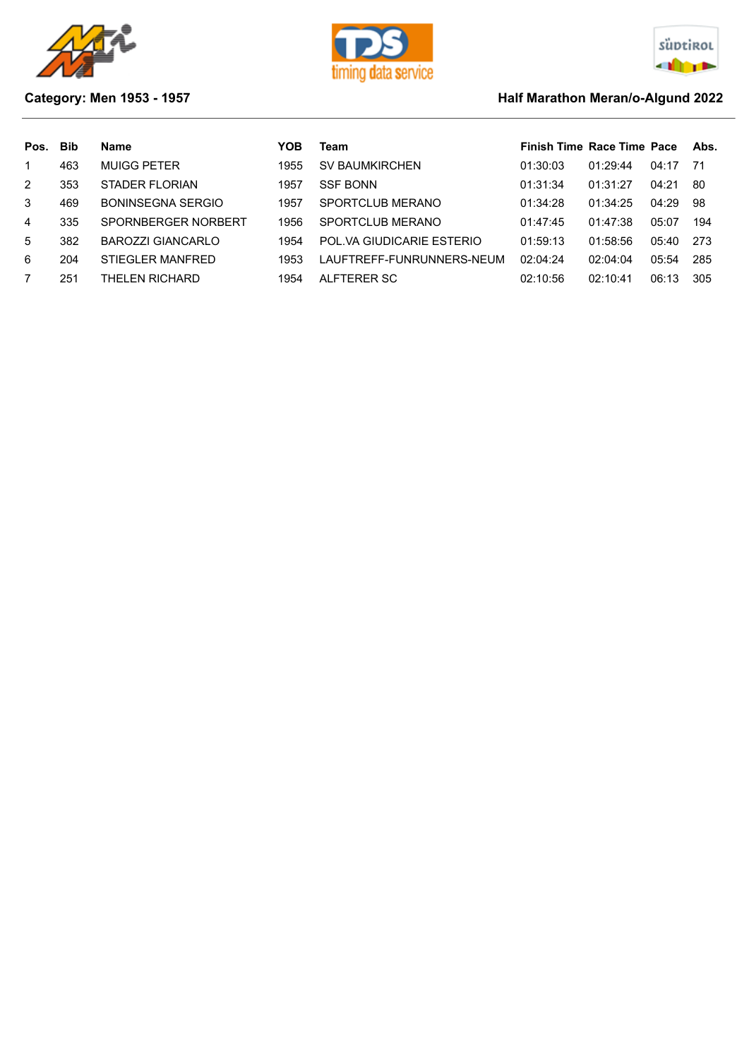Category: Men 1953 - 1957

Half Marathon Meran/o-Algund 2022

| Pos. | Bib | Name | YOB | Team | Finish Time | Race Time | Pace | Abs. |
|---|---|---|---|---|---|---|---|---|
| 1 | 463 | MUIGG PETER | 1955 | SV BAUMKIRCHEN | 01:30:03 | 01:29:44 | 04:17 | 71 |
| 2 | 353 | STADER FLORIAN | 1957 | SSF BONN | 01:31:34 | 01:31:27 | 04:21 | 80 |
| 3 | 469 | BONINSEGNA SERGIO | 1957 | SPORTCLUB MERANO | 01:34:28 | 01:34:25 | 04:29 | 98 |
| 4 | 335 | SPORNBERGER NORBERT | 1956 | SPORTCLUB MERANO | 01:47:45 | 01:47:38 | 05:07 | 194 |
| 5 | 382 | BAROZZI GIANCARLO | 1954 | POL.VA GIUDICARIE ESTERIO | 01:59:13 | 01:58:56 | 05:40 | 273 |
| 6 | 204 | STIEGLER MANFRED | 1953 | LAUFTREFF-FUNRUNNERS-NEUM | 02:04:24 | 02:04:04 | 05:54 | 285 |
| 7 | 251 | THELEN RICHARD | 1954 | ALFTERER SC | 02:10:56 | 02:10:41 | 06:13 | 305 |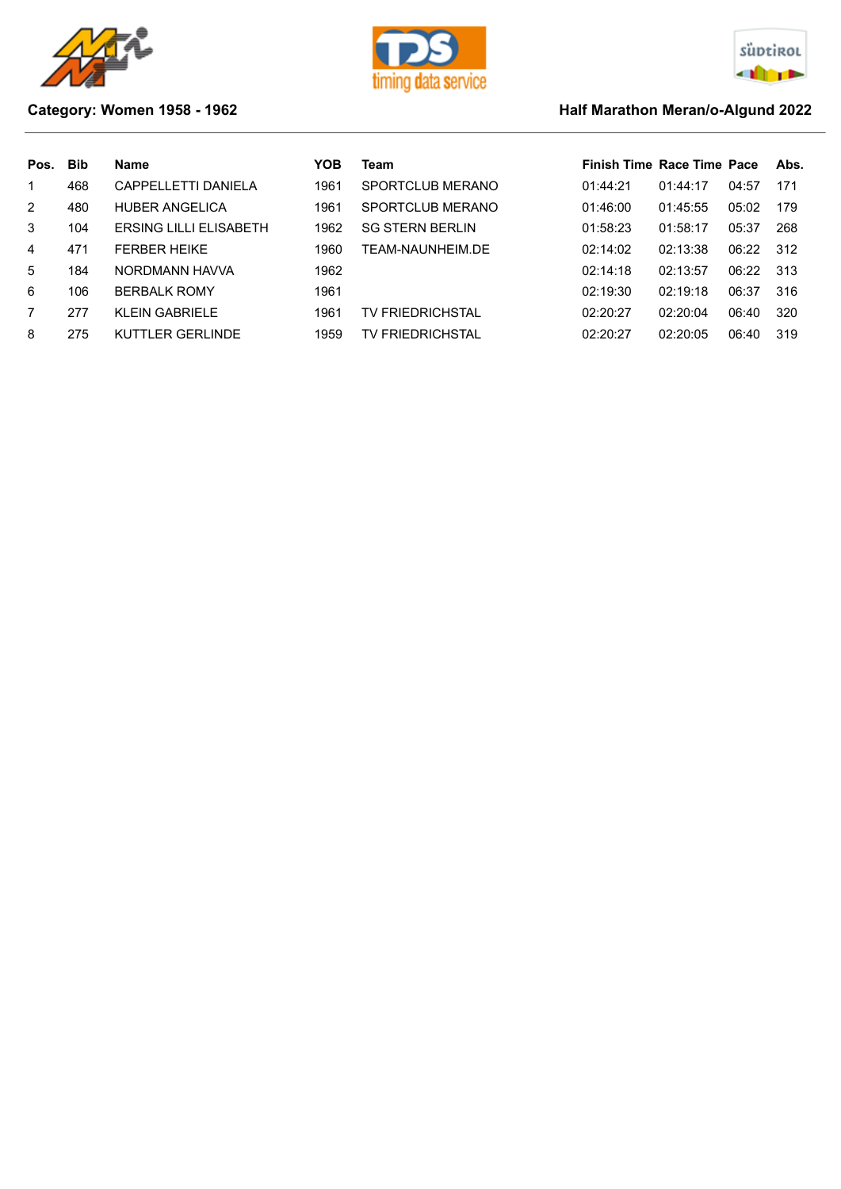**Category: Women 1958 - 1962**

**Half Marathon Meran/o-Algund 2022**

| Pos. | Bib | Name | YOB | Team | Finish Time | Race Time | Pace | Abs. |
|---|---|---|---|---|---|---|---|---|
| 1 | 468 | CAPPELLETTI DANIELA | 1961 | SPORTCLUB MERANO | 01:44:21 | 01:44:17 | 04:57 | 171 |
| 2 | 480 | HUBER ANGELICA | 1961 | SPORTCLUB MERANO | 01:46:00 | 01:45:55 | 05:02 | 179 |
| 3 | 104 | ERSING LILLI ELISABETH | 1962 | SG STERN BERLIN | 01:58:23 | 01:58:17 | 05:37 | 268 |
| 4 | 471 | FERBER HEIKE | 1960 | TEAM-NAUNHEIM.DE | 02:14:02 | 02:13:38 | 06:22 | 312 |
| 5 | 184 | NORDMANN HAVVA | 1962 | | 02:14:18 | 02:13:57 | 06:22 | 313 |
| 6 | 106 | BERBALK ROMY | 1961 | | 02:19:30 | 02:19:18 | 06:37 | 316 |
| 7 | 277 | KLEIN GABRIELE | 1961 | TV FRIEDRICHSTAL | 02:20:27 | 02:20:04 | 06:40 | 320 |
| 8 | 275 | KUTTLER GERLINDE | 1959 | TV FRIEDRICHSTAL | 02:20:27 | 02:20:05 | 06:40 | 319 |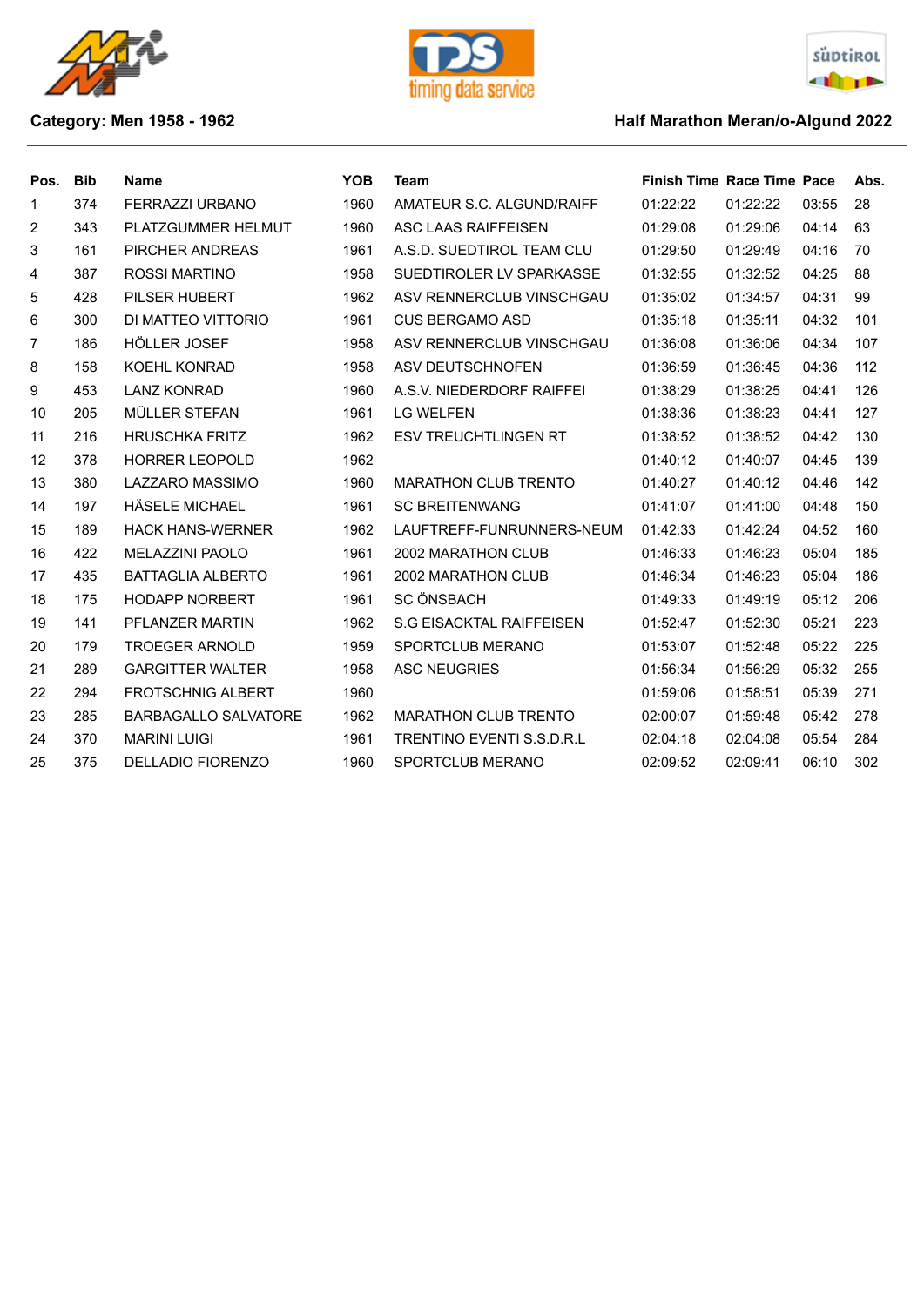**Category: Men 1958 - 1962**

**Half Marathon Meran/o-Algund 2022**

| Pos. | Bib | Name | YOB | Team | Finish Time | Race Time | Pace | Abs. |
|---|---|---|---|---|---|---|---|---|
| 1 | 374 | FERRAZZI URBANO | 1960 | AMATEUR S.C. ALGUND/RAIFF | 01:22:22 | 01:22:22 | 03:55 | 28 |
| 2 | 343 | PLATZGUMMER HELMUT | 1960 | ASC LAAS RAIFFEISEN | 01:29:08 | 01:29:06 | 04:14 | 63 |
| 3 | 161 | PIRCHER ANDREAS | 1961 | A.S.D. SUEDTIROL TEAM CLU | 01:29:50 | 01:29:49 | 04:16 | 70 |
| 4 | 387 | ROSSI MARTINO | 1958 | SUEDTIROLER LV SPARKASSE | 01:32:55 | 01:32:52 | 04:25 | 88 |
| 5 | 428 | PILSER HUBERT | 1962 | ASV RENNERCLUB VINSCHGAU | 01:35:02 | 01:34:57 | 04:31 | 99 |
| 6 | 300 | DI MATTEO VITTORIO | 1961 | CUS BERGAMO ASD | 01:35:18 | 01:35:11 | 04:32 | 101 |
| 7 | 186 | HÖLLER JOSEF | 1958 | ASV RENNERCLUB VINSCHGAU | 01:36:08 | 01:36:06 | 04:34 | 107 |
| 8 | 158 | KOEHL KONRAD | 1958 | ASV DEUTSCHNOFEN | 01:36:59 | 01:36:45 | 04:36 | 112 |
| 9 | 453 | LANZ KONRAD | 1960 | A.S.V. NIEDERDORF RAIFFEI | 01:38:29 | 01:38:25 | 04:41 | 126 |
| 10 | 205 | MÜLLER STEFAN | 1961 | LG WELFEN | 01:38:36 | 01:38:23 | 04:41 | 127 |
| 11 | 216 | HRUSCHKA FRITZ | 1962 | ESV TREUCHTLINGEN RT | 01:38:52 | 01:38:52 | 04:42 | 130 |
| 12 | 378 | HORRER LEOPOLD | 1962 | | 01:40:12 | 01:40:07 | 04:45 | 139 |
| 13 | 380 | LAZZARO MASSIMO | 1960 | MARATHON CLUB TRENTO | 01:40:27 | 01:40:12 | 04:46 | 142 |
| 14 | 197 | HÄSELE MICHAEL | 1961 | SC BREITENWANG | 01:41:07 | 01:41:00 | 04:48 | 150 |
| 15 | 189 | HACK HANS-WERNER | 1962 | LAUFTREFF-FUNRUNNERS-NEUM | 01:42:33 | 01:42:24 | 04:52 | 160 |
| 16 | 422 | MELAZZINI PAOLO | 1961 | 2002 MARATHON CLUB | 01:46:33 | 01:46:23 | 05:04 | 185 |
| 17 | 435 | BATTAGLIA ALBERTO | 1961 | 2002 MARATHON CLUB | 01:46:34 | 01:46:23 | 05:04 | 186 |
| 18 | 175 | HODAPP NORBERT | 1961 | SC ÖNSBACH | 01:49:33 | 01:49:19 | 05:12 | 206 |
| 19 | 141 | PFLANZER MARTIN | 1962 | S.G EISACKTAL RAIFFEISEN | 01:52:47 | 01:52:30 | 05:21 | 223 |
| 20 | 179 | TROEGER ARNOLD | 1959 | SPORTCLUB MERANO | 01:53:07 | 01:52:48 | 05:22 | 225 |
| 21 | 289 | GARGITTER WALTER | 1958 | ASC NEUGRIES | 01:56:34 | 01:56:29 | 05:32 | 255 |
| 22 | 294 | FROTSCHNIG ALBERT | 1960 | | 01:59:06 | 01:58:51 | 05:39 | 271 |
| 23 | 285 | BARBAGALLO SALVATORE | 1962 | MARATHON CLUB TRENTO | 02:00:07 | 01:59:48 | 05:42 | 278 |
| 24 | 370 | MARINI LUIGI | 1961 | TRENTINO EVENTI S.S.D.R.L | 02:04:18 | 02:04:08 | 05:54 | 284 |
| 25 | 375 | DELLADIO FIORENZO | 1960 | SPORTCLUB MERANO | 02:09:52 | 02:09:41 | 06:10 | 302 |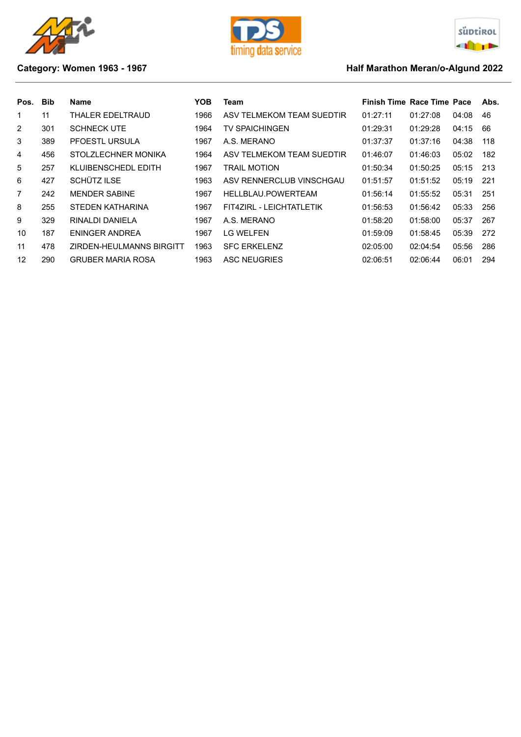**Category: Women 1963 - 1967**

**Half Marathon Meran/o-Algund 2022**

| Pos. | Bib | Name | YOB | Team | Finish Time | Race Time | Pace | Abs. |
|---|---|---|---|---|---|---|---|---|
| 1 | 11 | THALER EDELTRAUD | 1966 | ASV TELMEKOM TEAM SUEDTIR | 01:27:11 | 01:27:08 | 04:08 | 46 |
| 2 | 301 | SCHNECK UTE | 1964 | TV SPAICHINGEN | 01:29:31 | 01:29:28 | 04:15 | 66 |
| 3 | 389 | PFOESTL URSULA | 1967 | A.S. MERANO | 01:37:37 | 01:37:16 | 04:38 | 118 |
| 4 | 456 | STOLZLECHNER MONIKA | 1964 | ASV TELMEKOM TEAM SUEDTIR | 01:46:07 | 01:46:03 | 05:02 | 182 |
| 5 | 257 | KLUIBENSCHEDL EDITH | 1967 | TRAIL MOTION | 01:50:34 | 01:50:25 | 05:15 | 213 |
| 6 | 427 | SCHÜTZ ILSE | 1963 | ASV RENNERCLUB VINSCHGAU | 01:51:57 | 01:51:52 | 05:19 | 221 |
| 7 | 242 | MENDER SABINE | 1967 | HELLBLAU.POWERTEAM | 01:56:14 | 01:55:52 | 05:31 | 251 |
| 8 | 255 | STEDEN KATHARINA | 1967 | FIT4ZIRL - LEICHTATLETIK | 01:56:53 | 01:56:42 | 05:33 | 256 |
| 9 | 329 | RINALDI DANIELA | 1967 | A.S. MERANO | 01:58:20 | 01:58:00 | 05:37 | 267 |
| 10 | 187 | ENINGER ANDREA | 1967 | LG WELFEN | 01:59:09 | 01:58:45 | 05:39 | 272 |
| 11 | 478 | ZIRDEN-HEULMANNS BIRGITT | 1963 | SFC ERKELENZ | 02:05:00 | 02:04:54 | 05:56 | 286 |
| 12 | 290 | GRUBER MARIA ROSA | 1963 | ASC NEUGRIES | 02:06:51 | 02:06:44 | 06:01 | 294 |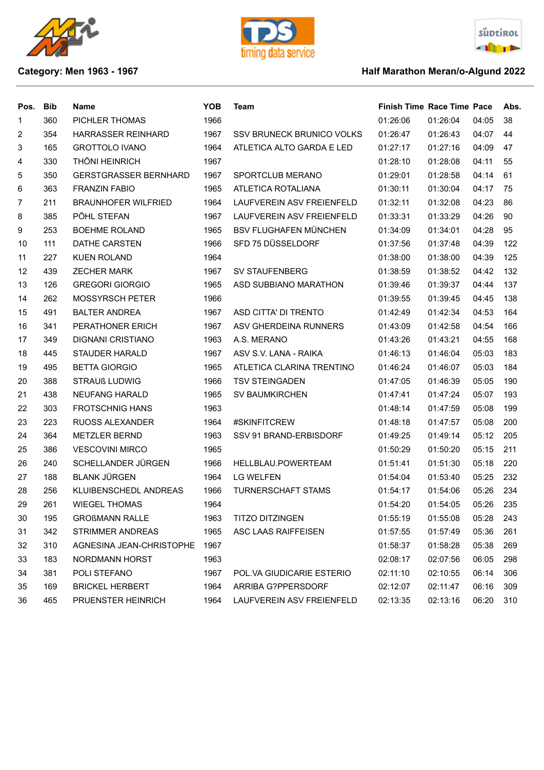**Category: Men 1963 - 1967**

**Half Marathon Meran/o-Algund 2022**

| Pos. | Bib | Name | YOB | Team | Finish Time | Race Time | Pace | Abs. |
|---|---|---|---|---|---|---|---|---|
| 1 | 360 | PICHLER THOMAS | 1966 | | 01:26:06 | 01:26:04 | 04:05 | 38 |
| 2 | 354 | HARRASSER REINHARD | 1967 | SSV BRUNECK BRUNICO VOLKS | 01:26:47 | 01:26:43 | 04:07 | 44 |
| 3 | 165 | GROTTOLO IVANO | 1964 | ATLETICA ALTO GARDA E LED | 01:27:17 | 01:27:16 | 04:09 | 47 |
| 4 | 330 | THÖNI HEINRICH | 1967 | | 01:28:10 | 01:28:08 | 04:11 | 55 |
| 5 | 350 | GERSTGRASSER BERNHARD | 1967 | SPORTCLUB MERANO | 01:29:01 | 01:28:58 | 04:14 | 61 |
| 6 | 363 | FRANZIN FABIO | 1965 | ATLETICA ROTALIANA | 01:30:11 | 01:30:04 | 04:17 | 75 |
| 7 | 211 | BRAUNHOFER WILFRIED | 1964 | LAUFVEREIN ASV FREIENFELD | 01:32:11 | 01:32:08 | 04:23 | 86 |
| 8 | 385 | PÖHL STEFAN | 1967 | LAUFVEREIN ASV FREIENFELD | 01:33:31 | 01:33:29 | 04:26 | 90 |
| 9 | 253 | BOEHME ROLAND | 1965 | BSV FLUGHAFEN MÜNCHEN | 01:34:09 | 01:34:01 | 04:28 | 95 |
| 10 | 111 | DATHE CARSTEN | 1966 | SFD 75 DÜSSELDORF | 01:37:56 | 01:37:48 | 04:39 | 122 |
| 11 | 227 | KUEN ROLAND | 1964 | | 01:38:00 | 01:38:00 | 04:39 | 125 |
| 12 | 439 | ZECHER MARK | 1967 | SV STAUFENBERG | 01:38:59 | 01:38:52 | 04:42 | 132 |
| 13 | 126 | GREGORI GIORGIO | 1965 | ASD SUBBIANO MARATHON | 01:39:46 | 01:39:37 | 04:44 | 137 |
| 14 | 262 | MOSSYRSCH PETER | 1966 | | 01:39:55 | 01:39:45 | 04:45 | 138 |
| 15 | 491 | BALTER ANDREA | 1967 | ASD CITTA' DI TRENTO | 01:42:49 | 01:42:34 | 04:53 | 164 |
| 16 | 341 | PERATHONER ERICH | 1967 | ASV GHERDEINA RUNNERS | 01:43:09 | 01:42:58 | 04:54 | 166 |
| 17 | 349 | DIGNANI CRISTIANO | 1963 | A.S. MERANO | 01:43:26 | 01:43:21 | 04:55 | 168 |
| 18 | 445 | STAUDER HARALD | 1967 | ASV S.V. LANA - RAIKA | 01:46:13 | 01:46:04 | 05:03 | 183 |
| 19 | 495 | BETTA GIORGIO | 1965 | ATLETICA CLARINA TRENTINO | 01:46:24 | 01:46:07 | 05:03 | 184 |
| 20 | 388 | STRAUß LUDWIG | 1966 | TSV STEINGADEN | 01:47:05 | 01:46:39 | 05:05 | 190 |
| 21 | 438 | NEUFANG HARALD | 1965 | SV BAUMKIRCHEN | 01:47:41 | 01:47:24 | 05:07 | 193 |
| 22 | 303 | FROTSCHNIG HANS | 1963 | | 01:48:14 | 01:47:59 | 05:08 | 199 |
| 23 | 223 | RUOSS ALEXANDER | 1964 | #SKINFITCREW | 01:48:18 | 01:47:57 | 05:08 | 200 |
| 24 | 364 | METZLER BERND | 1963 | SSV 91 BRAND-ERBISDORF | 01:49:25 | 01:49:14 | 05:12 | 205 |
| 25 | 386 | VESCOVINI MIRCO | 1965 | | 01:50:29 | 01:50:20 | 05:15 | 211 |
| 26 | 240 | SCHELLANDER JÜRGEN | 1966 | HELLBLAU.POWERTEAM | 01:51:41 | 01:51:30 | 05:18 | 220 |
| 27 | 188 | BLANK JÜRGEN | 1964 | LG WELFEN | 01:54:04 | 01:53:40 | 05:25 | 232 |
| 28 | 256 | KLUIBENSCHEDL ANDREAS | 1966 | TURNERSCHAFT STAMS | 01:54:17 | 01:54:06 | 05:26 | 234 |
| 29 | 261 | WIEGEL THOMAS | 1964 | | 01:54:20 | 01:54:05 | 05:26 | 235 |
| 30 | 195 | GROßMANN RALLE | 1963 | TITZO DITZINGEN | 01:55:19 | 01:55:08 | 05:28 | 243 |
| 31 | 342 | STRIMMER ANDREAS | 1965 | ASC LAAS RAIFFEISEN | 01:57:55 | 01:57:49 | 05:36 | 261 |
| 32 | 310 | AGNESINA JEAN-CHRISTOPHE | 1967 | | 01:58:37 | 01:58:28 | 05:38 | 269 |
| 33 | 183 | NORDMANN HORST | 1963 | | 02:08:17 | 02:07:56 | 06:05 | 298 |
| 34 | 381 | POLI STEFANO | 1967 | POL.VA GIUDICARIE ESTERIO | 02:11:10 | 02:10:55 | 06:14 | 306 |
| 35 | 169 | BRICKEL HERBERT | 1964 | ARRIBA G?PPERSDORF | 02:12:07 | 02:11:47 | 06:16 | 309 |
| 36 | 465 | PRUENSTER HEINRICH | 1964 | LAUFVEREIN ASV FREIENFELD | 02:13:35 | 02:13:16 | 06:20 | 310 |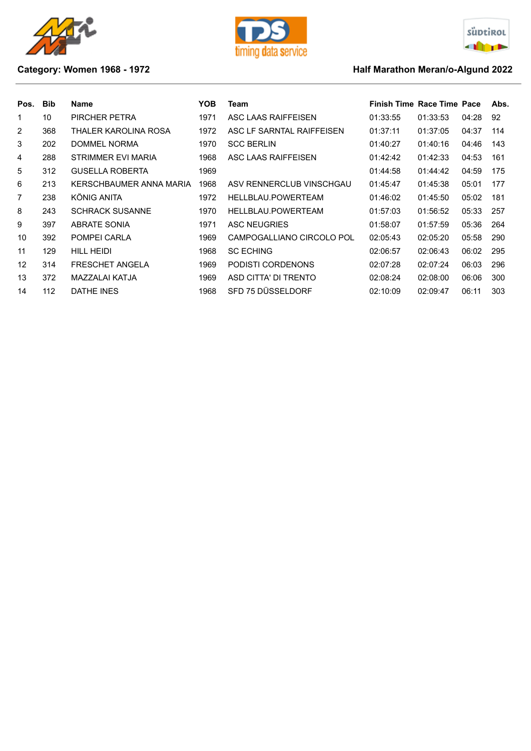**Category: Women 1968 - 1972**

**Half Marathon Meran/o-Algund 2022**

| Pos. | Bib | Name | YOB | Team | Finish Time | Race Time | Pace | Abs. |
|---|---|---|---|---|---|---|---|---|
| 1 | 10 | PIRCHER PETRA | 1971 | ASC LAAS RAIFFEISEN | 01:33:55 | 01:33:53 | 04:28 | 92 |
| 2 | 368 | THALER KAROLINA ROSA | 1972 | ASC LF SARNTAL RAIFFEISEN | 01:37:11 | 01:37:05 | 04:37 | 114 |
| 3 | 202 | DOMMEL NORMA | 1970 | SCC BERLIN | 01:40:27 | 01:40:16 | 04:46 | 143 |
| 4 | 288 | STRIMMER EVI MARIA | 1968 | ASC LAAS RAIFFEISEN | 01:42:42 | 01:42:33 | 04:53 | 161 |
| 5 | 312 | GUSELLA ROBERTA | 1969 | | 01:44:58 | 01:44:42 | 04:59 | 175 |
| 6 | 213 | KERSCHBAUMER ANNA MARIA | 1968 | ASV RENNERCLUB VINSCHGAU | 01:45:47 | 01:45:38 | 05:01 | 177 |
| 7 | 238 | KÖNIG ANITA | 1972 | HELLBLAU.POWERTEAM | 01:46:02 | 01:45:50 | 05:02 | 181 |
| 8 | 243 | SCHRACK SUSANNE | 1970 | HELLBLAU.POWERTEAM | 01:57:03 | 01:56:52 | 05:33 | 257 |
| 9 | 397 | ABRATE SONIA | 1971 | ASC NEUGRIES | 01:58:07 | 01:57:59 | 05:36 | 264 |
| 10 | 392 | POMPEI CARLA | 1969 | CAMPOGALLIANO CIRCOLO POL | 02:05:43 | 02:05:20 | 05:58 | 290 |
| 11 | 129 | HILL HEIDI | 1968 | SC ECHING | 02:06:57 | 02:06:43 | 06:02 | 295 |
| 12 | 314 | FRESCHET ANGELA | 1969 | PODISTI CORDENONS | 02:07:28 | 02:07:24 | 06:03 | 296 |
| 13 | 372 | MAZZALAI KATJA | 1969 | ASD CITTA' DI TRENTO | 02:08:24 | 02:08:00 | 06:06 | 300 |
| 14 | 112 | DATHE INES | 1968 | SFD 75 DÜSSELDORF | 02:10:09 | 02:09:47 | 06:11 | 303 |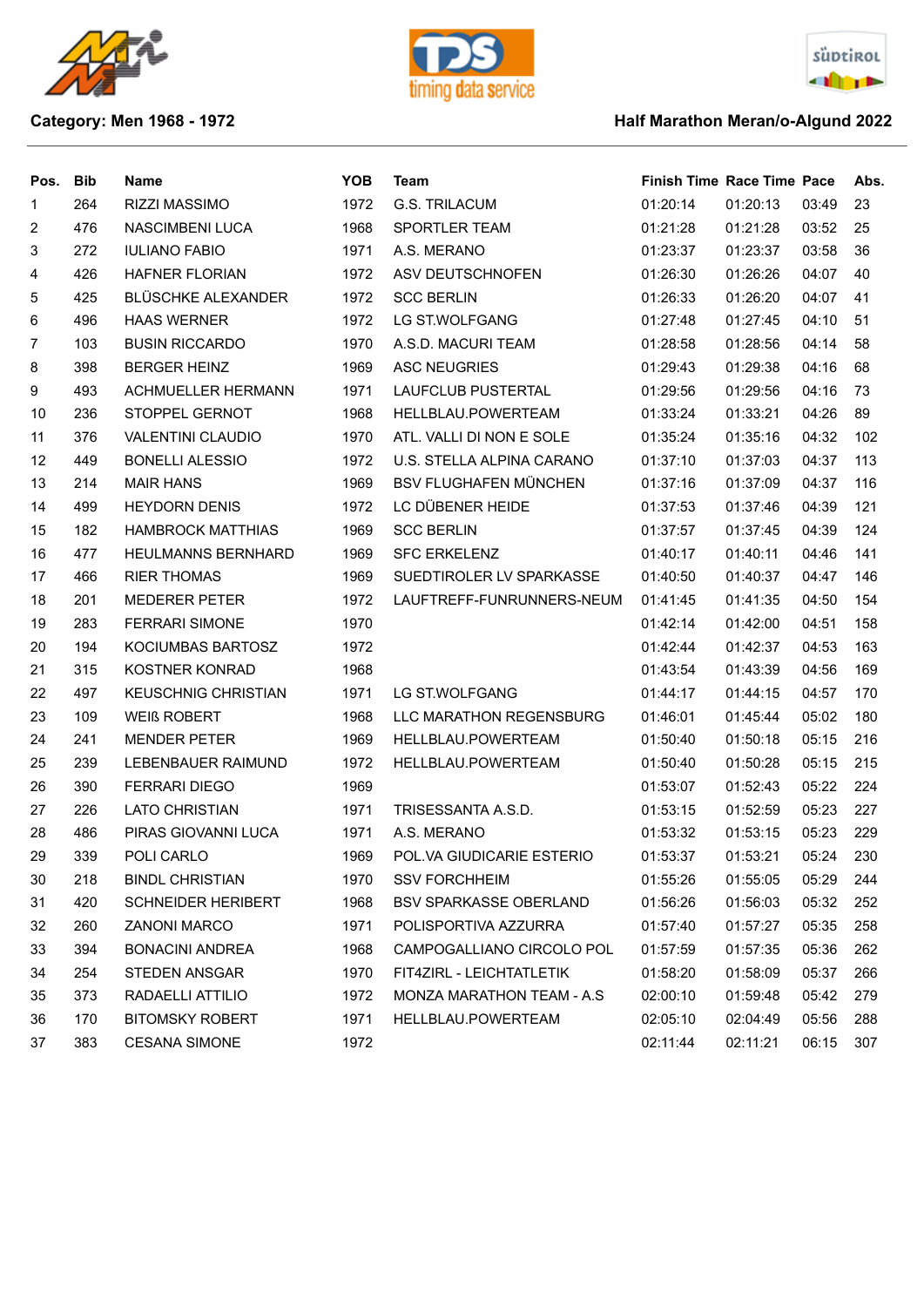**Category: Men 1968 - 1972**

**Half Marathon Meran/o-Algund 2022**

| Pos. | Bib | Name | YOB | Team | Finish Time | Race Time | Pace | Abs. |
|---|---|---|---|---|---|---|---|---|
| 1 | 264 | RIZZI MASSIMO | 1972 | G.S. TRILACUM | 01:20:14 | 01:20:13 | 03:49 | 23 |
| 2 | 476 | NASCIMBENI LUCA | 1968 | SPORTLER TEAM | 01:21:28 | 01:21:28 | 03:52 | 25 |
| 3 | 272 | IULIANO FABIO | 1971 | A.S. MERANO | 01:23:37 | 01:23:37 | 03:58 | 36 |
| 4 | 426 | HAFNER FLORIAN | 1972 | ASV DEUTSCHNOFEN | 01:26:30 | 01:26:26 | 04:07 | 40 |
| 5 | 425 | BLÜSCHKE ALEXANDER | 1972 | SCC BERLIN | 01:26:33 | 01:26:20 | 04:07 | 41 |
| 6 | 496 | HAAS WERNER | 1972 | LG ST.WOLFGANG | 01:27:48 | 01:27:45 | 04:10 | 51 |
| 7 | 103 | BUSIN RICCARDO | 1970 | A.S.D. MACURI TEAM | 01:28:58 | 01:28:56 | 04:14 | 58 |
| 8 | 398 | BERGER HEINZ | 1969 | ASC NEUGRIES | 01:29:43 | 01:29:38 | 04:16 | 68 |
| 9 | 493 | ACHMUELLER HERMANN | 1971 | LAUFCLUB PUSTERTAL | 01:29:56 | 01:29:56 | 04:16 | 73 |
| 10 | 236 | STOPPEL GERNOT | 1968 | HELLBLAU.POWERTEAM | 01:33:24 | 01:33:21 | 04:26 | 89 |
| 11 | 376 | VALENTINI CLAUDIO | 1970 | ATL. VALLI DI NON E SOLE | 01:35:24 | 01:35:16 | 04:32 | 102 |
| 12 | 449 | BONELLI ALESSIO | 1972 | U.S. STELLA ALPINA CARANO | 01:37:10 | 01:37:03 | 04:37 | 113 |
| 13 | 214 | MAIR HANS | 1969 | BSV FLUGHAFEN MÜNCHEN | 01:37:16 | 01:37:09 | 04:37 | 116 |
| 14 | 499 | HEYDORN DENIS | 1972 | LC DÜBENER HEIDE | 01:37:53 | 01:37:46 | 04:39 | 121 |
| 15 | 182 | HAMBROCK MATTHIAS | 1969 | SCC BERLIN | 01:37:57 | 01:37:45 | 04:39 | 124 |
| 16 | 477 | HEULMANNS BERNHARD | 1969 | SFC ERKELENZ | 01:40:17 | 01:40:11 | 04:46 | 141 |
| 17 | 466 | RIER THOMAS | 1969 | SUEDTIROLER LV SPARKASSE | 01:40:50 | 01:40:37 | 04:47 | 146 |
| 18 | 201 | MEDERER PETER | 1972 | LAUFTREFF-FUNRUNNERS-NEUM | 01:41:45 | 01:41:35 | 04:50 | 154 |
| 19 | 283 | FERRARI SIMONE | 1970 | | 01:42:14 | 01:42:00 | 04:51 | 158 |
| 20 | 194 | KOCIUMBAS BARTOSZ | 1972 | | 01:42:44 | 01:42:37 | 04:53 | 163 |
| 21 | 315 | KOSTNER KONRAD | 1968 | | 01:43:54 | 01:43:39 | 04:56 | 169 |
| 22 | 497 | KEUSCHNIG CHRISTIAN | 1971 | LG ST.WOLFGANG | 01:44:17 | 01:44:15 | 04:57 | 170 |
| 23 | 109 | WEIß ROBERT | 1968 | LLC MARATHON REGENSBURG | 01:46:01 | 01:45:44 | 05:02 | 180 |
| 24 | 241 | MENDER PETER | 1969 | HELLBLAU.POWERTEAM | 01:50:40 | 01:50:18 | 05:15 | 216 |
| 25 | 239 | LEBENBAUER RAIMUND | 1972 | HELLBLAU.POWERTEAM | 01:50:40 | 01:50:28 | 05:15 | 215 |
| 26 | 390 | FERRARI DIEGO | 1969 | | 01:53:07 | 01:52:43 | 05:22 | 224 |
| 27 | 226 | LATO CHRISTIAN | 1971 | TRISESSANTA A.S.D. | 01:53:15 | 01:52:59 | 05:23 | 227 |
| 28 | 486 | PIRAS GIOVANNI LUCA | 1971 | A.S. MERANO | 01:53:32 | 01:53:15 | 05:23 | 229 |
| 29 | 339 | POLI CARLO | 1969 | POL.VA GIUDICARIE ESTERIO | 01:53:37 | 01:53:21 | 05:24 | 230 |
| 30 | 218 | BINDL CHRISTIAN | 1970 | SSV FORCHHEIM | 01:55:26 | 01:55:05 | 05:29 | 244 |
| 31 | 420 | SCHNEIDER HERIBERT | 1968 | BSV SPARKASSE OBERLAND | 01:56:26 | 01:56:03 | 05:32 | 252 |
| 32 | 260 | ZANONI MARCO | 1971 | POLISPORTIVA AZZURRA | 01:57:40 | 01:57:27 | 05:35 | 258 |
| 33 | 394 | BONACINI ANDREA | 1968 | CAMPOGALLIANO CIRCOLO POL | 01:57:59 | 01:57:35 | 05:36 | 262 |
| 34 | 254 | STEDEN ANSGAR | 1970 | FIT4ZIRL - LEICHTATLETIK | 01:58:20 | 01:58:09 | 05:37 | 266 |
| 35 | 373 | RADAELLI ATTILIO | 1972 | MONZA MARATHON TEAM - A.S | 02:00:10 | 01:59:48 | 05:42 | 279 |
| 36 | 170 | BITOMSKY ROBERT | 1971 | HELLBLAU.POWERTEAM | 02:05:10 | 02:04:49 | 05:56 | 288 |
| 37 | 383 | CESANA SIMONE | 1972 | | 02:11:44 | 02:11:21 | 06:15 | 307 |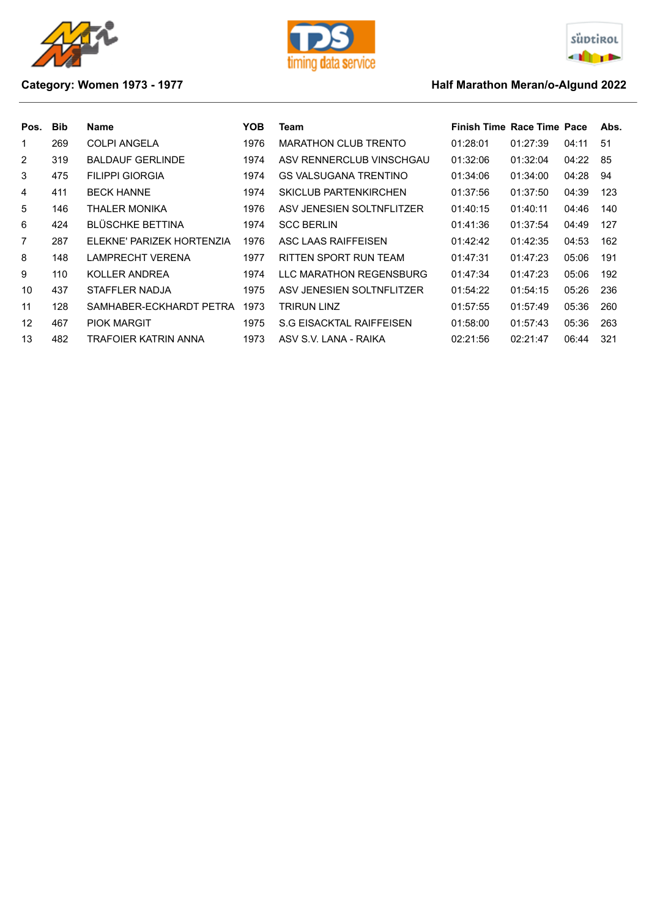**Category: Women 1973 - 1977**

**Half Marathon Meran/o-Algund 2022**

| Pos. | Bib | Name | YOB | Team | Finish Time | Race Time | Pace | Abs. |
|---|---|---|---|---|---|---|---|---|
| 1 | 269 | COLPI ANGELA | 1976 | MARATHON CLUB TRENTO | 01:28:01 | 01:27:39 | 04:11 | 51 |
| 2 | 319 | BALDAUF GERLINDE | 1974 | ASV RENNERCLUB VINSCHGAU | 01:32:06 | 01:32:04 | 04:22 | 85 |
| 3 | 475 | FILIPPI GIORGIA | 1974 | GS VALSUGANA TRENTINO | 01:34:06 | 01:34:00 | 04:28 | 94 |
| 4 | 411 | BECK HANNE | 1974 | SKICLUB PARTENKIRCHEN | 01:37:56 | 01:37:50 | 04:39 | 123 |
| 5 | 146 | THALER MONIKA | 1976 | ASV JENESIEN SOLTNFLITZER | 01:40:15 | 01:40:11 | 04:46 | 140 |
| 6 | 424 | BLÜSCHKE BETTINA | 1974 | SCC BERLIN | 01:41:36 | 01:37:54 | 04:49 | 127 |
| 7 | 287 | ELEKNE' PARIZEK HORTENZIA | 1976 | ASC LAAS RAIFFEISEN | 01:42:42 | 01:42:35 | 04:53 | 162 |
| 8 | 148 | LAMPRECHT VERENA | 1977 | RITTEN SPORT RUN TEAM | 01:47:31 | 01:47:23 | 05:06 | 191 |
| 9 | 110 | KOLLER ANDREA | 1974 | LLC MARATHON REGENSBURG | 01:47:34 | 01:47:23 | 05:06 | 192 |
| 10 | 437 | STAFFLER NADJA | 1975 | ASV JENESIEN SOLTNFLITZER | 01:54:22 | 01:54:15 | 05:26 | 236 |
| 11 | 128 | SAMHABER-ECKHARDT PETRA | 1973 | TRIRUN LINZ | 01:57:55 | 01:57:49 | 05:36 | 260 |
| 12 | 467 | PIOK MARGIT | 1975 | S.G EISACKTAL RAIFFEISEN | 01:58:00 | 01:57:43 | 05:36 | 263 |
| 13 | 482 | TRAFOIER KATRIN ANNA | 1973 | ASV S.V. LANA - RAIKA | 02:21:56 | 02:21:47 | 06:44 | 321 |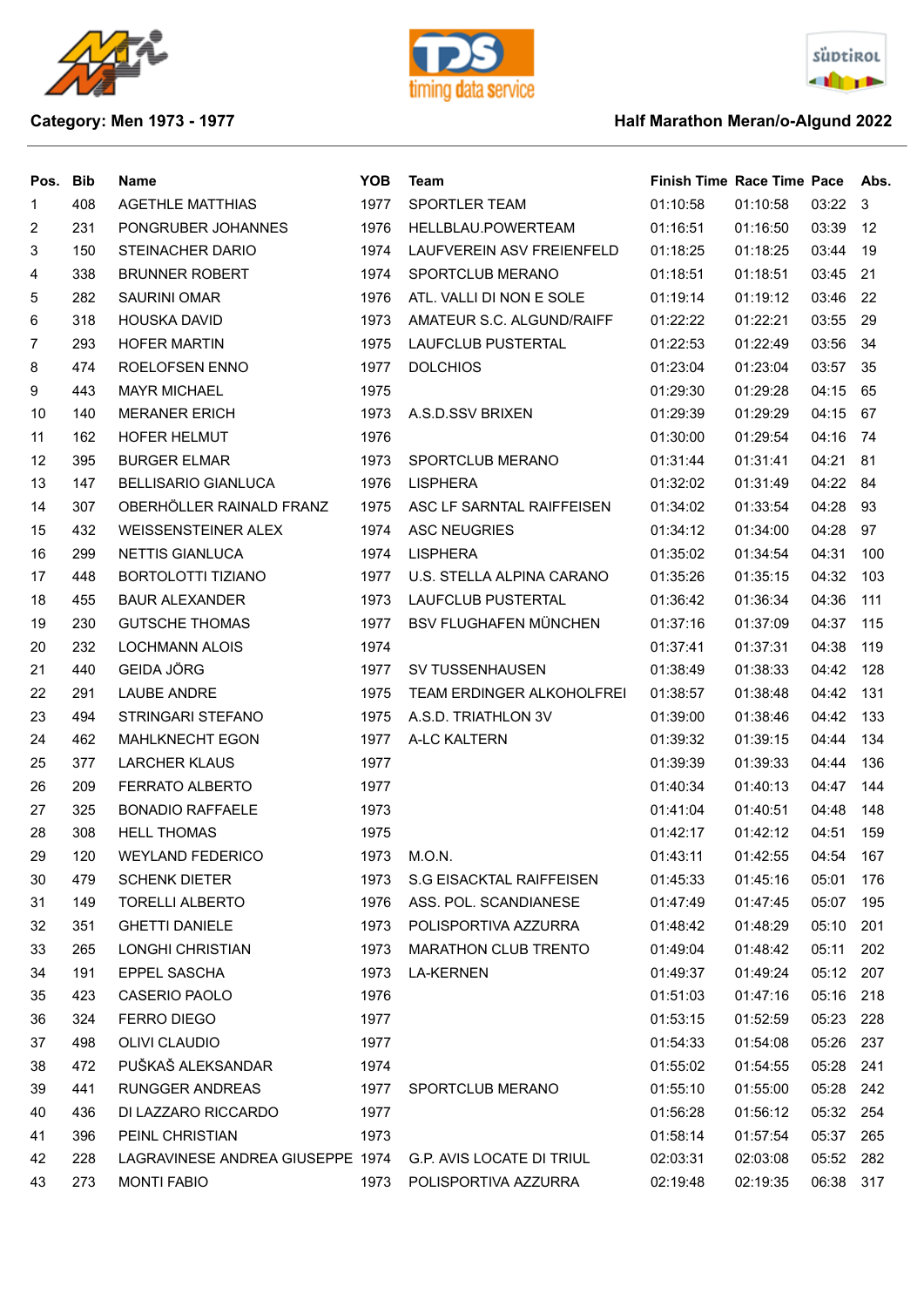**Category: Men 1973 - 1977**

**Half Marathon Meran/o-Algund 2022**

| Pos. | Bib | Name | YOB | Team | Finish Time | Race Time | Pace | Abs. |
|---|---|---|---|---|---|---|---|---|
| 1 | 408 | AGETHLE MATTHIAS | 1977 | SPORTLER TEAM | 01:10:58 | 01:10:58 | 03:22 | 3 |
| 2 | 231 | PONGRUBER JOHANNES | 1976 | HELLBLAU.POWERTEAM | 01:16:51 | 01:16:50 | 03:39 | 12 |
| 3 | 150 | STEINACHER DARIO | 1974 | LAUFVEREIN ASV FREIENFELD | 01:18:25 | 01:18:25 | 03:44 | 19 |
| 4 | 338 | BRUNNER ROBERT | 1974 | SPORTCLUB MERANO | 01:18:51 | 01:18:51 | 03:45 | 21 |
| 5 | 282 | SAURINI OMAR | 1976 | ATL. VALLI DI NON E SOLE | 01:19:14 | 01:19:12 | 03:46 | 22 |
| 6 | 318 | HOUSKA DAVID | 1973 | AMATEUR S.C. ALGUND/RAIFF | 01:22:22 | 01:22:21 | 03:55 | 29 |
| 7 | 293 | HOFER MARTIN | 1975 | LAUFCLUB PUSTERTAL | 01:22:53 | 01:22:49 | 03:56 | 34 |
| 8 | 474 | ROELOFSEN ENNO | 1977 | DOLCHIOS | 01:23:04 | 01:23:04 | 03:57 | 35 |
| 9 | 443 | MAYR MICHAEL | 1975 | | 01:29:30 | 01:29:28 | 04:15 | 65 |
| 10 | 140 | MERANER ERICH | 1973 | A.S.D.SSV BRIXEN | 01:29:39 | 01:29:29 | 04:15 | 67 |
| 11 | 162 | HOFER HELMUT | 1976 | | 01:30:00 | 01:29:54 | 04:16 | 74 |
| 12 | 395 | BURGER ELMAR | 1973 | SPORTCLUB MERANO | 01:31:44 | 01:31:41 | 04:21 | 81 |
| 13 | 147 | BELLISARIO GIANLUCA | 1976 | LISPHERA | 01:32:02 | 01:31:49 | 04:22 | 84 |
| 14 | 307 | OBERHÖLLER RAINALD FRANZ | 1975 | ASC LF SARNTAL RAIFFEISEN | 01:34:02 | 01:33:54 | 04:28 | 93 |
| 15 | 432 | WEISSENSTEINER ALEX | 1974 | ASC NEUGRIES | 01:34:12 | 01:34:00 | 04:28 | 97 |
| 16 | 299 | NETTIS GIANLUCA | 1974 | LISPHERA | 01:35:02 | 01:34:54 | 04:31 | 100 |
| 17 | 448 | BORTOLOTTI TIZIANO | 1977 | U.S. STELLA ALPINA CARANO | 01:35:26 | 01:35:15 | 04:32 | 103 |
| 18 | 455 | BAUR ALEXANDER | 1973 | LAUFCLUB PUSTERTAL | 01:36:42 | 01:36:34 | 04:36 | 111 |
| 19 | 230 | GUTSCHE THOMAS | 1977 | BSV FLUGHAFEN MÜNCHEN | 01:37:16 | 01:37:09 | 04:37 | 115 |
| 20 | 232 | LOCHMANN ALOIS | 1974 | | 01:37:41 | 01:37:31 | 04:38 | 119 |
| 21 | 440 | GEIDA JÖRG | 1977 | SV TUSSENHAUSEN | 01:38:49 | 01:38:33 | 04:42 | 128 |
| 22 | 291 | LAUBE ANDRE | 1975 | TEAM ERDINGER ALKOHOLFREI | 01:38:57 | 01:38:48 | 04:42 | 131 |
| 23 | 494 | STRINGARI STEFANO | 1975 | A.S.D. TRIATHLON 3V | 01:39:00 | 01:38:46 | 04:42 | 133 |
| 24 | 462 | MAHLKNECHT EGON | 1977 | A-LC KALTERN | 01:39:32 | 01:39:15 | 04:44 | 134 |
| 25 | 377 | LARCHER KLAUS | 1977 | | 01:39:39 | 01:39:33 | 04:44 | 136 |
| 26 | 209 | FERRATO ALBERTO | 1977 | | 01:40:34 | 01:40:13 | 04:47 | 144 |
| 27 | 325 | BONADIO RAFFAELE | 1973 | | 01:41:04 | 01:40:51 | 04:48 | 148 |
| 28 | 308 | HELL THOMAS | 1975 | | 01:42:17 | 01:42:12 | 04:51 | 159 |
| 29 | 120 | WEYLAND FEDERICO | 1973 | M.O.N. | 01:43:11 | 01:42:55 | 04:54 | 167 |
| 30 | 479 | SCHENK DIETER | 1973 | S.G EISACKTAL RAIFFEISEN | 01:45:33 | 01:45:16 | 05:01 | 176 |
| 31 | 149 | TORELLI ALBERTO | 1976 | ASS. POL. SCANDIANESE | 01:47:49 | 01:47:45 | 05:07 | 195 |
| 32 | 351 | GHETTI DANIELE | 1973 | POLISPORTIVA AZZURRA | 01:48:42 | 01:48:29 | 05:10 | 201 |
| 33 | 265 | LONGHI CHRISTIAN | 1973 | MARATHON CLUB TRENTO | 01:49:04 | 01:48:42 | 05:11 | 202 |
| 34 | 191 | EPPEL SASCHA | 1973 | LA-KERNEN | 01:49:37 | 01:49:24 | 05:12 | 207 |
| 35 | 423 | CASERIO PAOLO | 1976 | | 01:51:03 | 01:47:16 | 05:16 | 218 |
| 36 | 324 | FERRO DIEGO | 1977 | | 01:53:15 | 01:52:59 | 05:23 | 228 |
| 37 | 498 | OLIVI CLAUDIO | 1977 | | 01:54:33 | 01:54:08 | 05:26 | 237 |
| 38 | 472 | PUŠKAŠ ALEKSANDAR | 1974 | | 01:55:02 | 01:54:55 | 05:28 | 241 |
| 39 | 441 | RUNGGER ANDREAS | 1977 | SPORTCLUB MERANO | 01:55:10 | 01:55:00 | 05:28 | 242 |
| 40 | 436 | DI LAZZARO RICCARDO | 1977 | | 01:56:28 | 01:56:12 | 05:32 | 254 |
| 41 | 396 | PEINL CHRISTIAN | 1973 | | 01:58:14 | 01:57:54 | 05:37 | 265 |
| 42 | 228 | LAGRAVINESE ANDREA GIUSEPPE | 1974 | G.P. AVIS LOCATE DI TRIUL | 02:03:31 | 02:03:08 | 05:52 | 282 |
| 43 | 273 | MONTI FABIO | 1973 | POLISPORTIVA AZZURRA | 02:19:48 | 02:19:35 | 06:38 | 317 |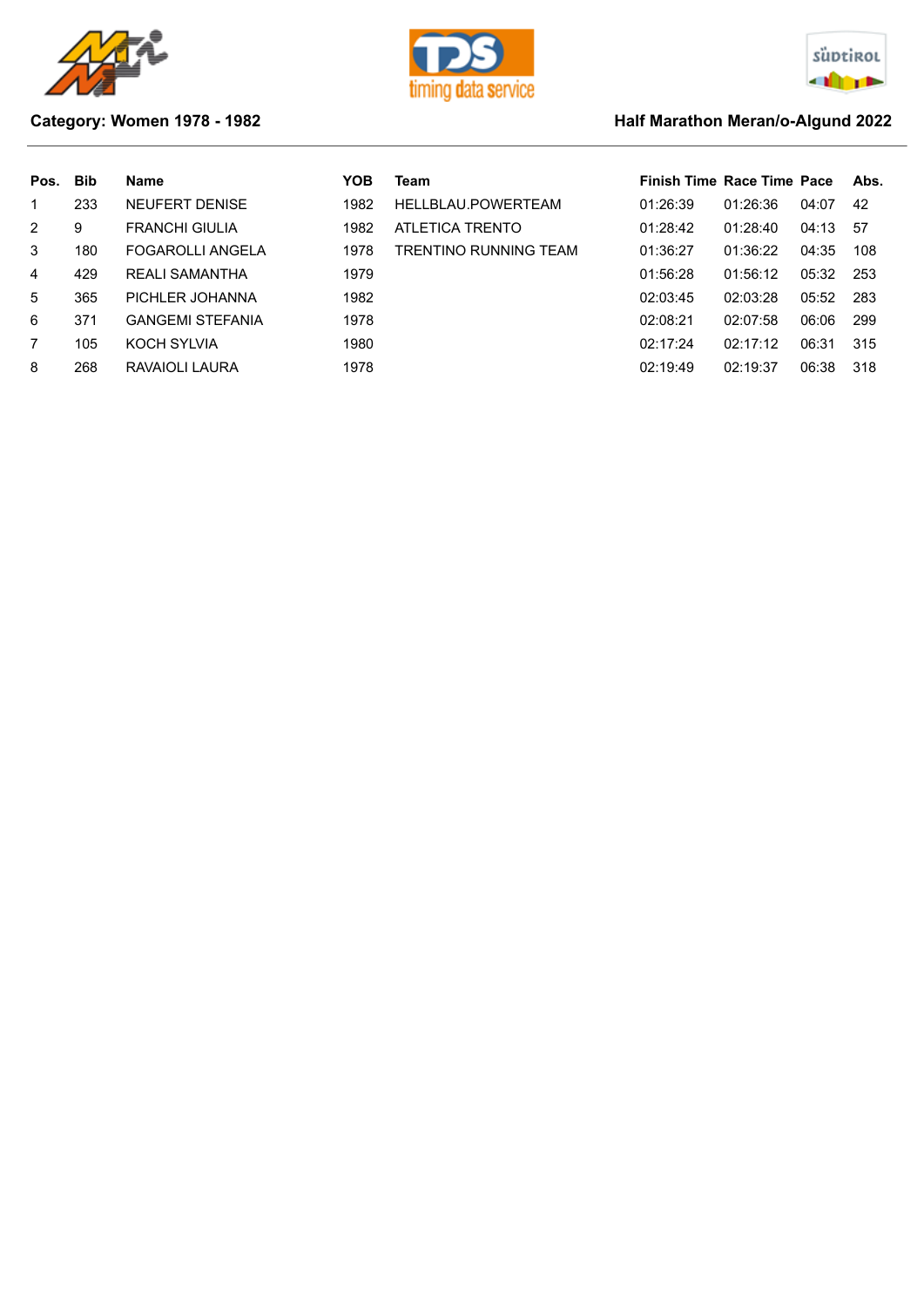**Category: Women 1978 - 1982**

**Half Marathon Meran/o-Algund 2022**

| Pos. | Bib | Name | YOB | Team | Finish Time | Race Time | Pace | Abs. |
|---|---|---|---|---|---|---|---|---|
| 1 | 233 | NEUFERT DENISE | 1982 | HELLBLAU.POWERTEAM | 01:26:39 | 01:26:36 | 04:07 | 42 |
| 2 | 9 | FRANCHI GIULIA | 1982 | ATLETICA TRENTO | 01:28:42 | 01:28:40 | 04:13 | 57 |
| 3 | 180 | FOGAROLLI ANGELA | 1978 | TRENTINO RUNNING TEAM | 01:36:27 | 01:36:22 | 04:35 | 108 |
| 4 | 429 | REALI SAMANTHA | 1979 | | 01:56:28 | 01:56:12 | 05:32 | 253 |
| 5 | 365 | PICHLER JOHANNA | 1982 | | 02:03:45 | 02:03:28 | 05:52 | 283 |
| 6 | 371 | GANGEMI STEFANIA | 1978 | | 02:08:21 | 02:07:58 | 06:06 | 299 |
| 7 | 105 | KOCH SYLVIA | 1980 | | 02:17:24 | 02:17:12 | 06:31 | 315 |
| 8 | 268 | RAVAIOLI LAURA | 1978 | | 02:19:49 | 02:19:37 | 06:38 | 318 |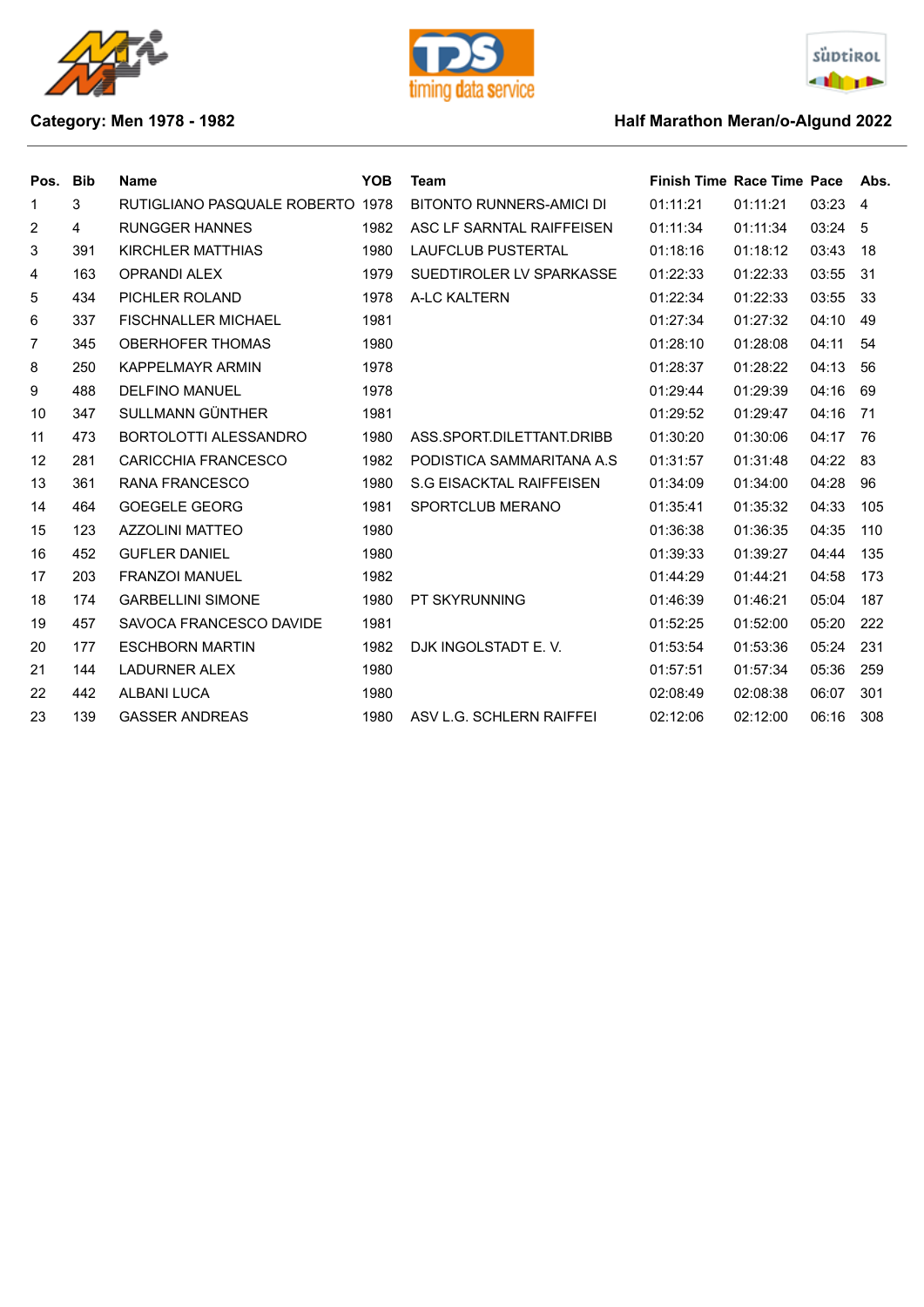**Category: Men 1978 - 1982**

**Half Marathon Meran/o-Algund 2022**

| Pos. | Bib | Name | YOB | Team | Finish Time | Race Time | Pace | Abs. |
|---|---|---|---|---|---|---|---|---|
| 1 | 3 | RUTIGLIANO PASQUALE ROBERTO | 1978 | BITONTO RUNNERS-AMICI DI | 01:11:21 | 01:11:21 | 03:23 | 4 |
| 2 | 4 | RUNGGER HANNES | 1982 | ASC LF SARNTAL RAIFFEISEN | 01:11:34 | 01:11:34 | 03:24 | 5 |
| 3 | 391 | KIRCHLER MATTHIAS | 1980 | LAUFCLUB PUSTERTAL | 01:18:16 | 01:18:12 | 03:43 | 18 |
| 4 | 163 | OPRANDI ALEX | 1979 | SUEDTIROLER LV SPARKASSE | 01:22:33 | 01:22:33 | 03:55 | 31 |
| 5 | 434 | PICHLER ROLAND | 1978 | A-LC KALTERN | 01:22:34 | 01:22:33 | 03:55 | 33 |
| 6 | 337 | FISCHNALLER MICHAEL | 1981 | | 01:27:34 | 01:27:32 | 04:10 | 49 |
| 7 | 345 | OBERHOFER THOMAS | 1980 | | 01:28:10 | 01:28:08 | 04:11 | 54 |
| 8 | 250 | KAPPELMAYR ARMIN | 1978 | | 01:28:37 | 01:28:22 | 04:13 | 56 |
| 9 | 488 | DELFINO MANUEL | 1978 | | 01:29:44 | 01:29:39 | 04:16 | 69 |
| 10 | 347 | SULLMANN GÜNTHER | 1981 | | 01:29:52 | 01:29:47 | 04:16 | 71 |
| 11 | 473 | BORTOLOTTI ALESSANDRO | 1980 | ASS.SPORT.DILETTANT.DRIBB | 01:30:20 | 01:30:06 | 04:17 | 76 |
| 12 | 281 | CARICCHIA FRANCESCO | 1982 | PODISTICA SAMMARITANA A.S | 01:31:57 | 01:31:48 | 04:22 | 83 |
| 13 | 361 | RANA FRANCESCO | 1980 | S.G EISACKTAL RAIFFEISEN | 01:34:09 | 01:34:00 | 04:28 | 96 |
| 14 | 464 | GOEGELE GEORG | 1981 | SPORTCLUB MERANO | 01:35:41 | 01:35:32 | 04:33 | 105 |
| 15 | 123 | AZZOLINI MATTEO | 1980 | | 01:36:38 | 01:36:35 | 04:35 | 110 |
| 16 | 452 | GUFLER DANIEL | 1980 | | 01:39:33 | 01:39:27 | 04:44 | 135 |
| 17 | 203 | FRANZOI MANUEL | 1982 | | 01:44:29 | 01:44:21 | 04:58 | 173 |
| 18 | 174 | GARBELLINI SIMONE | 1980 | PT SKYRUNNING | 01:46:39 | 01:46:21 | 05:04 | 187 |
| 19 | 457 | SAVOCA FRANCESCO DAVIDE | 1981 | | 01:52:25 | 01:52:00 | 05:20 | 222 |
| 20 | 177 | ESCHBORN MARTIN | 1982 | DJK INGOLSTADT E. V. | 01:53:54 | 01:53:36 | 05:24 | 231 |
| 21 | 144 | LADURNER ALEX | 1980 | | 01:57:51 | 01:57:34 | 05:36 | 259 |
| 22 | 442 | ALBANI LUCA | 1980 | | 02:08:49 | 02:08:38 | 06:07 | 301 |
| 23 | 139 | GASSER ANDREAS | 1980 | ASV L.G. SCHLERN RAIFFEI | 02:12:06 | 02:12:00 | 06:16 | 308 |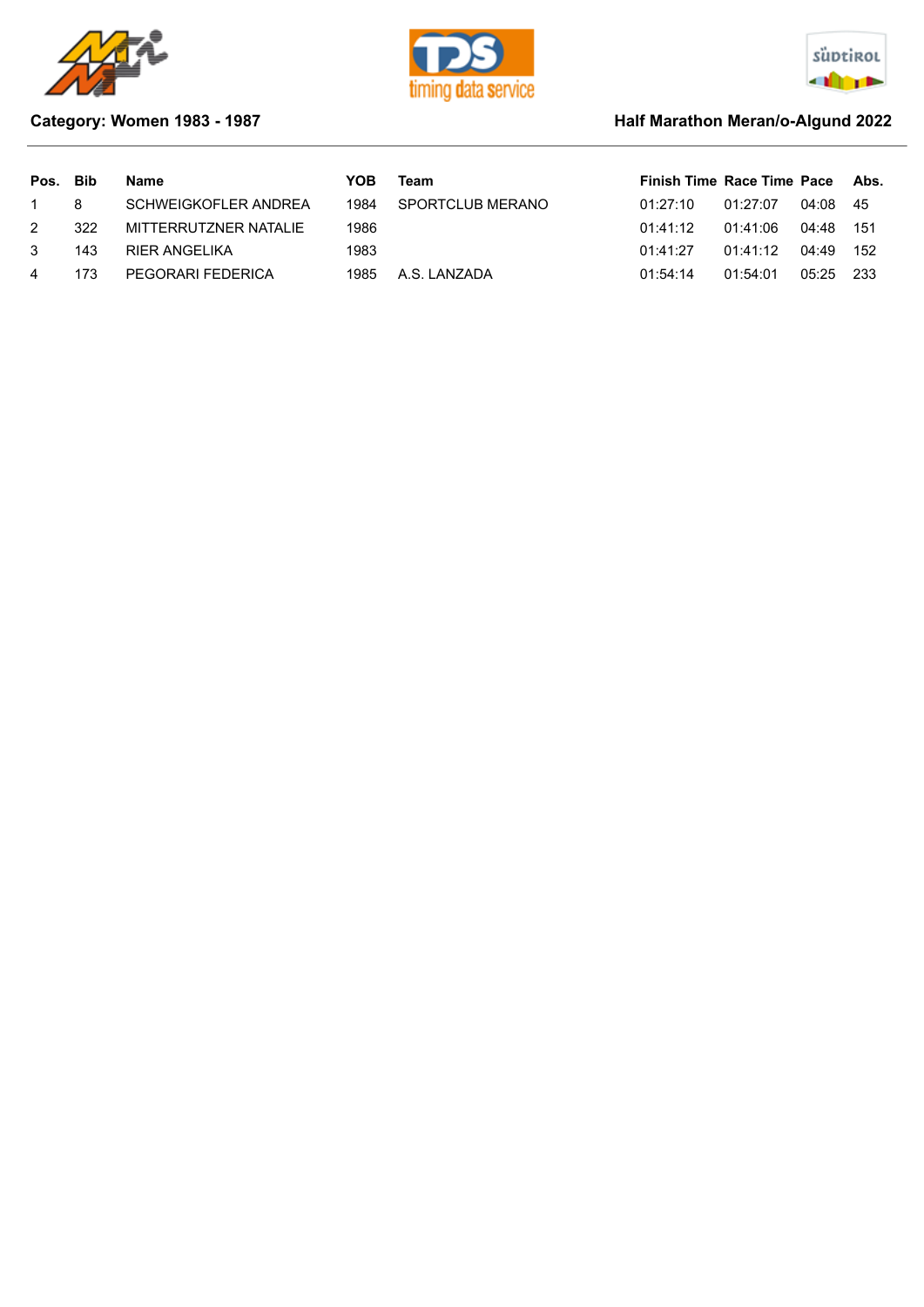**Category: Women 1983 - 1987**

**Half Marathon Meran/o-Algund 2022**

| Pos. | Bib | Name | YOB | Team | Finish Time | Race Time | Pace | Abs. |
|---|---|---|---|---|---|---|---|---|
| 1 | 8 | SCHWEIGKOFLER ANDREA | 1984 | SPORTCLUB MERANO | 01:27:10 | 01:27:07 | 04:08 | 45 |
| 2 | 322 | MITTERRUTZNER NATALIE | 1986 | | 01:41:12 | 01:41:06 | 04:48 | 151 |
| 3 | 143 | RIER ANGELIKA | 1983 | | 01:41:27 | 01:41:12 | 04:49 | 152 |
| 4 | 173 | PEGORARI FEDERICA | 1985 | A.S. LANZADA | 01:54:14 | 01:54:01 | 05:25 | 233 |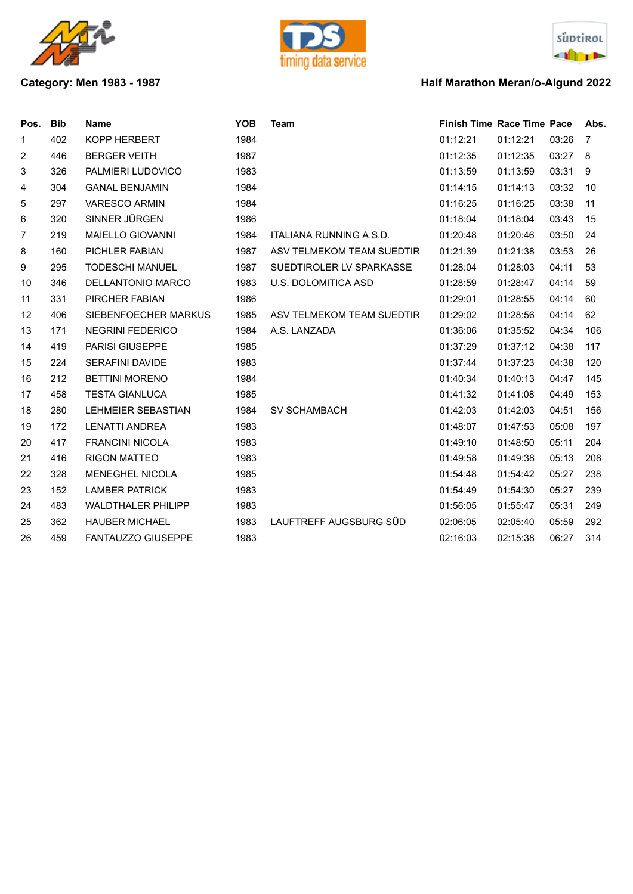**Category: Men 1983 - 1987**

**Half Marathon Meran/o-Algund 2022**

| Pos. | Bib | Name | YOB | Team | Finish Time | Race Time | Pace | Abs. |
|---|---|---|---|---|---|---|---|---|
| 1 | 402 | KOPP HERBERT | 1984 | | 01:12:21 | 01:12:21 | 03:26 | 7 |
| 2 | 446 | BERGER VEITH | 1987 | | 01:12:35 | 01:12:35 | 03:27 | 8 |
| 3 | 326 | PALMIERI LUDOVICO | 1983 | | 01:13:59 | 01:13:59 | 03:31 | 9 |
| 4 | 304 | GANAL BENJAMIN | 1984 | | 01:14:15 | 01:14:13 | 03:32 | 10 |
| 5 | 297 | VARESCO ARMIN | 1984 | | 01:16:25 | 01:16:25 | 03:38 | 11 |
| 6 | 320 | SINNER JÜRGEN | 1986 | | 01:18:04 | 01:18:04 | 03:43 | 15 |
| 7 | 219 | MAIELLO GIOVANNI | 1984 | ITALIANA RUNNING A.S.D. | 01:20:48 | 01:20:46 | 03:50 | 24 |
| 8 | 160 | PICHLER FABIAN | 1987 | ASV TELMEKOM TEAM SUEDTIR | 01:21:39 | 01:21:38 | 03:53 | 26 |
| 9 | 295 | TODESCHI MANUEL | 1987 | SUEDTIROLER LV SPARKASSE | 01:28:04 | 01:28:03 | 04:11 | 53 |
| 10 | 346 | DELLANTONIO MARCO | 1983 | U.S. DOLOMITICA ASD | 01:28:59 | 01:28:47 | 04:14 | 59 |
| 11 | 331 | PIRCHER FABIAN | 1986 | | 01:29:01 | 01:28:55 | 04:14 | 60 |
| 12 | 406 | SIEBENFOECHER MARKUS | 1985 | ASV TELMEKOM TEAM SUEDTIR | 01:29:02 | 01:28:56 | 04:14 | 62 |
| 13 | 171 | NEGRINI FEDERICO | 1984 | A.S. LANZADA | 01:36:06 | 01:35:52 | 04:34 | 106 |
| 14 | 419 | PARISI GIUSEPPE | 1985 | | 01:37:29 | 01:37:12 | 04:38 | 117 |
| 15 | 224 | SERAFINI DAVIDE | 1983 | | 01:37:44 | 01:37:23 | 04:38 | 120 |
| 16 | 212 | BETTINI MORENO | 1984 | | 01:40:34 | 01:40:13 | 04:47 | 145 |
| 17 | 458 | TESTA GIANLUCA | 1985 | | 01:41:32 | 01:41:08 | 04:49 | 153 |
| 18 | 280 | LEHMEIER SEBASTIAN | 1984 | SV SCHAMBACH | 01:42:03 | 01:42:03 | 04:51 | 156 |
| 19 | 172 | LENATTI ANDREA | 1983 | | 01:48:07 | 01:47:53 | 05:08 | 197 |
| 20 | 417 | FRANCINI NICOLA | 1983 | | 01:49:10 | 01:48:50 | 05:11 | 204 |
| 21 | 416 | RIGON MATTEO | 1983 | | 01:49:58 | 01:49:38 | 05:13 | 208 |
| 22 | 328 | MENEGHEL NICOLA | 1985 | | 01:54:48 | 01:54:42 | 05:27 | 238 |
| 23 | 152 | LAMBER PATRICK | 1983 | | 01:54:49 | 01:54:30 | 05:27 | 239 |
| 24 | 483 | WALDTHALER PHILIPP | 1983 | | 01:56:05 | 01:55:47 | 05:31 | 249 |
| 25 | 362 | HAUBER MICHAEL | 1983 | LAUFTREFF AUGSBURG SÜD | 02:06:05 | 02:05:40 | 05:59 | 292 |
| 26 | 459 | FANTAUZZO GIUSEPPE | 1983 | | 02:16:03 | 02:15:38 | 06:27 | 314 |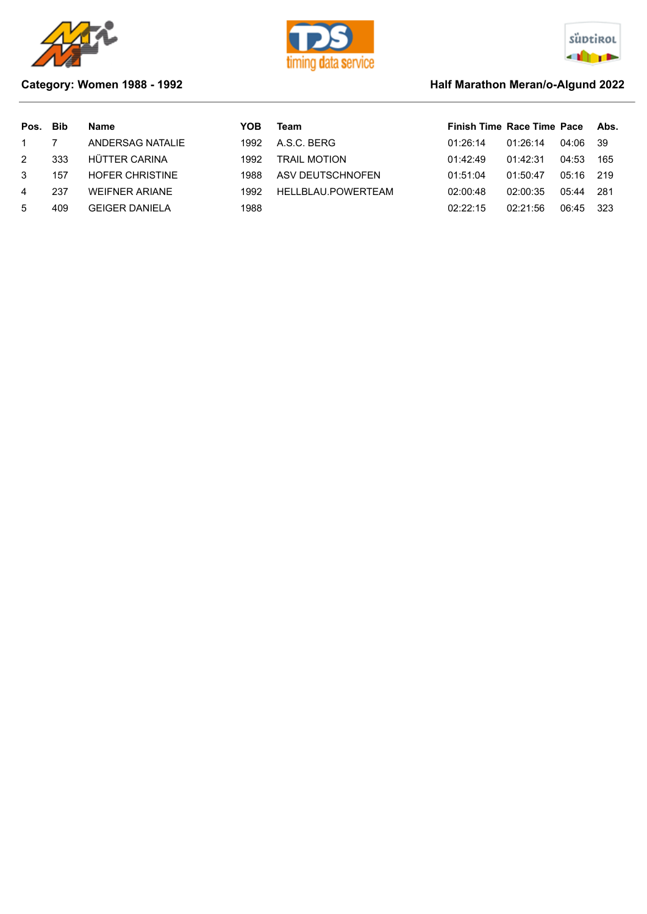**Category: Women 1988 - 1992**

**Half Marathon Meran/o-Algund 2022**

| Pos. | Bib | Name | YOB | Team | Finish Time | Race Time | Pace | Abs. |
|---|---|---|---|---|---|---|---|---|
| 1 | 7 | ANDERSAG NATALIE | 1992 | A.S.C. BERG | 01:26:14 | 01:26:14 | 04:06 | 39 |
| 2 | 333 | HÜTTER CARINA | 1992 | TRAIL MOTION | 01:42:49 | 01:42:31 | 04:53 | 165 |
| 3 | 157 | HOFER CHRISTINE | 1988 | ASV DEUTSCHNOFEN | 01:51:04 | 01:50:47 | 05:16 | 219 |
| 4 | 237 | WEIFNER ARIANE | 1992 | HELLBLAU.POWERTEAM | 02:00:48 | 02:00:35 | 05:44 | 281 |
| 5 | 409 | GEIGER DANIELA | 1988 | | 02:22:15 | 02:21:56 | 06:45 | 323 |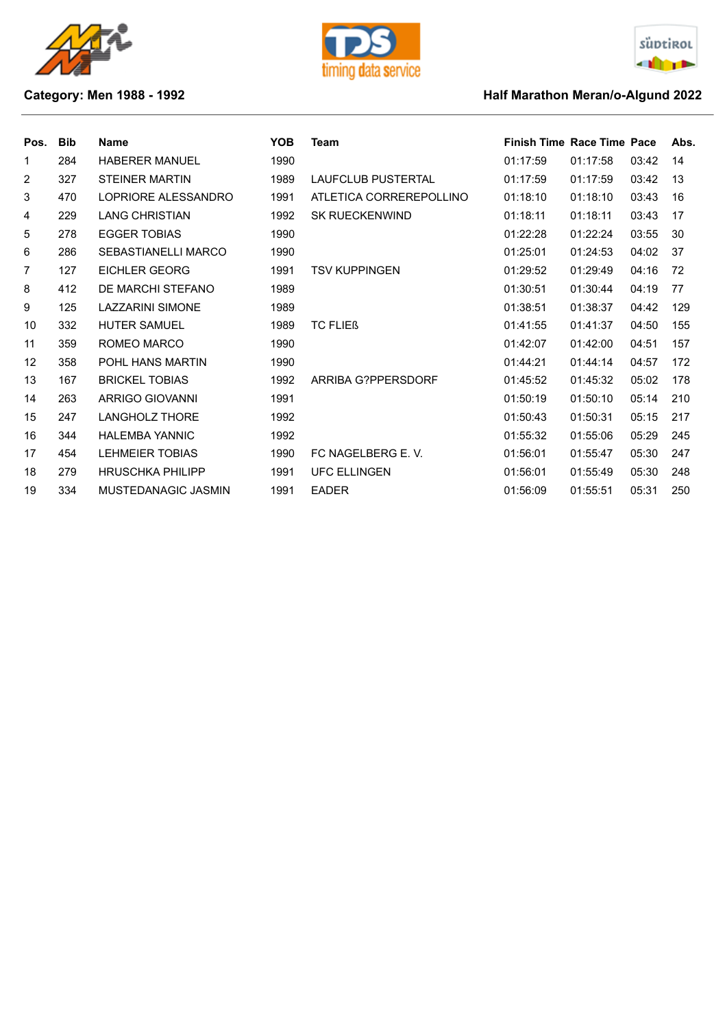**Category: Men 1988 - 1992**

**Half Marathon Meran/o-Algund 2022**

| Pos. | Bib | Name | YOB | Team | Finish Time | Race Time | Pace | Abs. |
|---|---|---|---|---|---|---|---|---|
| 1 | 284 | HABERER MANUEL | 1990 | | 01:17:59 | 01:17:58 | 03:42 | 14 |
| 2 | 327 | STEINER MARTIN | 1989 | LAUFCLUB PUSTERTAL | 01:17:59 | 01:17:59 | 03:42 | 13 |
| 3 | 470 | LOPRIORE ALESSANDRO | 1991 | ATLETICA CORREREPOLLINO | 01:18:10 | 01:18:10 | 03:43 | 16 |
| 4 | 229 | LANG CHRISTIAN | 1992 | SK RUECKENWIND | 01:18:11 | 01:18:11 | 03:43 | 17 |
| 5 | 278 | EGGER TOBIAS | 1990 | | 01:22:28 | 01:22:24 | 03:55 | 30 |
| 6 | 286 | SEBASTIANELLI MARCO | 1990 | | 01:25:01 | 01:24:53 | 04:02 | 37 |
| 7 | 127 | EICHLER GEORG | 1991 | TSV KUPPINGEN | 01:29:52 | 01:29:49 | 04:16 | 72 |
| 8 | 412 | DE MARCHI STEFANO | 1989 | | 01:30:51 | 01:30:44 | 04:19 | 77 |
| 9 | 125 | LAZZARINI SIMONE | 1989 | | 01:38:51 | 01:38:37 | 04:42 | 129 |
| 10 | 332 | HUTER SAMUEL | 1989 | TC FLIEß | 01:41:55 | 01:41:37 | 04:50 | 155 |
| 11 | 359 | ROMEO MARCO | 1990 | | 01:42:07 | 01:42:00 | 04:51 | 157 |
| 12 | 358 | POHL HANS MARTIN | 1990 | | 01:44:21 | 01:44:14 | 04:57 | 172 |
| 13 | 167 | BRICKEL TOBIAS | 1992 | ARRIBA G?PPERSDORF | 01:45:52 | 01:45:32 | 05:02 | 178 |
| 14 | 263 | ARRIGO GIOVANNI | 1991 | | 01:50:19 | 01:50:10 | 05:14 | 210 |
| 15 | 247 | LANGHOLZ THORE | 1992 | | 01:50:43 | 01:50:31 | 05:15 | 217 |
| 16 | 344 | HALEMBA YANNIC | 1992 | | 01:55:32 | 01:55:06 | 05:29 | 245 |
| 17 | 454 | LEHMEIER TOBIAS | 1990 | FC NAGELBERG E. V. | 01:56:01 | 01:55:47 | 05:30 | 247 |
| 18 | 279 | HRUSCHKA PHILIPP | 1991 | UFC ELLINGEN | 01:56:01 | 01:55:49 | 05:30 | 248 |
| 19 | 334 | MUSTEDANAGIC JASMIN | 1991 | EADER | 01:56:09 | 01:55:51 | 05:31 | 250 |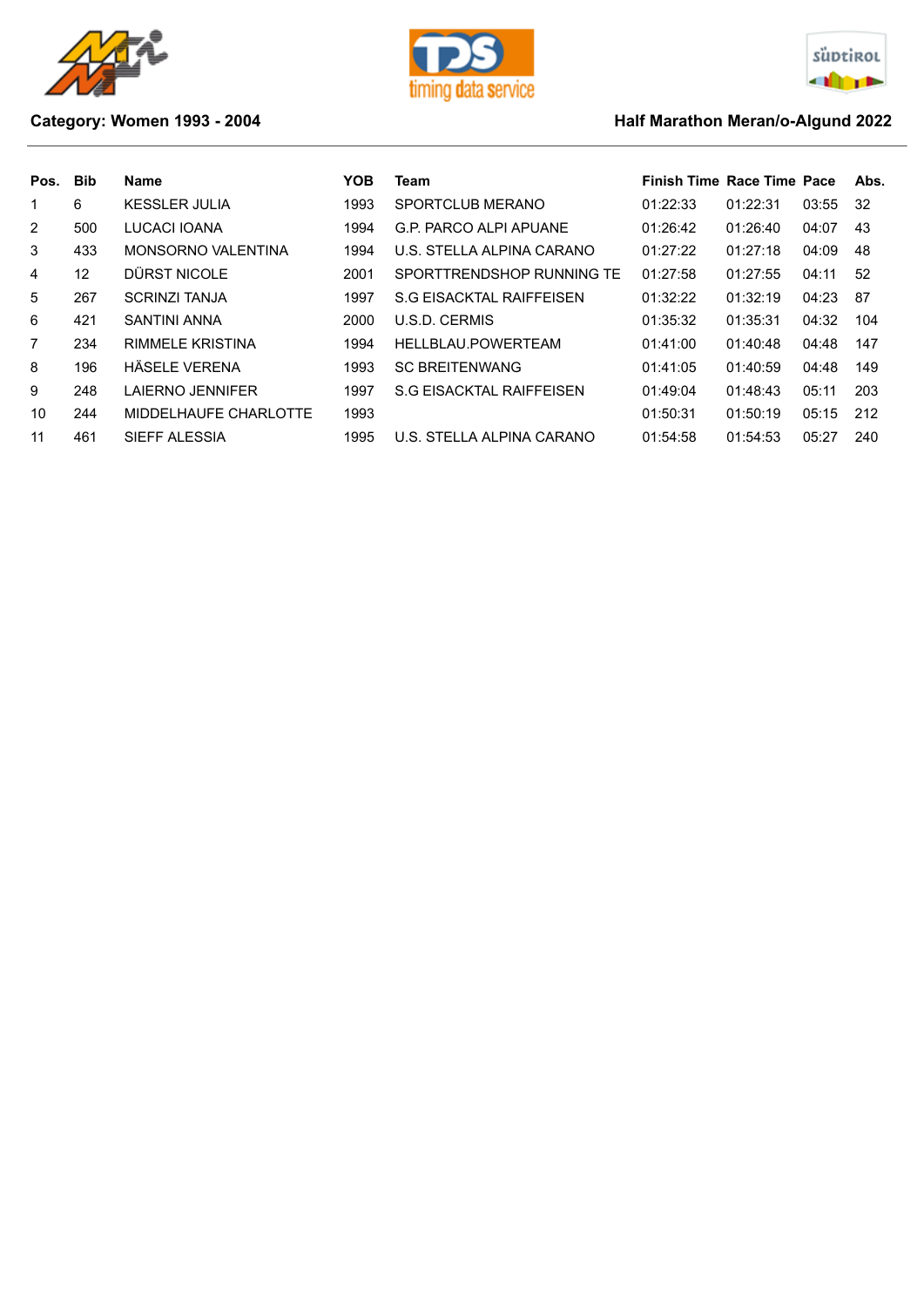**Category: Women 1993 - 2004**

**Half Marathon Meran/o-Algund 2022**

| Pos. | Bib | Name | YOB | Team | Finish Time | Race Time | Pace | Abs. |
|---|---|---|---|---|---|---|---|---|
| 1 | 6 | KESSLER JULIA | 1993 | SPORTCLUB MERANO | 01:22:33 | 01:22:31 | 03:55 | 32 |
| 2 | 500 | LUCACI IOANA | 1994 | G.P. PARCO ALPI APUANE | 01:26:42 | 01:26:40 | 04:07 | 43 |
| 3 | 433 | MONSORNO VALENTINA | 1994 | U.S. STELLA ALPINA CARANO | 01:27:22 | 01:27:18 | 04:09 | 48 |
| 4 | 12 | DÜRST NICOLE | 2001 | SPORTTRENDSHOP RUNNING TE | 01:27:58 | 01:27:55 | 04:11 | 52 |
| 5 | 267 | SCRINZI TANJA | 1997 | S.G EISACKTAL RAIFFEISEN | 01:32:22 | 01:32:19 | 04:23 | 87 |
| 6 | 421 | SANTINI ANNA | 2000 | U.S.D. CERMIS | 01:35:32 | 01:35:31 | 04:32 | 104 |
| 7 | 234 | RIMMELE KRISTINA | 1994 | HELLBLAU.POWERTEAM | 01:41:00 | 01:40:48 | 04:48 | 147 |
| 8 | 196 | HÄSELE VERENA | 1993 | SC BREITENWANG | 01:41:05 | 01:40:59 | 04:48 | 149 |
| 9 | 248 | LAIERNO JENNIFER | 1997 | S.G EISACKTAL RAIFFEISEN | 01:49:04 | 01:48:43 | 05:11 | 203 |
| 10 | 244 | MIDDELHAUFE CHARLOTTE | 1993 | | 01:50:31 | 01:50:19 | 05:15 | 212 |
| 11 | 461 | SIEFF ALESSIA | 1995 | U.S. STELLA ALPINA CARANO | 01:54:58 | 01:54:53 | 05:27 | 240 |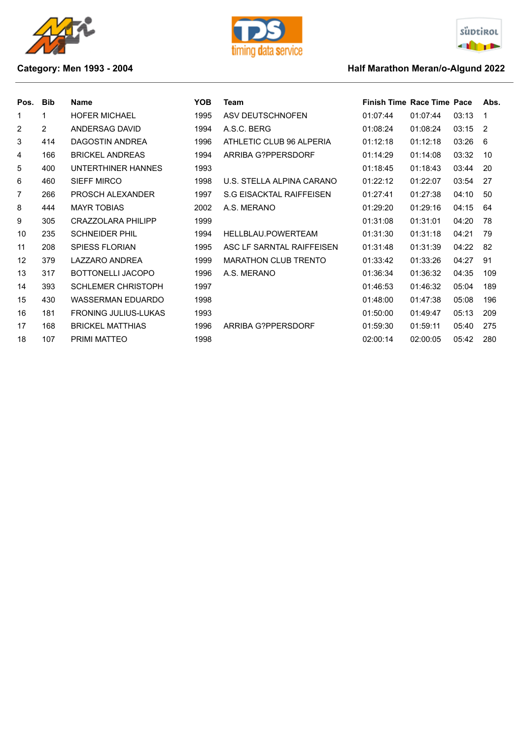**Category: Men 1993 - 2004**

**Half Marathon Meran/o-Algund 2022**

| Pos. | Bib | Name | YOB | Team | Finish Time | Race Time | Pace | Abs. |
|---|---|---|---|---|---|---|---|---|
| 1 | 1 | HOFER MICHAEL | 1995 | ASV DEUTSCHNOFEN | 01:07:44 | 01:07:44 | 03:13 | 1 |
| 2 | 2 | ANDERSAG DAVID | 1994 | A.S.C. BERG | 01:08:24 | 01:08:24 | 03:15 | 2 |
| 3 | 414 | DAGOSTIN ANDREA | 1996 | ATHLETIC CLUB 96 ALPERIA | 01:12:18 | 01:12:18 | 03:26 | 6 |
| 4 | 166 | BRICKEL ANDREAS | 1994 | ARRIBA G?PPERSDORF | 01:14:29 | 01:14:08 | 03:32 | 10 |
| 5 | 400 | UNTERTHINER HANNES | 1993 | | 01:18:45 | 01:18:43 | 03:44 | 20 |
| 6 | 460 | SIEFF MIRCO | 1998 | U.S. STELLA ALPINA CARANO | 01:22:12 | 01:22:07 | 03:54 | 27 |
| 7 | 266 | PROSCH ALEXANDER | 1997 | S.G EISACKTAL RAIFFEISEN | 01:27:41 | 01:27:38 | 04:10 | 50 |
| 8 | 444 | MAYR TOBIAS | 2002 | A.S. MERANO | 01:29:20 | 01:29:16 | 04:15 | 64 |
| 9 | 305 | CRAZZOLARA PHILIPP | 1999 | | 01:31:08 | 01:31:01 | 04:20 | 78 |
| 10 | 235 | SCHNEIDER PHIL | 1994 | HELLBLAU.POWERTEAM | 01:31:30 | 01:31:18 | 04:21 | 79 |
| 11 | 208 | SPIESS FLORIAN | 1995 | ASC LF SARNTAL RAIFFEISEN | 01:31:48 | 01:31:39 | 04:22 | 82 |
| 12 | 379 | LAZZARO ANDREA | 1999 | MARATHON CLUB TRENTO | 01:33:42 | 01:33:26 | 04:27 | 91 |
| 13 | 317 | BOTTONELLI JACOPO | 1996 | A.S. MERANO | 01:36:34 | 01:36:32 | 04:35 | 109 |
| 14 | 393 | SCHLEMER CHRISTOPH | 1997 | | 01:46:53 | 01:46:32 | 05:04 | 189 |
| 15 | 430 | WASSERMAN EDUARDO | 1998 | | 01:48:00 | 01:47:38 | 05:08 | 196 |
| 16 | 181 | FRONING JULIUS-LUKAS | 1993 | | 01:50:00 | 01:49:47 | 05:13 | 209 |
| 17 | 168 | BRICKEL MATTHIAS | 1996 | ARRIBA G?PPERSDORF | 01:59:30 | 01:59:11 | 05:40 | 275 |
| 18 | 107 | PRIMI MATTEO | 1998 | | 02:00:14 | 02:00:05 | 05:42 | 280 |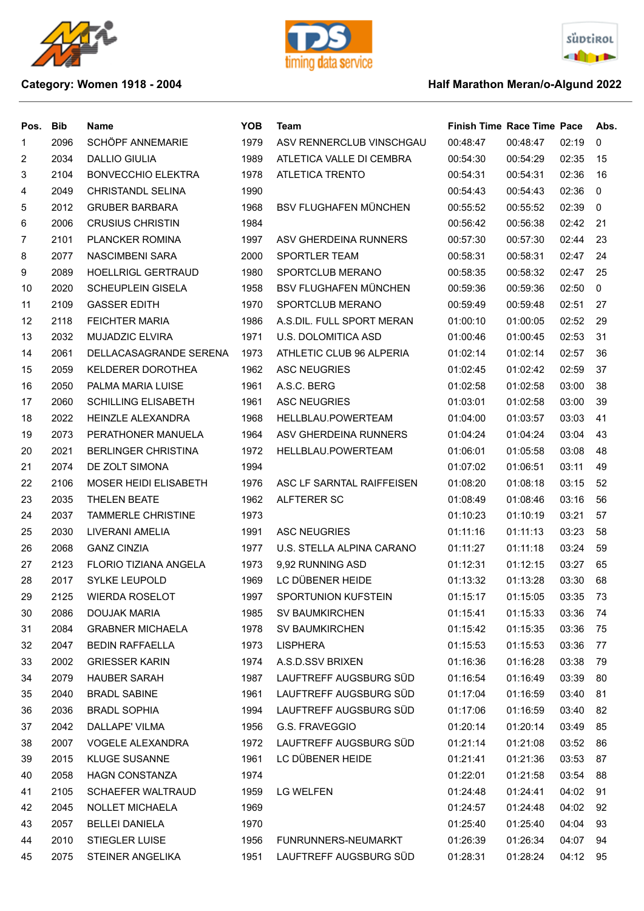**Category: Women 1918 - 2004**

**Half Marathon Meran/o-Algund 2022**

| Pos. | Bib | Name | YOB | Team | Finish Time | Race Time | Pace | Abs. |
|---|---|---|---|---|---|---|---|---|
| 1 | 2096 | SCHÖPF ANNEMARIE | 1979 | ASV RENNERCLUB VINSCHGAU | 00:48:47 | 00:48:47 | 02:19 | 0 |
| 2 | 2034 | DALLIO GIULIA | 1989 | ATLETICA VALLE DI CEMBRA | 00:54:30 | 00:54:29 | 02:35 | 15 |
| 3 | 2104 | BONVECCHIO ELEKTRA | 1978 | ATLETICA TRENTO | 00:54:31 | 00:54:31 | 02:36 | 16 |
| 4 | 2049 | CHRISTANDL SELINA | 1990 | | 00:54:43 | 00:54:43 | 02:36 | 0 |
| 5 | 2012 | GRUBER BARBARA | 1968 | BSV FLUGHAFEN MÜNCHEN | 00:55:52 | 00:55:52 | 02:39 | 0 |
| 6 | 2006 | CRUSIUS CHRISTIN | 1984 | | 00:56:42 | 00:56:38 | 02:42 | 21 |
| 7 | 2101 | PLANCKER ROMINA | 1997 | ASV GHERDEINA RUNNERS | 00:57:30 | 00:57:30 | 02:44 | 23 |
| 8 | 2077 | NASCIMBENI SARA | 2000 | SPORTLER TEAM | 00:58:31 | 00:58:31 | 02:47 | 24 |
| 9 | 2089 | HOELLRIGL GERTRAUD | 1980 | SPORTCLUB MERANO | 00:58:35 | 00:58:32 | 02:47 | 25 |
| 10 | 2020 | SCHEUPLEIN GISELA | 1958 | BSV FLUGHAFEN MÜNCHEN | 00:59:36 | 00:59:36 | 02:50 | 0 |
| 11 | 2109 | GASSER EDITH | 1970 | SPORTCLUB MERANO | 00:59:49 | 00:59:48 | 02:51 | 27 |
| 12 | 2118 | FEICHTER MARIA | 1986 | A.S.DIL. FULL SPORT MERAN | 01:00:10 | 01:00:05 | 02:52 | 29 |
| 13 | 2032 | MUJADZIC ELVIRA | 1971 | U.S. DOLOMITICA ASD | 01:00:46 | 01:00:45 | 02:53 | 31 |
| 14 | 2061 | DELLACASAGRANDE SERENA | 1973 | ATHLETIC CLUB 96 ALPERIA | 01:02:14 | 01:02:14 | 02:57 | 36 |
| 15 | 2059 | KELDERER DOROTHEA | 1962 | ASC NEUGRIES | 01:02:45 | 01:02:42 | 02:59 | 37 |
| 16 | 2050 | PALMA MARIA LUISE | 1961 | A.S.C. BERG | 01:02:58 | 01:02:58 | 03:00 | 38 |
| 17 | 2060 | SCHILLING ELISABETH | 1961 | ASC NEUGRIES | 01:03:01 | 01:02:58 | 03:00 | 39 |
| 18 | 2022 | HEINZLE ALEXANDRA | 1968 | HELLBLAU.POWERTEAM | 01:04:00 | 01:03:57 | 03:03 | 41 |
| 19 | 2073 | PERATHONER MANUELA | 1964 | ASV GHERDEINA RUNNERS | 01:04:24 | 01:04:24 | 03:04 | 43 |
| 20 | 2021 | BERLINGER CHRISTINA | 1972 | HELLBLAU.POWERTEAM | 01:06:01 | 01:05:58 | 03:08 | 48 |
| 21 | 2074 | DE ZOLT SIMONA | 1994 | | 01:07:02 | 01:06:51 | 03:11 | 49 |
| 22 | 2106 | MOSER HEIDI ELISABETH | 1976 | ASC LF SARNTAL RAIFFEISEN | 01:08:20 | 01:08:18 | 03:15 | 52 |
| 23 | 2035 | THELEN BEATE | 1962 | ALFTERER SC | 01:08:49 | 01:08:46 | 03:16 | 56 |
| 24 | 2037 | TAMMERLE CHRISTINE | 1973 | | 01:10:23 | 01:10:19 | 03:21 | 57 |
| 25 | 2030 | LIVERANI AMELIA | 1991 | ASC NEUGRIES | 01:11:16 | 01:11:13 | 03:23 | 58 |
| 26 | 2068 | GANZ CINZIA | 1977 | U.S. STELLA ALPINA CARANO | 01:11:27 | 01:11:18 | 03:24 | 59 |
| 27 | 2123 | FLORIO TIZIANA ANGELA | 1973 | 9,92 RUNNING ASD | 01:12:31 | 01:12:15 | 03:27 | 65 |
| 28 | 2017 | SYLKE LEUPOLD | 1969 | LC DÜBENER HEIDE | 01:13:32 | 01:13:28 | 03:30 | 68 |
| 29 | 2125 | WIERDA ROSELOT | 1997 | SPORTUNION KUFSTEIN | 01:15:17 | 01:15:05 | 03:35 | 73 |
| 30 | 2086 | DOUJAK MARIA | 1985 | SV BAUMKIRCHEN | 01:15:41 | 01:15:33 | 03:36 | 74 |
| 31 | 2084 | GRABNER MICHAELA | 1978 | SV BAUMKIRCHEN | 01:15:42 | 01:15:35 | 03:36 | 75 |
| 32 | 2047 | BEDIN RAFFAELLA | 1973 | LISPHERA | 01:15:53 | 01:15:53 | 03:36 | 77 |
| 33 | 2002 | GRIESSER KARIN | 1974 | A.S.D.SSV BRIXEN | 01:16:36 | 01:16:28 | 03:38 | 79 |
| 34 | 2079 | HAUBER SARAH | 1987 | LAUFTREFF AUGSBURG SÜD | 01:16:54 | 01:16:49 | 03:39 | 80 |
| 35 | 2040 | BRADL SABINE | 1961 | LAUFTREFF AUGSBURG SÜD | 01:17:04 | 01:16:59 | 03:40 | 81 |
| 36 | 2036 | BRADL SOPHIA | 1994 | LAUFTREFF AUGSBURG SÜD | 01:17:06 | 01:16:59 | 03:40 | 82 |
| 37 | 2042 | DALLAPE' VILMA | 1956 | G.S. FRAVEGGIO | 01:20:14 | 01:20:14 | 03:49 | 85 |
| 38 | 2007 | VOGELE ALEXANDRA | 1972 | LAUFTREFF AUGSBURG SÜD | 01:21:14 | 01:21:08 | 03:52 | 86 |
| 39 | 2015 | KLUGE SUSANNE | 1961 | LC DÜBENER HEIDE | 01:21:41 | 01:21:36 | 03:53 | 87 |
| 40 | 2058 | HAGN CONSTANZA | 1974 | | 01:22:01 | 01:21:58 | 03:54 | 88 |
| 41 | 2105 | SCHAEFER WALTRAUD | 1959 | LG WELFEN | 01:24:48 | 01:24:41 | 04:02 | 91 |
| 42 | 2045 | NOLLET MICHAELA | 1969 | | 01:24:57 | 01:24:48 | 04:02 | 92 |
| 43 | 2057 | BELLEI DANIELA | 1970 | | 01:25:40 | 01:25:40 | 04:04 | 93 |
| 44 | 2010 | STIEGLER LUISE | 1956 | FUNRUNNERS-NEUMARKT | 01:26:39 | 01:26:34 | 04:07 | 94 |
| 45 | 2075 | STEINER ANGELIKA | 1951 | LAUFTREFF AUGSBURG SÜD | 01:28:31 | 01:28:24 | 04:12 | 95 |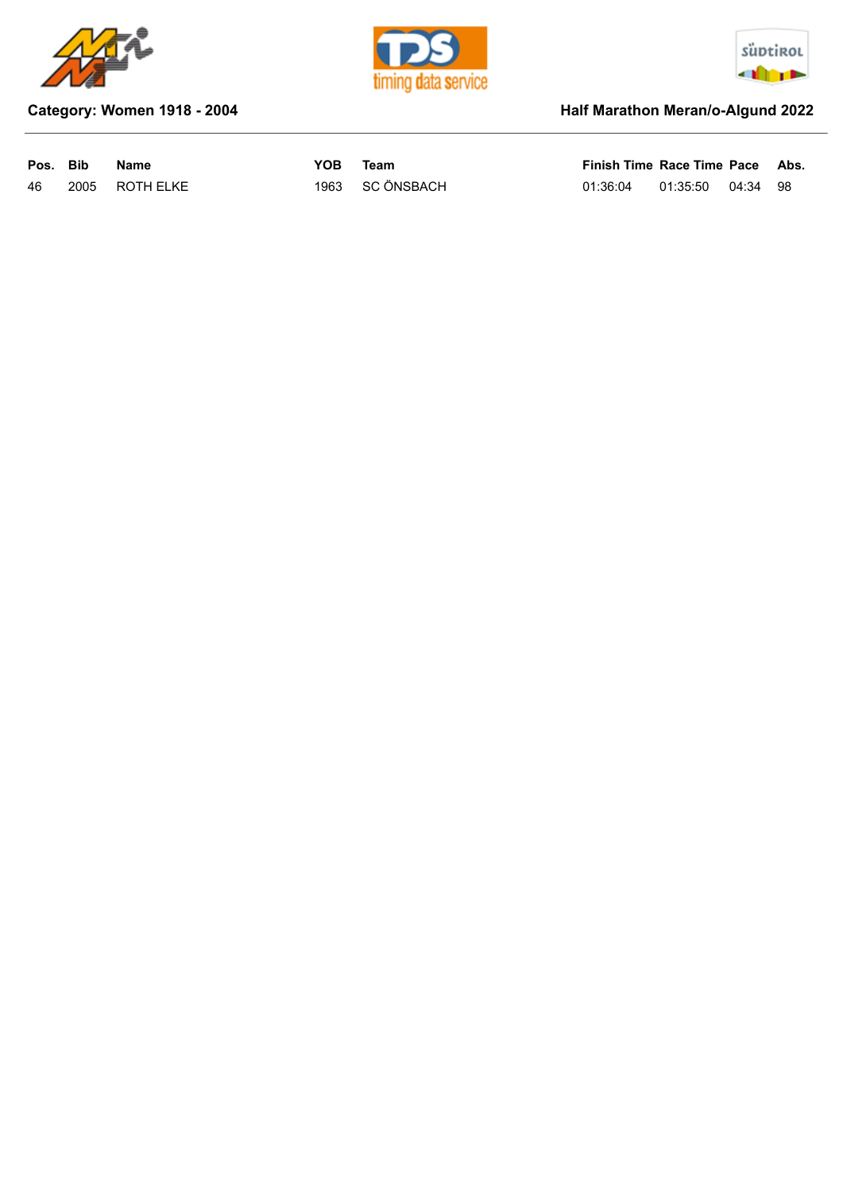**Category: Women 1918 - 2004**

**Half Marathon Meran/o-Algund 2022**

| Pos. | Bib | Name | YOB | Team | Finish Time | Race Time | Pace | Abs. |
|---|---|---|---|---|---|---|---|---|
| 46 | 2005 | ROTH ELKE | 1963 | SC ÖNSBACH | 01:36:04 | 01:35:50 | 04:34 | 98 |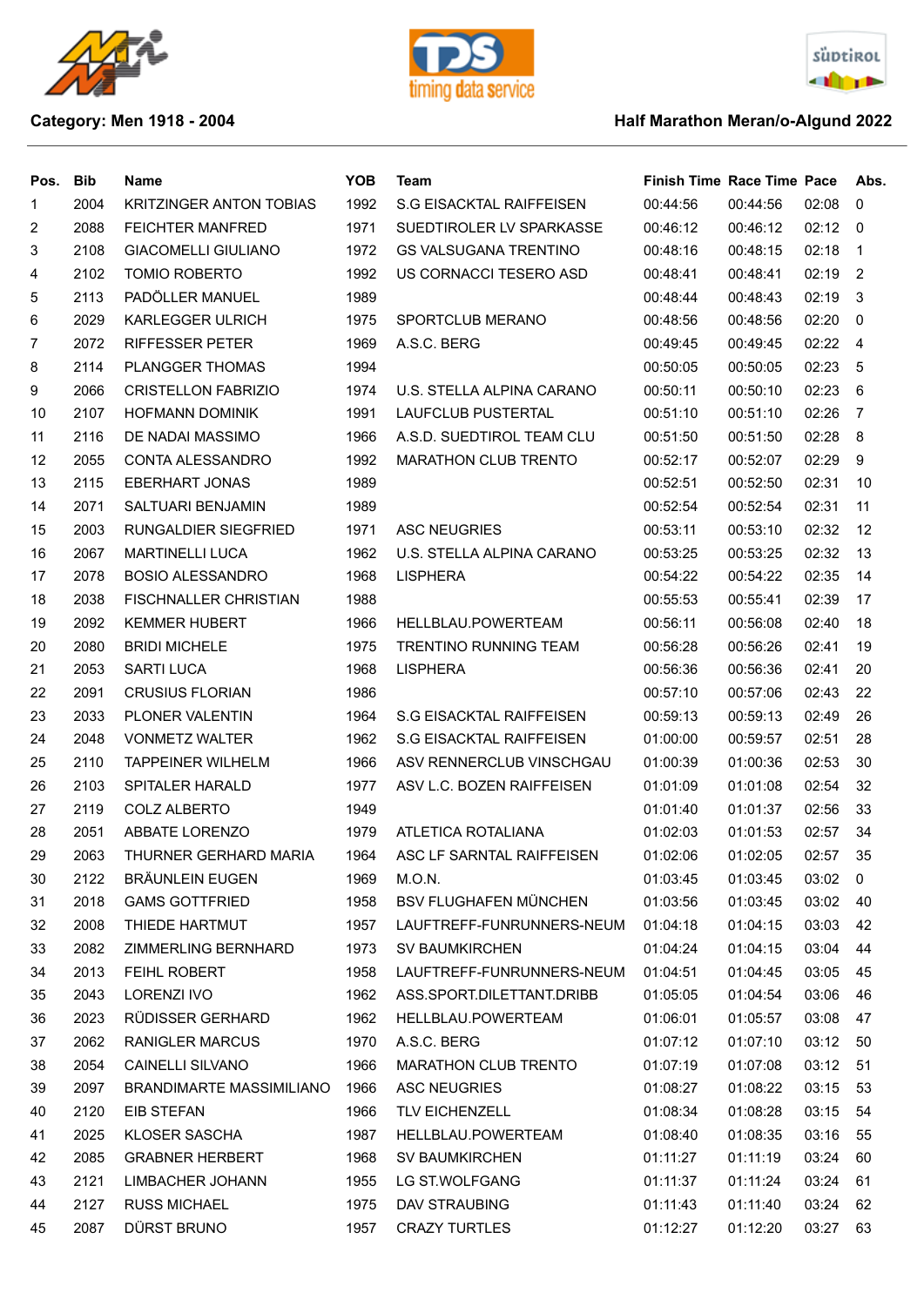**Category: Men 1918 - 2004**

**Half Marathon Meran/o-Algund 2022**

| Pos. | Bib | Name | YOB | Team | Finish Time | Race Time | Pace | Abs. |
|---|---|---|---|---|---|---|---|---|
| 1 | 2004 | KRITZINGER ANTON TOBIAS | 1992 | S.G EISACKTAL RAIFFEISEN | 00:44:56 | 00:44:56 | 02:08 | 0 |
| 2 | 2088 | FEICHTER MANFRED | 1971 | SUEDTIROLER LV SPARKASSE | 00:46:12 | 00:46:12 | 02:12 | 0 |
| 3 | 2108 | GIACOMELLI GIULIANO | 1972 | GS VALSUGANA TRENTINO | 00:48:16 | 00:48:15 | 02:18 | 1 |
| 4 | 2102 | TOMIO ROBERTO | 1992 | US CORNACCI TESERO ASD | 00:48:41 | 00:48:41 | 02:19 | 2 |
| 5 | 2113 | PADÖLLER MANUEL | 1989 | | 00:48:44 | 00:48:43 | 02:19 | 3 |
| 6 | 2029 | KARLEGGER ULRICH | 1975 | SPORTCLUB MERANO | 00:48:56 | 00:48:56 | 02:20 | 0 |
| 7 | 2072 | RIFFESSER PETER | 1969 | A.S.C. BERG | 00:49:45 | 00:49:45 | 02:22 | 4 |
| 8 | 2114 | PLANGGER THOMAS | 1994 | | 00:50:05 | 00:50:05 | 02:23 | 5 |
| 9 | 2066 | CRISTELLON FABRIZIO | 1974 | U.S. STELLA ALPINA CARANO | 00:50:11 | 00:50:10 | 02:23 | 6 |
| 10 | 2107 | HOFMANN DOMINIK | 1991 | LAUFCLUB PUSTERTAL | 00:51:10 | 00:51:10 | 02:26 | 7 |
| 11 | 2116 | DE NADAI MASSIMO | 1966 | A.S.D. SUEDTIROL TEAM CLU | 00:51:50 | 00:51:50 | 02:28 | 8 |
| 12 | 2055 | CONTA ALESSANDRO | 1992 | MARATHON CLUB TRENTO | 00:52:17 | 00:52:07 | 02:29 | 9 |
| 13 | 2115 | EBERHART JONAS | 1989 | | 00:52:51 | 00:52:50 | 02:31 | 10 |
| 14 | 2071 | SALTUARI BENJAMIN | 1989 | | 00:52:54 | 00:52:54 | 02:31 | 11 |
| 15 | 2003 | RUNGALDIER SIEGFRIED | 1971 | ASC NEUGRIES | 00:53:11 | 00:53:10 | 02:32 | 12 |
| 16 | 2067 | MARTINELLI LUCA | 1962 | U.S. STELLA ALPINA CARANO | 00:53:25 | 00:53:25 | 02:32 | 13 |
| 17 | 2078 | BOSIO ALESSANDRO | 1968 | LISPHERA | 00:54:22 | 00:54:22 | 02:35 | 14 |
| 18 | 2038 | FISCHNALLER CHRISTIAN | 1988 | | 00:55:53 | 00:55:41 | 02:39 | 17 |
| 19 | 2092 | KEMMER HUBERT | 1966 | HELLBLAU.POWERTEAM | 00:56:11 | 00:56:08 | 02:40 | 18 |
| 20 | 2080 | BRIDI MICHELE | 1975 | TRENTINO RUNNING TEAM | 00:56:28 | 00:56:26 | 02:41 | 19 |
| 21 | 2053 | SARTI LUCA | 1968 | LISPHERA | 00:56:36 | 00:56:36 | 02:41 | 20 |
| 22 | 2091 | CRUSIUS FLORIAN | 1986 | | 00:57:10 | 00:57:06 | 02:43 | 22 |
| 23 | 2033 | PLONER VALENTIN | 1964 | S.G EISACKTAL RAIFFEISEN | 00:59:13 | 00:59:13 | 02:49 | 26 |
| 24 | 2048 | VONMETZ WALTER | 1962 | S.G EISACKTAL RAIFFEISEN | 01:00:00 | 00:59:57 | 02:51 | 28 |
| 25 | 2110 | TAPPEINER WILHELM | 1966 | ASV RENNERCLUB VINSCHGAU | 01:00:39 | 01:00:36 | 02:53 | 30 |
| 26 | 2103 | SPITALER HARALD | 1977 | ASV L.C. BOZEN RAIFFEISEN | 01:01:09 | 01:01:08 | 02:54 | 32 |
| 27 | 2119 | COLZ ALBERTO | 1949 | | 01:01:40 | 01:01:37 | 02:56 | 33 |
| 28 | 2051 | ABBATE LORENZO | 1979 | ATLETICA ROTALIANA | 01:02:03 | 01:01:53 | 02:57 | 34 |
| 29 | 2063 | THURNER GERHARD MARIA | 1964 | ASC LF SARNTAL RAIFFEISEN | 01:02:06 | 01:02:05 | 02:57 | 35 |
| 30 | 2122 | BRÄUNLEIN EUGEN | 1969 | M.O.N. | 01:03:45 | 01:03:45 | 03:02 | 0 |
| 31 | 2018 | GAMS GOTTFRIED | 1958 | BSV FLUGHAFEN MÜNCHEN | 01:03:56 | 01:03:45 | 03:02 | 40 |
| 32 | 2008 | THIEDE HARTMUT | 1957 | LAUFTREFF-FUNRUNNERS-NEUM | 01:04:18 | 01:04:15 | 03:03 | 42 |
| 33 | 2082 | ZIMMERLING BERNHARD | 1973 | SV BAUMKIRCHEN | 01:04:24 | 01:04:15 | 03:04 | 44 |
| 34 | 2013 | FEIHL ROBERT | 1958 | LAUFTREFF-FUNRUNNERS-NEUM | 01:04:51 | 01:04:45 | 03:05 | 45 |
| 35 | 2043 | LORENZI IVO | 1962 | ASS.SPORT.DILETTANT.DRIBB | 01:05:05 | 01:04:54 | 03:06 | 46 |
| 36 | 2023 | RÜDISSER GERHARD | 1962 | HELLBLAU.POWERTEAM | 01:06:01 | 01:05:57 | 03:08 | 47 |
| 37 | 2062 | RANIGLER MARCUS | 1970 | A.S.C. BERG | 01:07:12 | 01:07:10 | 03:12 | 50 |
| 38 | 2054 | CAINELLI SILVANO | 1966 | MARATHON CLUB TRENTO | 01:07:19 | 01:07:08 | 03:12 | 51 |
| 39 | 2097 | BRANDIMARTE MASSIMILIANO | 1966 | ASC NEUGRIES | 01:08:27 | 01:08:22 | 03:15 | 53 |
| 40 | 2120 | EIB STEFAN | 1966 | TLV EICHENZELL | 01:08:34 | 01:08:28 | 03:15 | 54 |
| 41 | 2025 | KLOSER SASCHA | 1987 | HELLBLAU.POWERTEAM | 01:08:40 | 01:08:35 | 03:16 | 55 |
| 42 | 2085 | GRABNER HERBERT | 1968 | SV BAUMKIRCHEN | 01:11:27 | 01:11:19 | 03:24 | 60 |
| 43 | 2121 | LIMBACHER JOHANN | 1955 | LG ST.WOLFGANG | 01:11:37 | 01:11:24 | 03:24 | 61 |
| 44 | 2127 | RUSS MICHAEL | 1975 | DAV STRAUBING | 01:11:43 | 01:11:40 | 03:24 | 62 |
| 45 | 2087 | DÜRST BRUNO | 1957 | CRAZY TURTLES | 01:12:27 | 01:12:20 | 03:27 | 63 |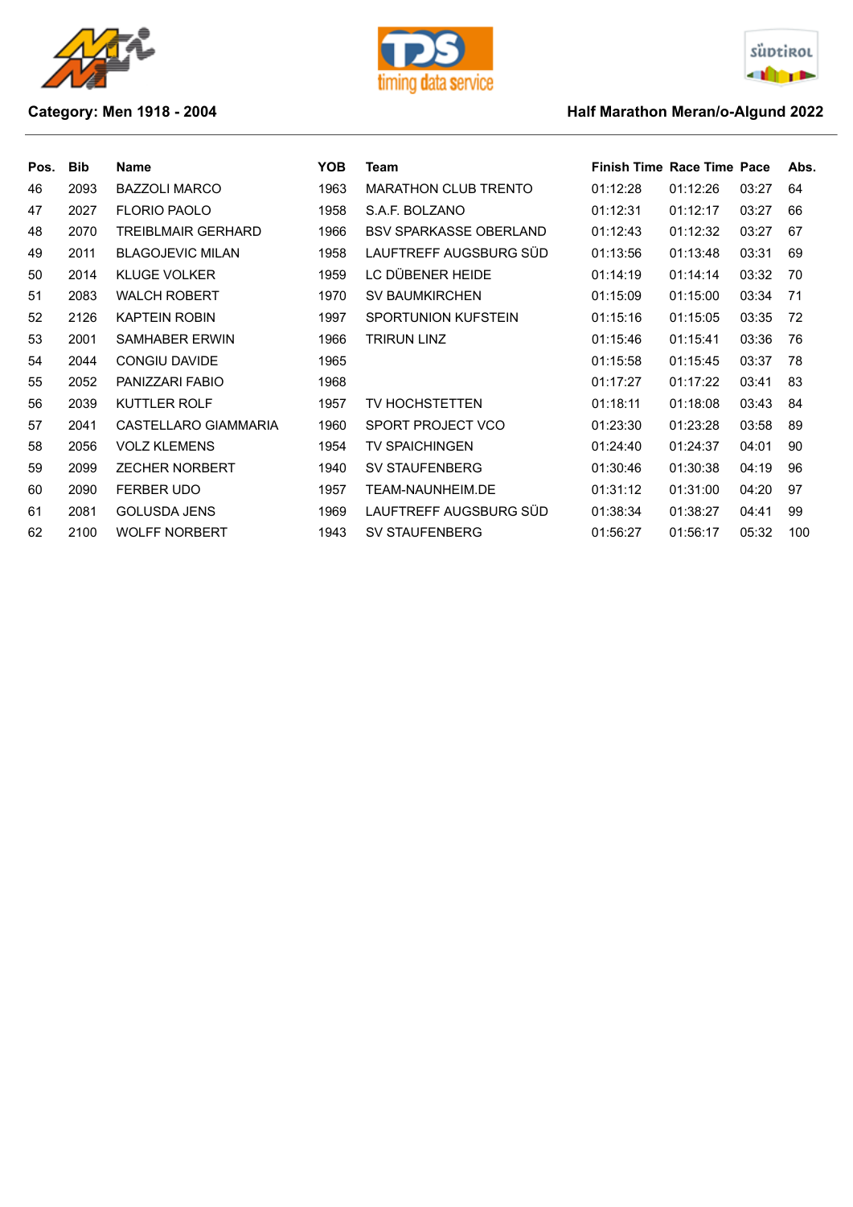**Category: Men 1918 - 2004**

**Half Marathon Meran/o-Algund 2022**

| Pos. | Bib | Name | YOB | Team | Finish Time | Race Time | Pace | Abs. |
|---|---|---|---|---|---|---|---|---|
| 46 | 2093 | BAZZOLI MARCO | 1963 | MARATHON CLUB TRENTO | 01:12:28 | 01:12:26 | 03:27 | 64 |
| 47 | 2027 | FLORIO PAOLO | 1958 | S.A.F. BOLZANO | 01:12:31 | 01:12:17 | 03:27 | 66 |
| 48 | 2070 | TREIBLMAIR GERHARD | 1966 | BSV SPARKASSE OBERLAND | 01:12:43 | 01:12:32 | 03:27 | 67 |
| 49 | 2011 | BLAGOJEVIC MILAN | 1958 | LAUFTREFF AUGSBURG SÜD | 01:13:56 | 01:13:48 | 03:31 | 69 |
| 50 | 2014 | KLUGE VOLKER | 1959 | LC DÜBENER HEIDE | 01:14:19 | 01:14:14 | 03:32 | 70 |
| 51 | 2083 | WALCH ROBERT | 1970 | SV BAUMKIRCHEN | 01:15:09 | 01:15:00 | 03:34 | 71 |
| 52 | 2126 | KAPTEIN ROBIN | 1997 | SPORTUNION KUFSTEIN | 01:15:16 | 01:15:05 | 03:35 | 72 |
| 53 | 2001 | SAMHABER ERWIN | 1966 | TRIRUN LINZ | 01:15:46 | 01:15:41 | 03:36 | 76 |
| 54 | 2044 | CONGIU DAVIDE | 1965 | | 01:15:58 | 01:15:45 | 03:37 | 78 |
| 55 | 2052 | PANIZZARI FABIO | 1968 | | 01:17:27 | 01:17:22 | 03:41 | 83 |
| 56 | 2039 | KUTTLER ROLF | 1957 | TV HOCHSTETTEN | 01:18:11 | 01:18:08 | 03:43 | 84 |
| 57 | 2041 | CASTELLARO GIAMMARIA | 1960 | SPORT PROJECT VCO | 01:23:30 | 01:23:28 | 03:58 | 89 |
| 58 | 2056 | VOLZ KLEMENS | 1954 | TV SPAICHINGEN | 01:24:40 | 01:24:37 | 04:01 | 90 |
| 59 | 2099 | ZECHER NORBERT | 1940 | SV STAUFENBERG | 01:30:46 | 01:30:38 | 04:19 | 96 |
| 60 | 2090 | FERBER UDO | 1957 | TEAM-NAUNHEIM.DE | 01:31:12 | 01:31:00 | 04:20 | 97 |
| 61 | 2081 | GOLUSDA JENS | 1969 | LAUFTREFF AUGSBURG SÜD | 01:38:34 | 01:38:27 | 04:41 | 99 |
| 62 | 2100 | WOLFF NORBERT | 1943 | SV STAUFENBERG | 01:56:27 | 01:56:17 | 05:32 | 100 |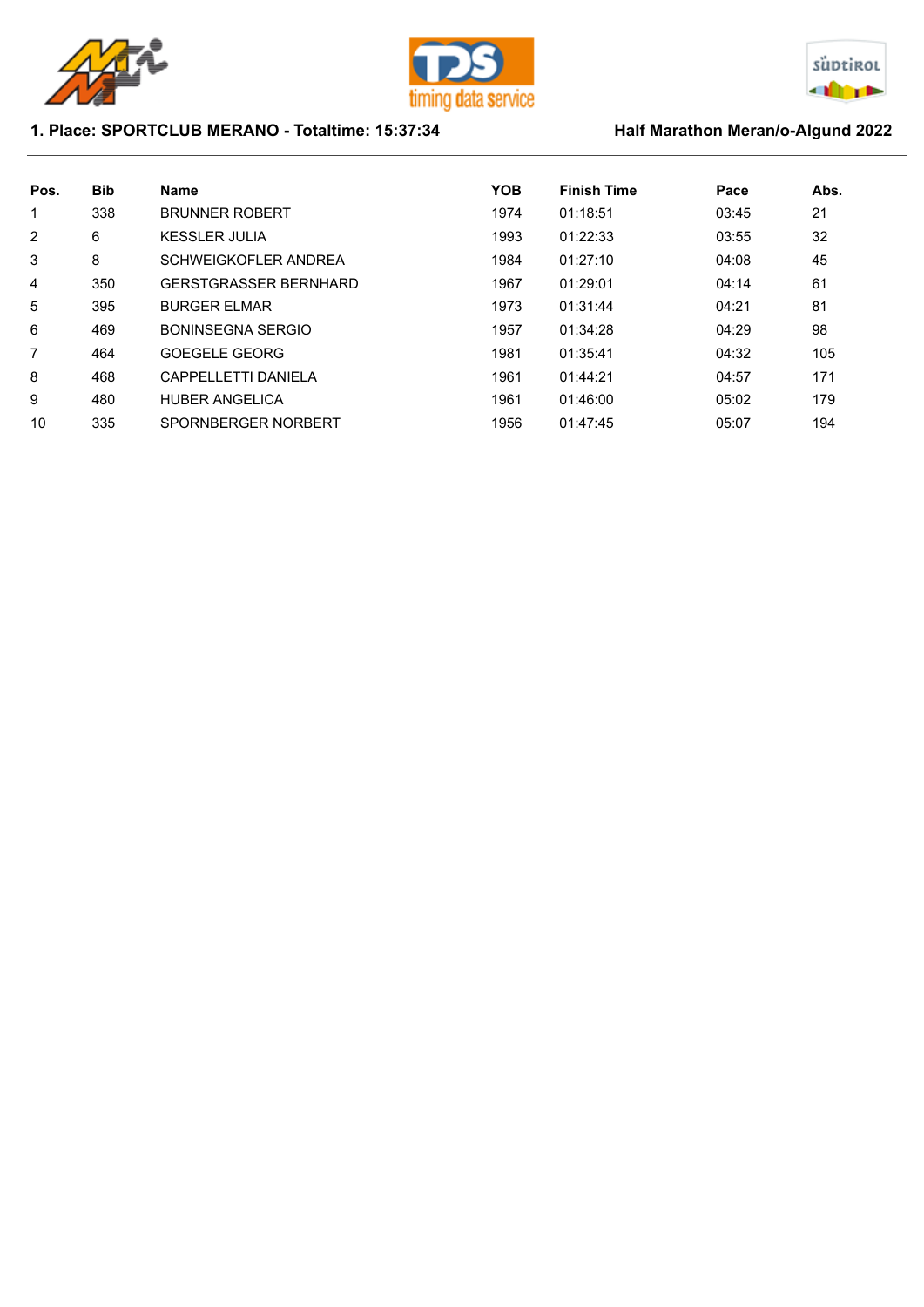**1. Place: SPORTCLUB MERANO - Totaltime: 15:37:34**

**Half Marathon Meran/o-Algund 2022**

| Pos. | Bib | Name | YOB | Finish Time | Pace | Abs. |
|---|---|---|---|---|---|---|
| 1 | 338 | BRUNNER ROBERT | 1974 | 01:18:51 | 03:45 | 21 |
| 2 | 6 | KESSLER JULIA | 1993 | 01:22:33 | 03:55 | 32 |
| 3 | 8 | SCHWEIGKOFLER ANDREA | 1984 | 01:27:10 | 04:08 | 45 |
| 4 | 350 | GERSTGRASSER BERNHARD | 1967 | 01:29:01 | 04:14 | 61 |
| 5 | 395 | BURGER ELMAR | 1973 | 01:31:44 | 04:21 | 81 |
| 6 | 469 | BONINSEGNA SERGIO | 1957 | 01:34:28 | 04:29 | 98 |
| 7 | 464 | GOEGELE GEORG | 1981 | 01:35:41 | 04:32 | 105 |
| 8 | 468 | CAPPELLETTI DANIELA | 1961 | 01:44:21 | 04:57 | 171 |
| 9 | 480 | HUBER ANGELICA | 1961 | 01:46:00 | 05:02 | 179 |
| 10 | 335 | SPORNBERGER NORBERT | 1956 | 01:47:45 | 05:07 | 194 |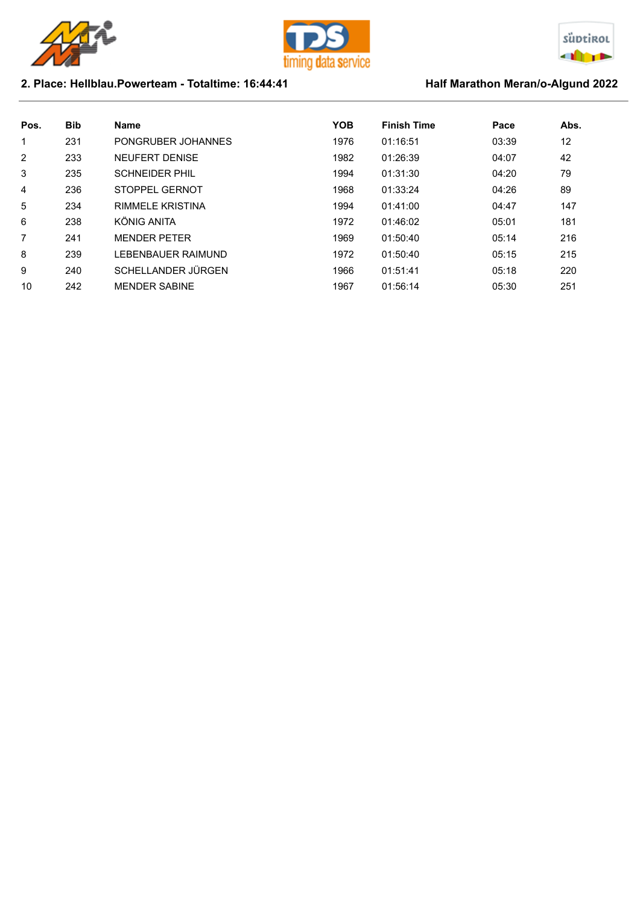## 2. Place: Hellblau.Powerteam - Totaltime: 16:44:41

## Half Marathon Meran/o-Algund 2022

| Pos. | Bib | Name | YOB | Finish Time | Pace | Abs. |
|---|---|---|---|---|---|---|
| 1 | 231 | PONGRUBER JOHANNES | 1976 | 01:16:51 | 03:39 | 12 |
| 2 | 233 | NEUFERT DENISE | 1982 | 01:26:39 | 04:07 | 42 |
| 3 | 235 | SCHNEIDER PHIL | 1994 | 01:31:30 | 04:20 | 79 |
| 4 | 236 | STOPPEL GERNOT | 1968 | 01:33:24 | 04:26 | 89 |
| 5 | 234 | RIMMELE KRISTINA | 1994 | 01:41:00 | 04:47 | 147 |
| 6 | 238 | KÖNIG ANITA | 1972 | 01:46:02 | 05:01 | 181 |
| 7 | 241 | MENDER PETER | 1969 | 01:50:40 | 05:14 | 216 |
| 8 | 239 | LEBENBAUER RAIMUND | 1972 | 01:50:40 | 05:15 | 215 |
| 9 | 240 | SCHELLANDER JÜRGEN | 1966 | 01:51:41 | 05:18 | 220 |
| 10 | 242 | MENDER SABINE | 1967 | 01:56:14 | 05:30 | 251 |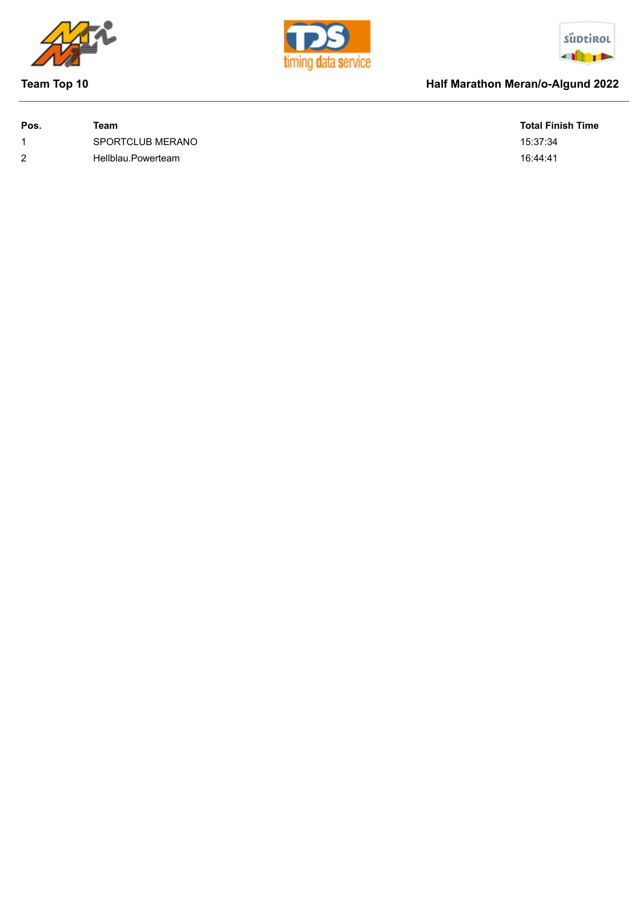## Team Top 10

## Half Marathon Meran/o-Algund 2022

| Pos. | Team | Total Finish Time |
|---|---|---|
| 1 | SPORTCLUB MERANO | 15:37:34 |
| 2 | Hellblau.Powerteam | 16:44:41 |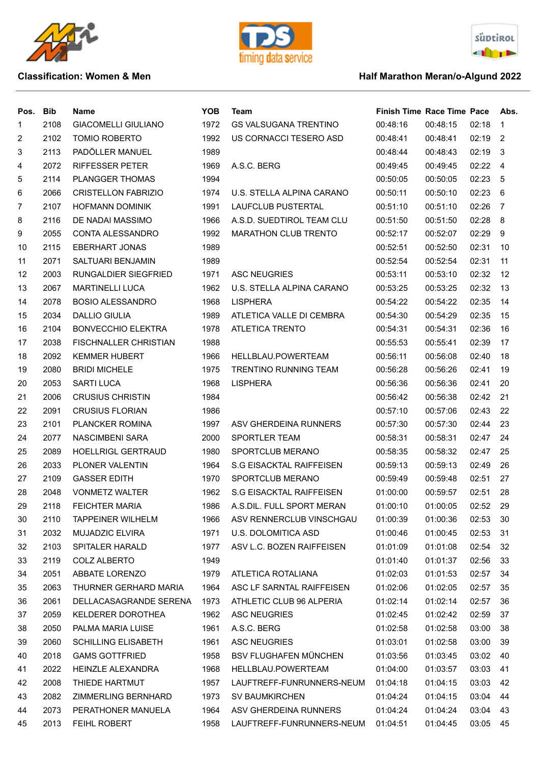**Classification: Women & Men**

**Half Marathon Meran/o-Algund 2022**

| Pos. | Bib | Name | YOB | Team | Finish Time | Race Time | Pace | Abs. |
|---|---|---|---|---|---|---|---|---|
| 1 | 2108 | GIACOMELLI GIULIANO | 1972 | GS VALSUGANA TRENTINO | 00:48:16 | 00:48:15 | 02:18 | 1 |
| 2 | 2102 | TOMIO ROBERTO | 1992 | US CORNACCI TESERO ASD | 00:48:41 | 00:48:41 | 02:19 | 2 |
| 3 | 2113 | PADÖLLER MANUEL | 1989 | | 00:48:44 | 00:48:43 | 02:19 | 3 |
| 4 | 2072 | RIFFESSER PETER | 1969 | A.S.C. BERG | 00:49:45 | 00:49:45 | 02:22 | 4 |
| 5 | 2114 | PLANGGER THOMAS | 1994 | | 00:50:05 | 00:50:05 | 02:23 | 5 |
| 6 | 2066 | CRISTELLON FABRIZIO | 1974 | U.S. STELLA ALPINA CARANO | 00:50:11 | 00:50:10 | 02:23 | 6 |
| 7 | 2107 | HOFMANN DOMINIK | 1991 | LAUFCLUB PUSTERTAL | 00:51:10 | 00:51:10 | 02:26 | 7 |
| 8 | 2116 | DE NADAI MASSIMO | 1966 | A.S.D. SUEDTIROL TEAM CLU | 00:51:50 | 00:51:50 | 02:28 | 8 |
| 9 | 2055 | CONTA ALESSANDRO | 1992 | MARATHON CLUB TRENTO | 00:52:17 | 00:52:07 | 02:29 | 9 |
| 10 | 2115 | EBERHART JONAS | 1989 | | 00:52:51 | 00:52:50 | 02:31 | 10 |
| 11 | 2071 | SALTUARI BENJAMIN | 1989 | | 00:52:54 | 00:52:54 | 02:31 | 11 |
| 12 | 2003 | RUNGALDIER SIEGFRIED | 1971 | ASC NEUGRIES | 00:53:11 | 00:53:10 | 02:32 | 12 |
| 13 | 2067 | MARTINELLI LUCA | 1962 | U.S. STELLA ALPINA CARANO | 00:53:25 | 00:53:25 | 02:32 | 13 |
| 14 | 2078 | BOSIO ALESSANDRO | 1968 | LISPHERA | 00:54:22 | 00:54:22 | 02:35 | 14 |
| 15 | 2034 | DALLIO GIULIA | 1989 | ATLETICA VALLE DI CEMBRA | 00:54:30 | 00:54:29 | 02:35 | 15 |
| 16 | 2104 | BONVECCHIO ELEKTRA | 1978 | ATLETICA TRENTO | 00:54:31 | 00:54:31 | 02:36 | 16 |
| 17 | 2038 | FISCHNALLER CHRISTIAN | 1988 | | 00:55:53 | 00:55:41 | 02:39 | 17 |
| 18 | 2092 | KEMMER HUBERT | 1966 | HELLBLAU.POWERTEAM | 00:56:11 | 00:56:08 | 02:40 | 18 |
| 19 | 2080 | BRIDI MICHELE | 1975 | TRENTINO RUNNING TEAM | 00:56:28 | 00:56:26 | 02:41 | 19 |
| 20 | 2053 | SARTI LUCA | 1968 | LISPHERA | 00:56:36 | 00:56:36 | 02:41 | 20 |
| 21 | 2006 | CRUSIUS CHRISTIN | 1984 | | 00:56:42 | 00:56:38 | 02:42 | 21 |
| 22 | 2091 | CRUSIUS FLORIAN | 1986 | | 00:57:10 | 00:57:06 | 02:43 | 22 |
| 23 | 2101 | PLANCKER ROMINA | 1997 | ASV GHERDEINA RUNNERS | 00:57:30 | 00:57:30 | 02:44 | 23 |
| 24 | 2077 | NASCIMBENI SARA | 2000 | SPORTLER TEAM | 00:58:31 | 00:58:31 | 02:47 | 24 |
| 25 | 2089 | HOELLRIGL GERTRAUD | 1980 | SPORTCLUB MERANO | 00:58:35 | 00:58:32 | 02:47 | 25 |
| 26 | 2033 | PLONER VALENTIN | 1964 | S.G EISACKTAL RAIFFEISEN | 00:59:13 | 00:59:13 | 02:49 | 26 |
| 27 | 2109 | GASSER EDITH | 1970 | SPORTCLUB MERANO | 00:59:49 | 00:59:48 | 02:51 | 27 |
| 28 | 2048 | VONMETZ WALTER | 1962 | S.G EISACKTAL RAIFFEISEN | 01:00:00 | 00:59:57 | 02:51 | 28 |
| 29 | 2118 | FEICHTER MARIA | 1986 | A.S.DIL. FULL SPORT MERAN | 01:00:10 | 01:00:05 | 02:52 | 29 |
| 30 | 2110 | TAPPEINER WILHELM | 1966 | ASV RENNERCLUB VINSCHGAU | 01:00:39 | 01:00:36 | 02:53 | 30 |
| 31 | 2032 | MUJADZIC ELVIRA | 1971 | U.S. DOLOMITICA ASD | 01:00:46 | 01:00:45 | 02:53 | 31 |
| 32 | 2103 | SPITALER HARALD | 1977 | ASV L.C. BOZEN RAIFFEISEN | 01:01:09 | 01:01:08 | 02:54 | 32 |
| 33 | 2119 | COLZ ALBERTO | 1949 | | 01:01:40 | 01:01:37 | 02:56 | 33 |
| 34 | 2051 | ABBATE LORENZO | 1979 | ATLETICA ROTALIANA | 01:02:03 | 01:01:53 | 02:57 | 34 |
| 35 | 2063 | THURNER GERHARD MARIA | 1964 | ASC LF SARNTAL RAIFFEISEN | 01:02:06 | 01:02:05 | 02:57 | 35 |
| 36 | 2061 | DELLACASAGRANDE SERENA | 1973 | ATHLETIC CLUB 96 ALPERIA | 01:02:14 | 01:02:14 | 02:57 | 36 |
| 37 | 2059 | KELDERER DOROTHEA | 1962 | ASC NEUGRIES | 01:02:45 | 01:02:42 | 02:59 | 37 |
| 38 | 2050 | PALMA MARIA LUISE | 1961 | A.S.C. BERG | 01:02:58 | 01:02:58 | 03:00 | 38 |
| 39 | 2060 | SCHILLING ELISABETH | 1961 | ASC NEUGRIES | 01:03:01 | 01:02:58 | 03:00 | 39 |
| 40 | 2018 | GAMS GOTTFRIED | 1958 | BSV FLUGHAFEN MÜNCHEN | 01:03:56 | 01:03:45 | 03:02 | 40 |
| 41 | 2022 | HEINZLE ALEXANDRA | 1968 | HELLBLAU.POWERTEAM | 01:04:00 | 01:03:57 | 03:03 | 41 |
| 42 | 2008 | THIEDE HARTMUT | 1957 | LAUFTREFF-FUNRUNNERS-NEUM | 01:04:18 | 01:04:15 | 03:03 | 42 |
| 43 | 2082 | ZIMMERLING BERNHARD | 1973 | SV BAUMKIRCHEN | 01:04:24 | 01:04:15 | 03:04 | 44 |
| 44 | 2073 | PERATHONER MANUELA | 1964 | ASV GHERDEINA RUNNERS | 01:04:24 | 01:04:24 | 03:04 | 43 |
| 45 | 2013 | FEIHL ROBERT | 1958 | LAUFTREFF-FUNRUNNERS-NEUM | 01:04:51 | 01:04:45 | 03:05 | 45 |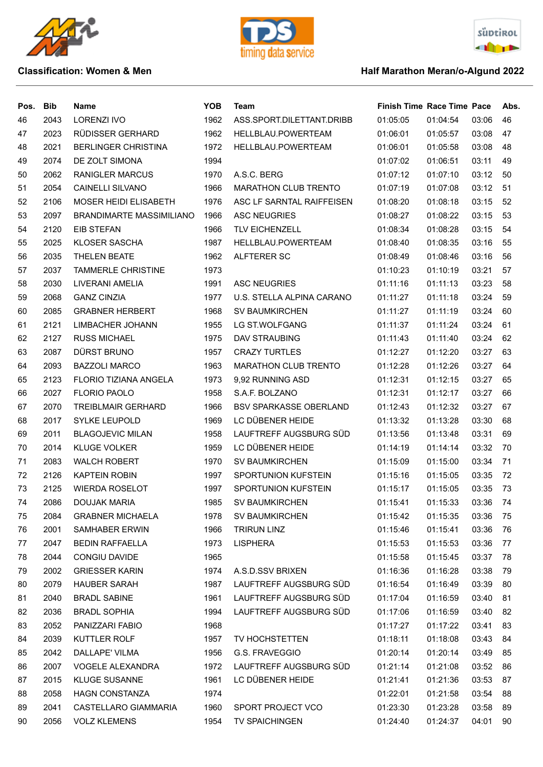**Classification: Women & Men**

**Half Marathon Meran/o-Algund 2022**

| Pos. | Bib | Name | YOB | Team | Finish Time | Race Time | Pace | Abs. |
|---|---|---|---|---|---|---|---|---|
| 46 | 2043 | LORENZI IVO | 1962 | ASS.SPORT.DILETTANT.DRIBB | 01:05:05 | 01:04:54 | 03:06 | 46 |
| 47 | 2023 | RÜDISSER GERHARD | 1962 | HELLBLAU.POWERTEAM | 01:06:01 | 01:05:57 | 03:08 | 47 |
| 48 | 2021 | BERLINGER CHRISTINA | 1972 | HELLBLAU.POWERTEAM | 01:06:01 | 01:05:58 | 03:08 | 48 |
| 49 | 2074 | DE ZOLT SIMONA | 1994 | | 01:07:02 | 01:06:51 | 03:11 | 49 |
| 50 | 2062 | RANIGLER MARCUS | 1970 | A.S.C. BERG | 01:07:12 | 01:07:10 | 03:12 | 50 |
| 51 | 2054 | CAINELLI SILVANO | 1966 | MARATHON CLUB TRENTO | 01:07:19 | 01:07:08 | 03:12 | 51 |
| 52 | 2106 | MOSER HEIDI ELISABETH | 1976 | ASC LF SARNTAL RAIFFEISEN | 01:08:20 | 01:08:18 | 03:15 | 52 |
| 53 | 2097 | BRANDIMARTE MASSIMILIANO | 1966 | ASC NEUGRIES | 01:08:27 | 01:08:22 | 03:15 | 53 |
| 54 | 2120 | EIB STEFAN | 1966 | TLV EICHENZELL | 01:08:34 | 01:08:28 | 03:15 | 54 |
| 55 | 2025 | KLOSER SASCHA | 1987 | HELLBLAU.POWERTEAM | 01:08:40 | 01:08:35 | 03:16 | 55 |
| 56 | 2035 | THELEN BEATE | 1962 | ALFTERER SC | 01:08:49 | 01:08:46 | 03:16 | 56 |
| 57 | 2037 | TAMMERLE CHRISTINE | 1973 | | 01:10:23 | 01:10:19 | 03:21 | 57 |
| 58 | 2030 | LIVERANI AMELIA | 1991 | ASC NEUGRIES | 01:11:16 | 01:11:13 | 03:23 | 58 |
| 59 | 2068 | GANZ CINZIA | 1977 | U.S. STELLA ALPINA CARANO | 01:11:27 | 01:11:18 | 03:24 | 59 |
| 60 | 2085 | GRABNER HERBERT | 1968 | SV BAUMKIRCHEN | 01:11:27 | 01:11:19 | 03:24 | 60 |
| 61 | 2121 | LIMBACHER JOHANN | 1955 | LG ST.WOLFGANG | 01:11:37 | 01:11:24 | 03:24 | 61 |
| 62 | 2127 | RUSS MICHAEL | 1975 | DAV STRAUBING | 01:11:43 | 01:11:40 | 03:24 | 62 |
| 63 | 2087 | DÜRST BRUNO | 1957 | CRAZY TURTLES | 01:12:27 | 01:12:20 | 03:27 | 63 |
| 64 | 2093 | BAZZOLI MARCO | 1963 | MARATHON CLUB TRENTO | 01:12:28 | 01:12:26 | 03:27 | 64 |
| 65 | 2123 | FLORIO TIZIANA ANGELA | 1973 | 9,92 RUNNING ASD | 01:12:31 | 01:12:15 | 03:27 | 65 |
| 66 | 2027 | FLORIO PAOLO | 1958 | S.A.F. BOLZANO | 01:12:31 | 01:12:17 | 03:27 | 66 |
| 67 | 2070 | TREIBLMAIR GERHARD | 1966 | BSV SPARKASSE OBERLAND | 01:12:43 | 01:12:32 | 03:27 | 67 |
| 68 | 2017 | SYLKE LEUPOLD | 1969 | LC DÜBENER HEIDE | 01:13:32 | 01:13:28 | 03:30 | 68 |
| 69 | 2011 | BLAGOJEVIC MILAN | 1958 | LAUFTREFF AUGSBURG SÜD | 01:13:56 | 01:13:48 | 03:31 | 69 |
| 70 | 2014 | KLUGE VOLKER | 1959 | LC DÜBENER HEIDE | 01:14:19 | 01:14:14 | 03:32 | 70 |
| 71 | 2083 | WALCH ROBERT | 1970 | SV BAUMKIRCHEN | 01:15:09 | 01:15:00 | 03:34 | 71 |
| 72 | 2126 | KAPTEIN ROBIN | 1997 | SPORTUNION KUFSTEIN | 01:15:16 | 01:15:05 | 03:35 | 72 |
| 73 | 2125 | WIERDA ROSELOT | 1997 | SPORTUNION KUFSTEIN | 01:15:17 | 01:15:05 | 03:35 | 73 |
| 74 | 2086 | DOUJAK MARIA | 1985 | SV BAUMKIRCHEN | 01:15:41 | 01:15:33 | 03:36 | 74 |
| 75 | 2084 | GRABNER MICHAELA | 1978 | SV BAUMKIRCHEN | 01:15:42 | 01:15:35 | 03:36 | 75 |
| 76 | 2001 | SAMHABER ERWIN | 1966 | TRIRUN LINZ | 01:15:46 | 01:15:41 | 03:36 | 76 |
| 77 | 2047 | BEDIN RAFFAELLA | 1973 | LISPHERA | 01:15:53 | 01:15:53 | 03:36 | 77 |
| 78 | 2044 | CONGIU DAVIDE | 1965 | | 01:15:58 | 01:15:45 | 03:37 | 78 |
| 79 | 2002 | GRIESSER KARIN | 1974 | A.S.D.SSV BRIXEN | 01:16:36 | 01:16:28 | 03:38 | 79 |
| 80 | 2079 | HAUBER SARAH | 1987 | LAUFTREFF AUGSBURG SÜD | 01:16:54 | 01:16:49 | 03:39 | 80 |
| 81 | 2040 | BRADL SABINE | 1961 | LAUFTREFF AUGSBURG SÜD | 01:17:04 | 01:16:59 | 03:40 | 81 |
| 82 | 2036 | BRADL SOPHIA | 1994 | LAUFTREFF AUGSBURG SÜD | 01:17:06 | 01:16:59 | 03:40 | 82 |
| 83 | 2052 | PANIZZARI FABIO | 1968 | | 01:17:27 | 01:17:22 | 03:41 | 83 |
| 84 | 2039 | KUTTLER ROLF | 1957 | TV HOCHSTETTEN | 01:18:11 | 01:18:08 | 03:43 | 84 |
| 85 | 2042 | DALLAPE' VILMA | 1956 | G.S. FRAVEGGIO | 01:20:14 | 01:20:14 | 03:49 | 85 |
| 86 | 2007 | VOGELE ALEXANDRA | 1972 | LAUFTREFF AUGSBURG SÜD | 01:21:14 | 01:21:08 | 03:52 | 86 |
| 87 | 2015 | KLUGE SUSANNE | 1961 | LC DÜBENER HEIDE | 01:21:41 | 01:21:36 | 03:53 | 87 |
| 88 | 2058 | HAGN CONSTANZA | 1974 | | 01:22:01 | 01:21:58 | 03:54 | 88 |
| 89 | 2041 | CASTELLARO GIAMMARIA | 1960 | SPORT PROJECT VCO | 01:23:30 | 01:23:28 | 03:58 | 89 |
| 90 | 2056 | VOLZ KLEMENS | 1954 | TV SPAICHINGEN | 01:24:40 | 01:24:37 | 04:01 | 90 |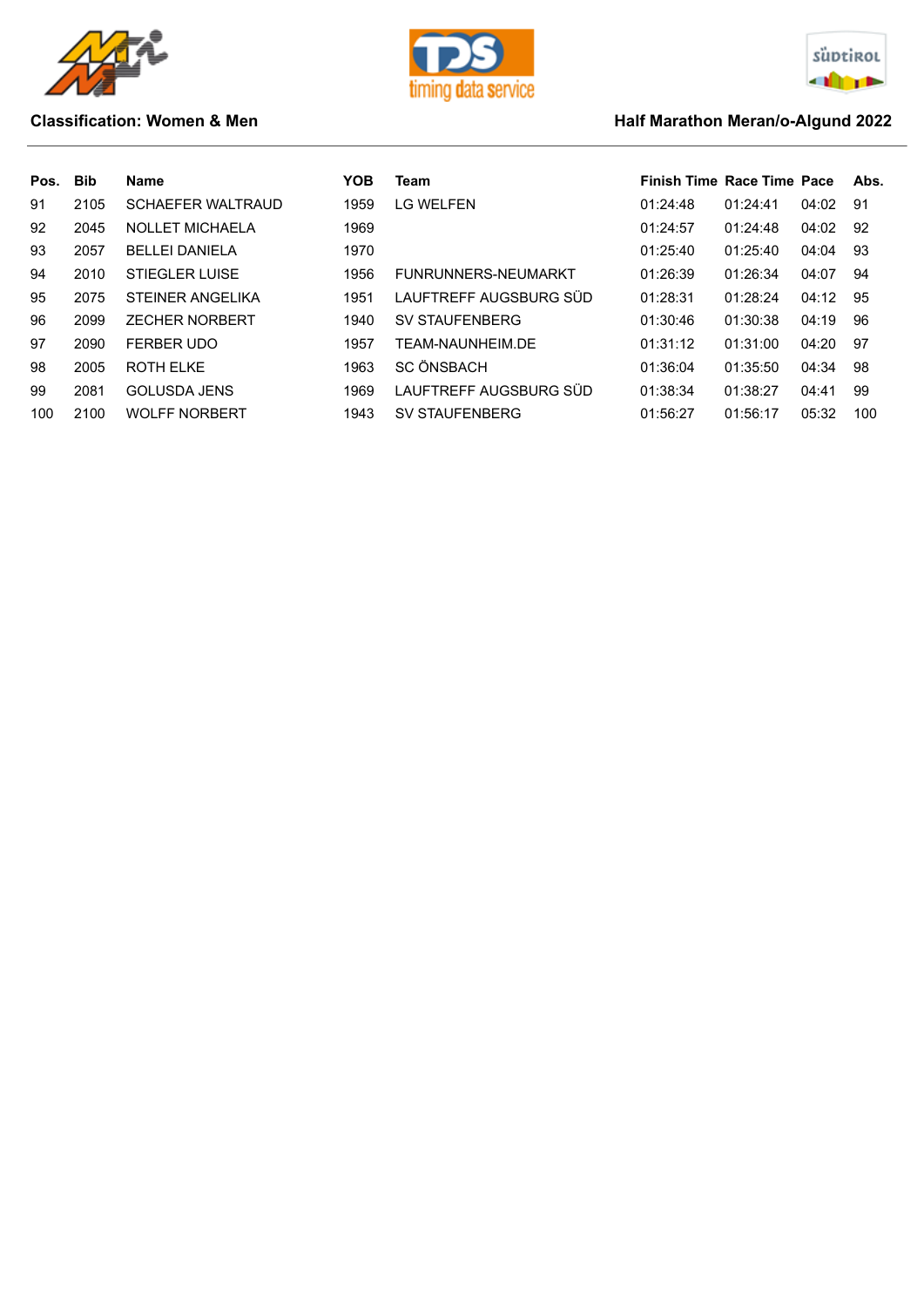**Classification: Women & Men**

**Half Marathon Meran/o-Algund 2022**

| Pos. | Bib | Name | YOB | Team | Finish Time | Race Time | Pace | Abs. |
|---|---|---|---|---|---|---|---|---|
| 91 | 2105 | SCHAEFER WALTRAUD | 1959 | LG WELFEN | 01:24:48 | 01:24:41 | 04:02 | 91 |
| 92 | 2045 | NOLLET MICHAELA | 1969 | | 01:24:57 | 01:24:48 | 04:02 | 92 |
| 93 | 2057 | BELLEI DANIELA | 1970 | | 01:25:40 | 01:25:40 | 04:04 | 93 |
| 94 | 2010 | STIEGLER LUISE | 1956 | FUNRUNNERS-NEUMARKT | 01:26:39 | 01:26:34 | 04:07 | 94 |
| 95 | 2075 | STEINER ANGELIKA | 1951 | LAUFTREFF AUGSBURG SÜD | 01:28:31 | 01:28:24 | 04:12 | 95 |
| 96 | 2099 | ZECHER NORBERT | 1940 | SV STAUFENBERG | 01:30:46 | 01:30:38 | 04:19 | 96 |
| 97 | 2090 | FERBER UDO | 1957 | TEAM-NAUNHEIM.DE | 01:31:12 | 01:31:00 | 04:20 | 97 |
| 98 | 2005 | ROTH ELKE | 1963 | SC ÖNSBACH | 01:36:04 | 01:35:50 | 04:34 | 98 |
| 99 | 2081 | GOLUSDA JENS | 1969 | LAUFTREFF AUGSBURG SÜD | 01:38:34 | 01:38:27 | 04:41 | 99 |
| 100 | 2100 | WOLFF NORBERT | 1943 | SV STAUFENBERG | 01:56:27 | 01:56:17 | 05:32 | 100 |